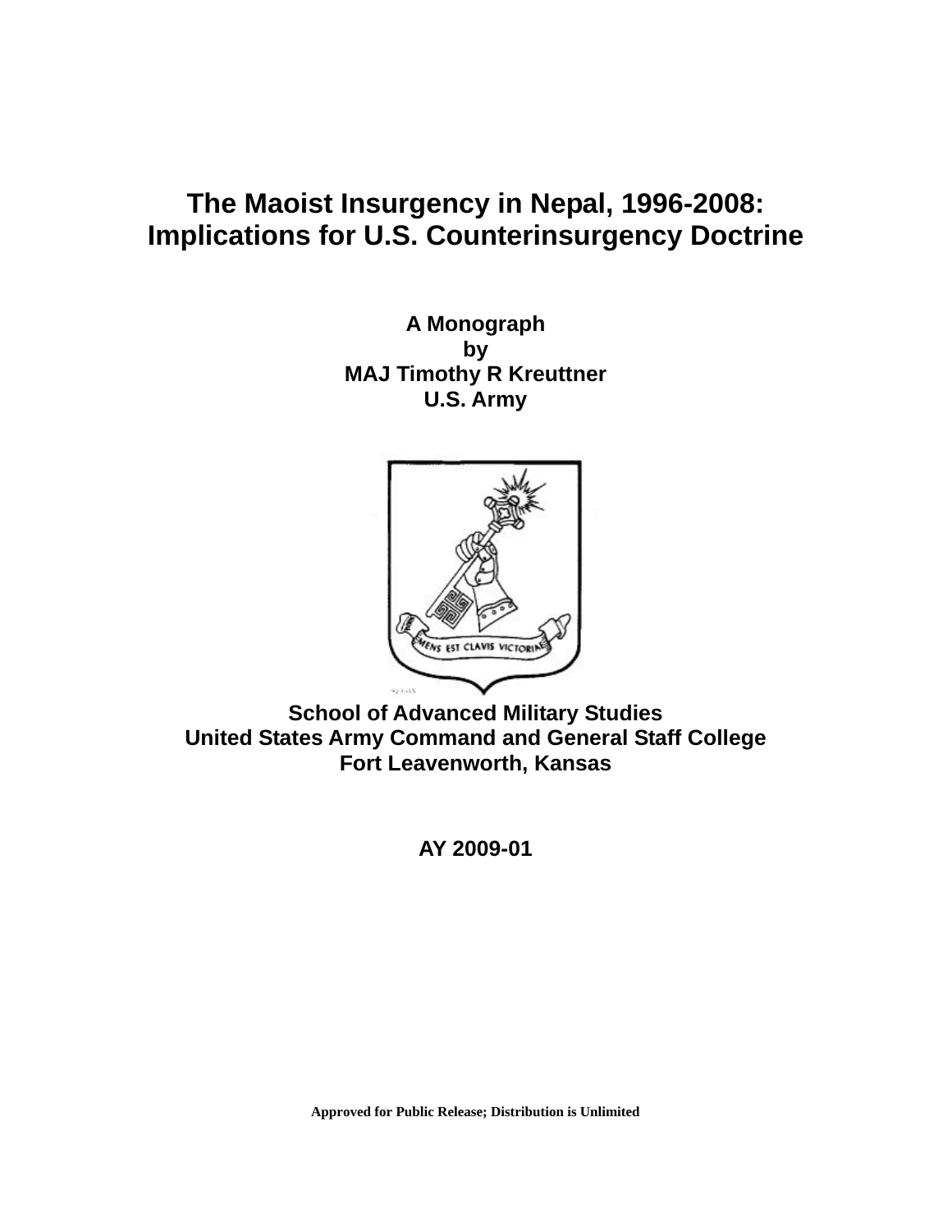# The Maoist Insurgency in Nepal, 1996-2008: Implications for U.S. Counterinsurgency Doctrine

**A Monograph**
**by**
**MAJ Timothy R Kreuttner**
**U.S. Army**

**School of Advanced Military Studies**
**United States Army Command and General Staff College**
**Fort Leavenworth, Kansas**

**AY 2009-01**

**Approved for Public Release; Distribution is Unlimited**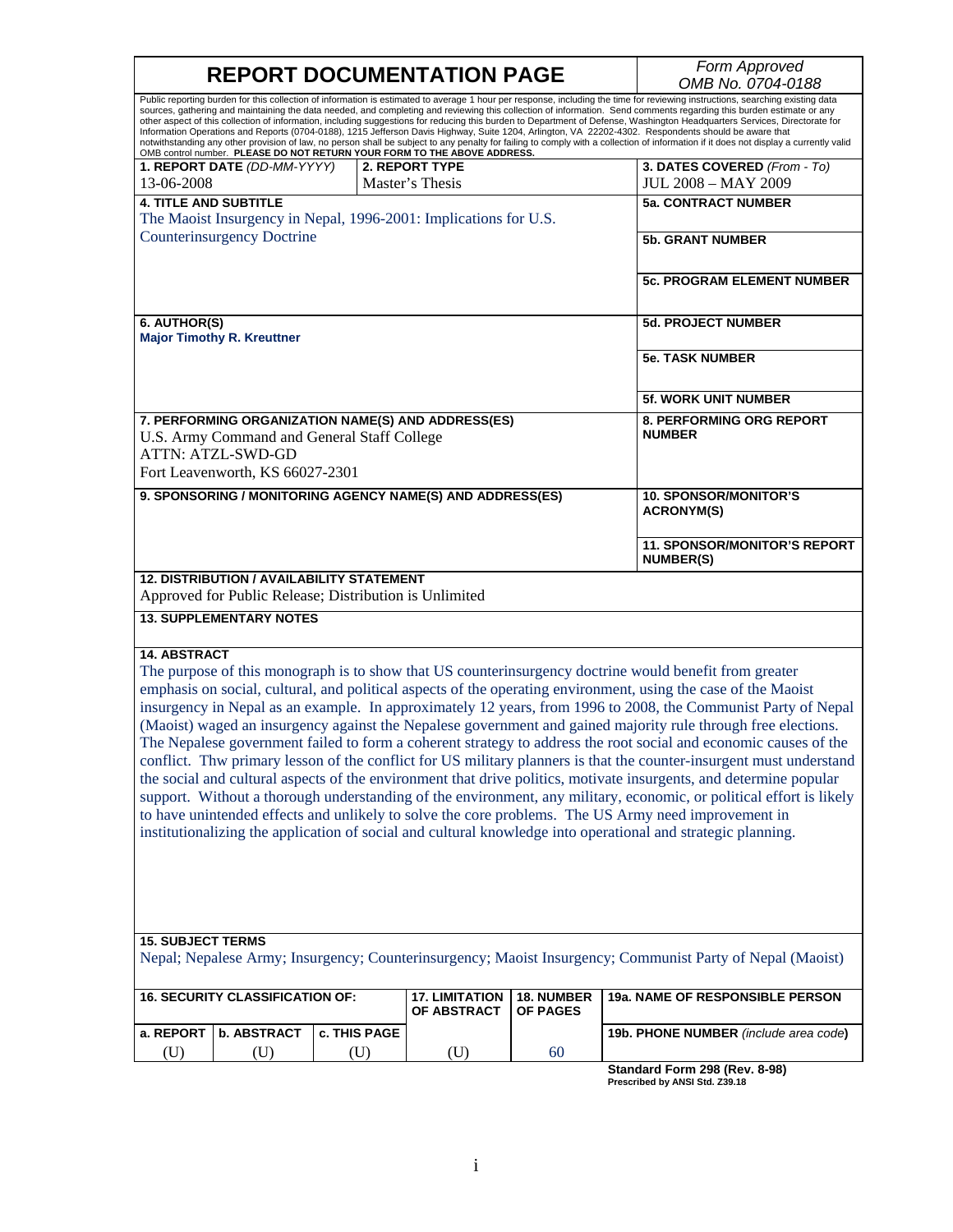# REPORT DOCUMENTATION PAGE

*Form Approved*
*OMB No. 0704-0188*

Public reporting burden for this collection of information is estimated to average 1 hour per response, including the time for reviewing instructions, searching existing data sources, gathering and maintaining the data needed, and completing and reviewing this collection of information. Send comments regarding this burden estimate or any other aspect of this collection of information, including suggestions for reducing this burden to Department of Defense, Washington Headquarters Services, Directorate for Information Operations and Reports (0704-0188), 1215 Jefferson Davis Highway, Suite 1204, Arlington, VA 22202-4302. Respondents should be aware that notwithstanding any other provision of law, no person shall be subject to any penalty for failing to comply with a collection of information if it does not display a currently valid OMB control number. **PLEASE DO NOT RETURN YOUR FORM TO THE ABOVE ADDRESS.**

| 1. REPORT DATE *(DD-MM-YYYY)* | 2. REPORT TYPE | 3. DATES COVERED *(From - To)* |
|---|---|---|
| 13-06-2008 | Master's Thesis | JUL 2008 – MAY 2009 |

**4. TITLE AND SUBTITLE**
The Maoist Insurgency in Nepal, 1996-2001: Implications for U.S. Counterinsurgency Doctrine

**5a. CONTRACT NUMBER**

**5b. GRANT NUMBER**

**5c. PROGRAM ELEMENT NUMBER**

**6. AUTHOR(S)**
**Major Timothy R. Kreuttner**

**5d. PROJECT NUMBER**

**5e. TASK NUMBER**

**5f. WORK UNIT NUMBER**

**7. PERFORMING ORGANIZATION NAME(S) AND ADDRESS(ES)**
U.S. Army Command and General Staff College
ATTN: ATZL-SWD-GD
Fort Leavenworth, KS 66027-2301

**8. PERFORMING ORG REPORT NUMBER**

**9. SPONSORING / MONITORING AGENCY NAME(S) AND ADDRESS(ES)**

**10. SPONSOR/MONITOR'S ACRONYM(S)**

**11. SPONSOR/MONITOR'S REPORT NUMBER(S)**

**12. DISTRIBUTION / AVAILABILITY STATEMENT**
Approved for Public Release; Distribution is Unlimited

**13. SUPPLEMENTARY NOTES**

**14. ABSTRACT**
The purpose of this monograph is to show that US counterinsurgency doctrine would benefit from greater emphasis on social, cultural, and political aspects of the operating environment, using the case of the Maoist insurgency in Nepal as an example. In approximately 12 years, from 1996 to 2008, the Communist Party of Nepal (Maoist) waged an insurgency against the Nepalese government and gained majority rule through free elections. The Nepalese government failed to form a coherent strategy to address the root social and economic causes of the conflict. Thw primary lesson of the conflict for US military planners is that the counter-insurgent must understand the social and cultural aspects of the environment that drive politics, motivate insurgents, and determine popular support. Without a thorough understanding of the environment, any military, economic, or political effort is likely to have unintended effects and unlikely to solve the core problems. The US Army need improvement in institutionalizing the application of social and cultural knowledge into operational and strategic planning.

**15. SUBJECT TERMS**
Nepal; Nepalese Army; Insurgency; Counterinsurgency; Maoist Insurgency; Communist Party of Nepal (Maoist)

| 16. SECURITY CLASSIFICATION OF: | | | 17. LIMITATION OF ABSTRACT | 18. NUMBER OF PAGES | 19a. NAME OF RESPONSIBLE PERSON |
|---|---|---|---|---|---|
| a. REPORT | b. ABSTRACT | c. THIS PAGE | | | 19b. PHONE NUMBER *(include area code)* |
| (U) | (U) | (U) | (U) | 60 | |

**Standard Form 298 (Rev. 8-98)**
**Prescribed by ANSI Std. Z39.18**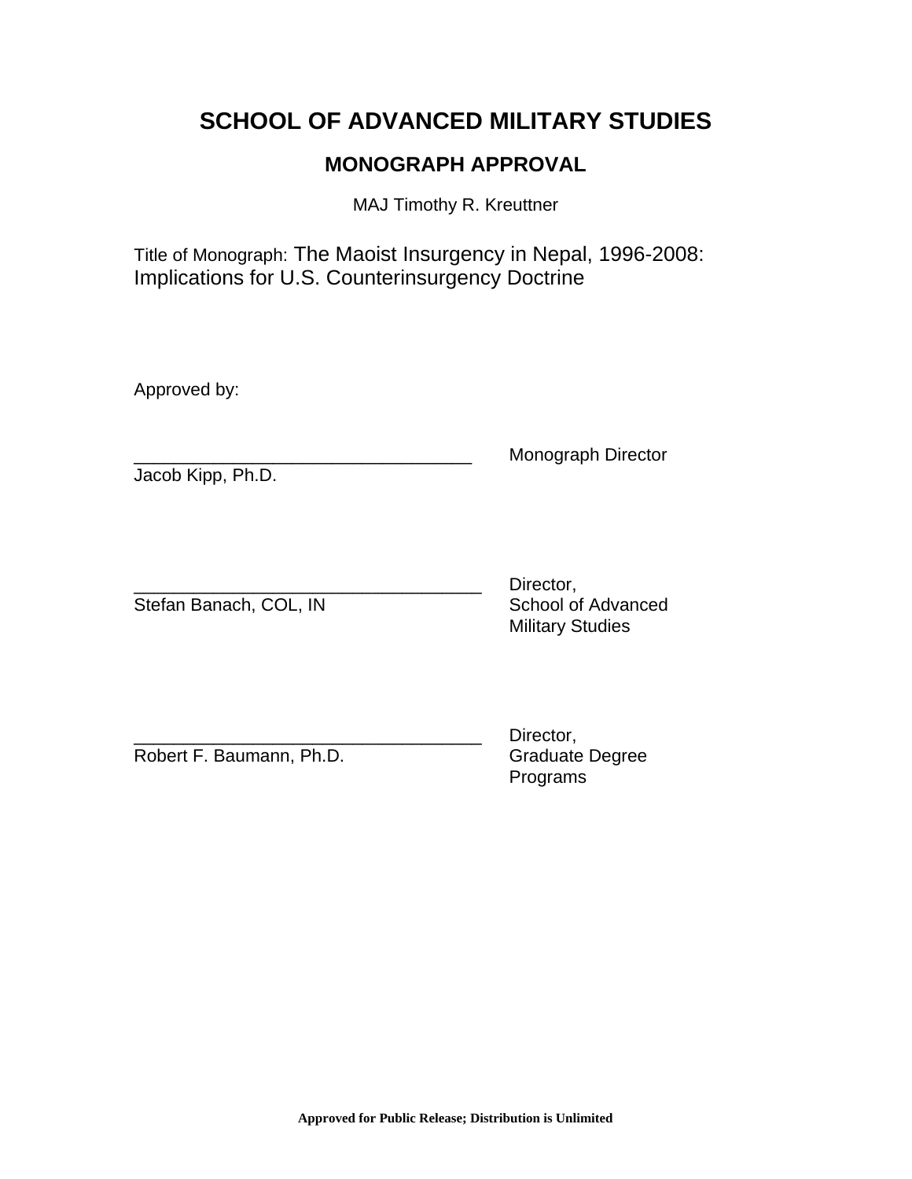# SCHOOL OF ADVANCED MILITARY STUDIES

## MONOGRAPH APPROVAL

MAJ Timothy R. Kreuttner

Title of Monograph: The Maoist Insurgency in Nepal, 1996-2008: Implications for U.S. Counterinsurgency Doctrine

Approved by:

__________________________________ Monograph Director
Jacob Kipp, Ph.D.

___________________________________ Director,
Stefan Banach, COL, IN School of Advanced Military Studies

___________________________________ Director,
Robert F. Baumann, Ph.D. Graduate Degree Programs

**Approved for Public Release; Distribution is Unlimited**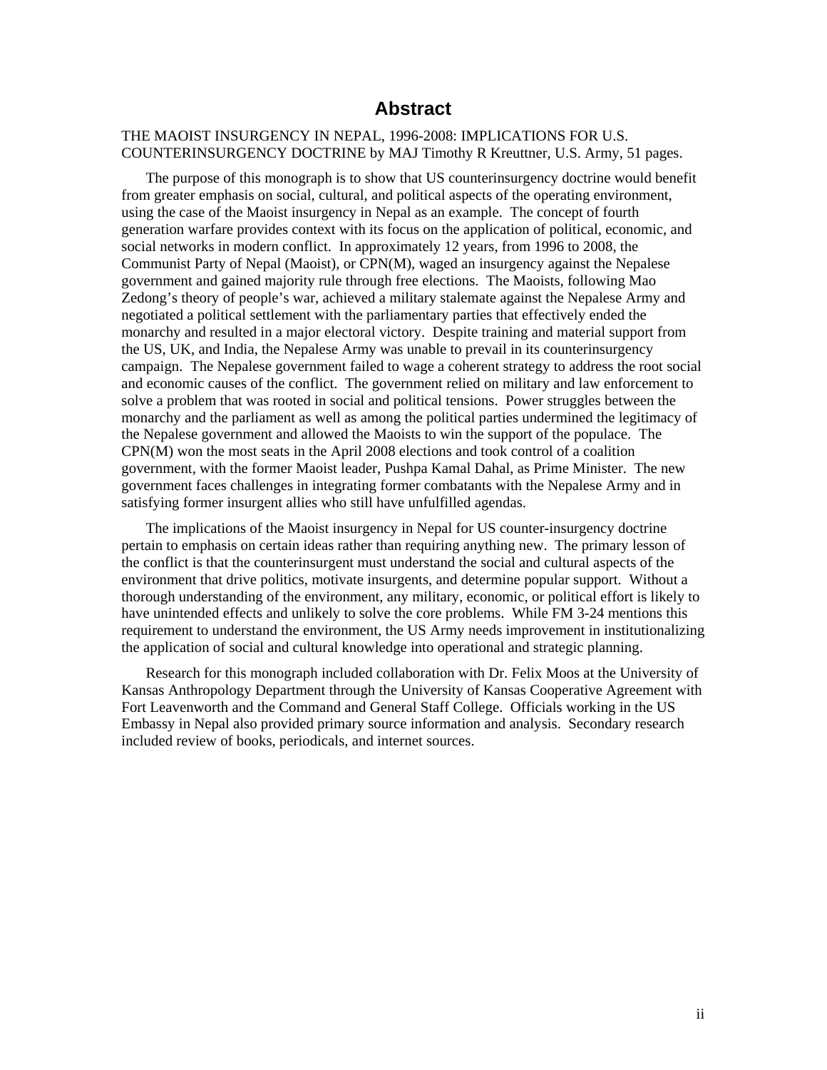# Abstract

THE MAOIST INSURGENCY IN NEPAL, 1996-2008: IMPLICATIONS FOR U.S. COUNTERINSURGENCY DOCTRINE by MAJ Timothy R Kreuttner, U.S. Army, 51 pages.

The purpose of this monograph is to show that US counterinsurgency doctrine would benefit from greater emphasis on social, cultural, and political aspects of the operating environment, using the case of the Maoist insurgency in Nepal as an example. The concept of fourth generation warfare provides context with its focus on the application of political, economic, and social networks in modern conflict. In approximately 12 years, from 1996 to 2008, the Communist Party of Nepal (Maoist), or CPN(M), waged an insurgency against the Nepalese government and gained majority rule through free elections. The Maoists, following Mao Zedong's theory of people's war, achieved a military stalemate against the Nepalese Army and negotiated a political settlement with the parliamentary parties that effectively ended the monarchy and resulted in a major electoral victory. Despite training and material support from the US, UK, and India, the Nepalese Army was unable to prevail in its counterinsurgency campaign. The Nepalese government failed to wage a coherent strategy to address the root social and economic causes of the conflict. The government relied on military and law enforcement to solve a problem that was rooted in social and political tensions. Power struggles between the monarchy and the parliament as well as among the political parties undermined the legitimacy of the Nepalese government and allowed the Maoists to win the support of the populace. The CPN(M) won the most seats in the April 2008 elections and took control of a coalition government, with the former Maoist leader, Pushpa Kamal Dahal, as Prime Minister. The new government faces challenges in integrating former combatants with the Nepalese Army and in satisfying former insurgent allies who still have unfulfilled agendas.

The implications of the Maoist insurgency in Nepal for US counter-insurgency doctrine pertain to emphasis on certain ideas rather than requiring anything new. The primary lesson of the conflict is that the counterinsurgent must understand the social and cultural aspects of the environment that drive politics, motivate insurgents, and determine popular support. Without a thorough understanding of the environment, any military, economic, or political effort is likely to have unintended effects and unlikely to solve the core problems. While FM 3-24 mentions this requirement to understand the environment, the US Army needs improvement in institutionalizing the application of social and cultural knowledge into operational and strategic planning.

Research for this monograph included collaboration with Dr. Felix Moos at the University of Kansas Anthropology Department through the University of Kansas Cooperative Agreement with Fort Leavenworth and the Command and General Staff College. Officials working in the US Embassy in Nepal also provided primary source information and analysis. Secondary research included review of books, periodicals, and internet sources.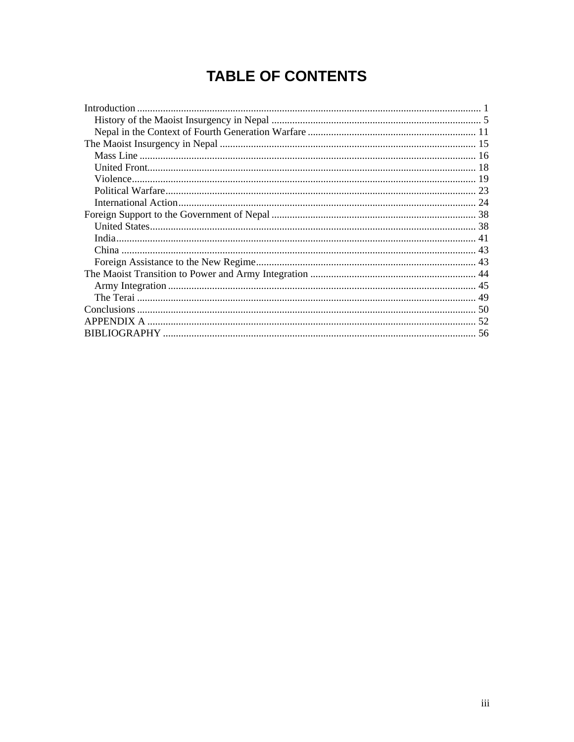# TABLE OF CONTENTS

Introduction ..................................................................................................................................... 1
- History of the Maoist Insurgency in Nepal ................................................................................ 5
- Nepal in the Context of Fourth Generation Warfare ................................................................ 11

The Maoist Insurgency in Nepal .................................................................................................. 15
- Mass Line ................................................................................................................................. 16
- United Front.............................................................................................................................. 18
- Violence.................................................................................................................................... 19
- Political Warfare....................................................................................................................... 23
- International Action.................................................................................................................. 24

Foreign Support to the Government of Nepal .............................................................................. 38
- United States............................................................................................................................. 38
- India.......................................................................................................................................... 41
- China ........................................................................................................................................ 43
- Foreign Assistance to the New Regime.................................................................................... 43

The Maoist Transition to Power and Army Integration ................................................................ 44
- Army Integration ...................................................................................................................... 45
- The Terai .................................................................................................................................. 49

Conclusions .................................................................................................................................. 50

APPENDIX A ............................................................................................................................... 52

BIBLIOGRAPHY ......................................................................................................................... 56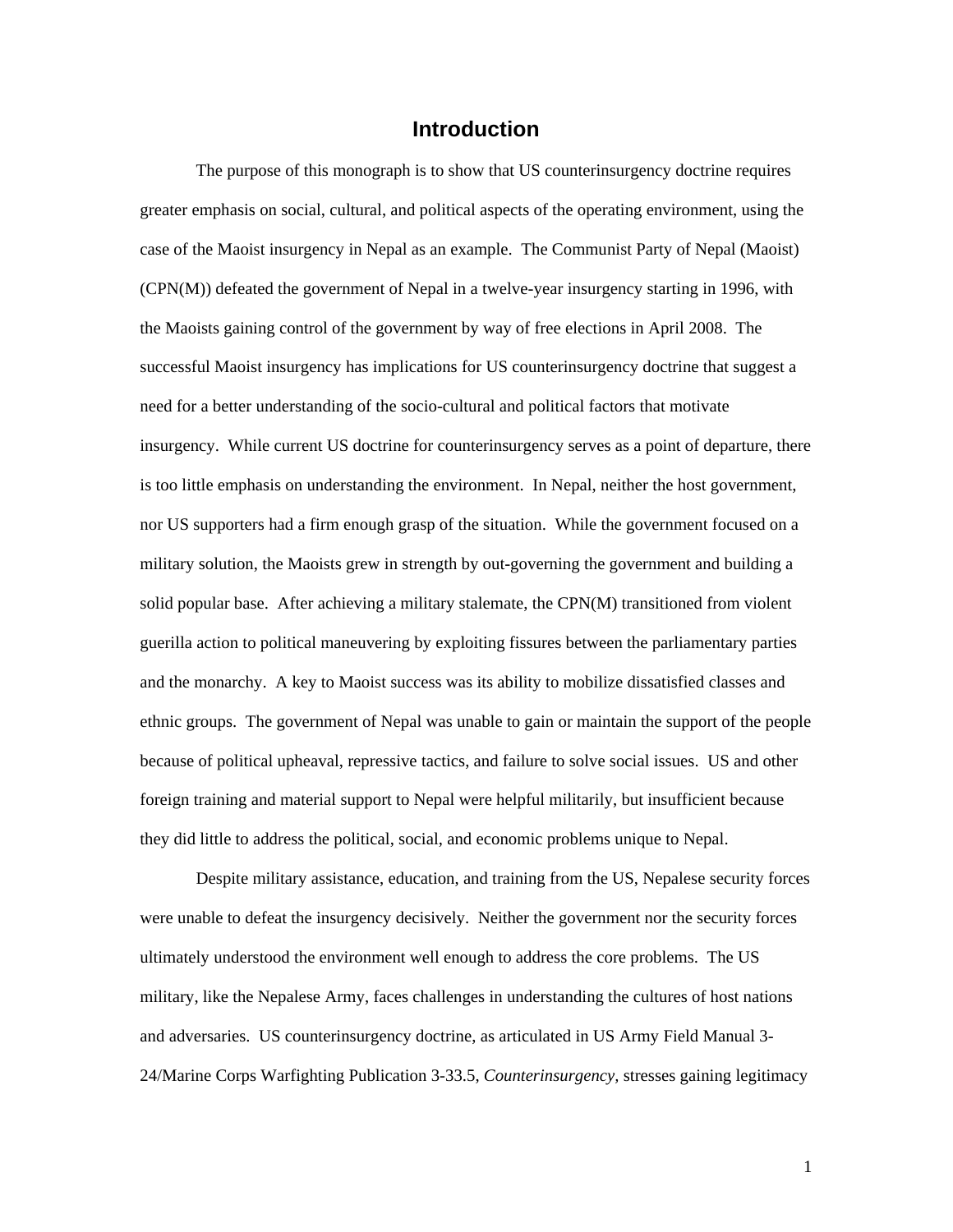# Introduction

The purpose of this monograph is to show that US counterinsurgency doctrine requires greater emphasis on social, cultural, and political aspects of the operating environment, using the case of the Maoist insurgency in Nepal as an example. The Communist Party of Nepal (Maoist) (CPN(M)) defeated the government of Nepal in a twelve-year insurgency starting in 1996, with the Maoists gaining control of the government by way of free elections in April 2008. The successful Maoist insurgency has implications for US counterinsurgency doctrine that suggest a need for a better understanding of the socio-cultural and political factors that motivate insurgency. While current US doctrine for counterinsurgency serves as a point of departure, there is too little emphasis on understanding the environment. In Nepal, neither the host government, nor US supporters had a firm enough grasp of the situation. While the government focused on a military solution, the Maoists grew in strength by out-governing the government and building a solid popular base. After achieving a military stalemate, the CPN(M) transitioned from violent guerilla action to political maneuvering by exploiting fissures between the parliamentary parties and the monarchy. A key to Maoist success was its ability to mobilize dissatisfied classes and ethnic groups. The government of Nepal was unable to gain or maintain the support of the people because of political upheaval, repressive tactics, and failure to solve social issues. US and other foreign training and material support to Nepal were helpful militarily, but insufficient because they did little to address the political, social, and economic problems unique to Nepal.

Despite military assistance, education, and training from the US, Nepalese security forces were unable to defeat the insurgency decisively. Neither the government nor the security forces ultimately understood the environment well enough to address the core problems. The US military, like the Nepalese Army, faces challenges in understanding the cultures of host nations and adversaries. US counterinsurgency doctrine, as articulated in US Army Field Manual 3-24/Marine Corps Warfighting Publication 3-33.5, *Counterinsurgency,* stresses gaining legitimacy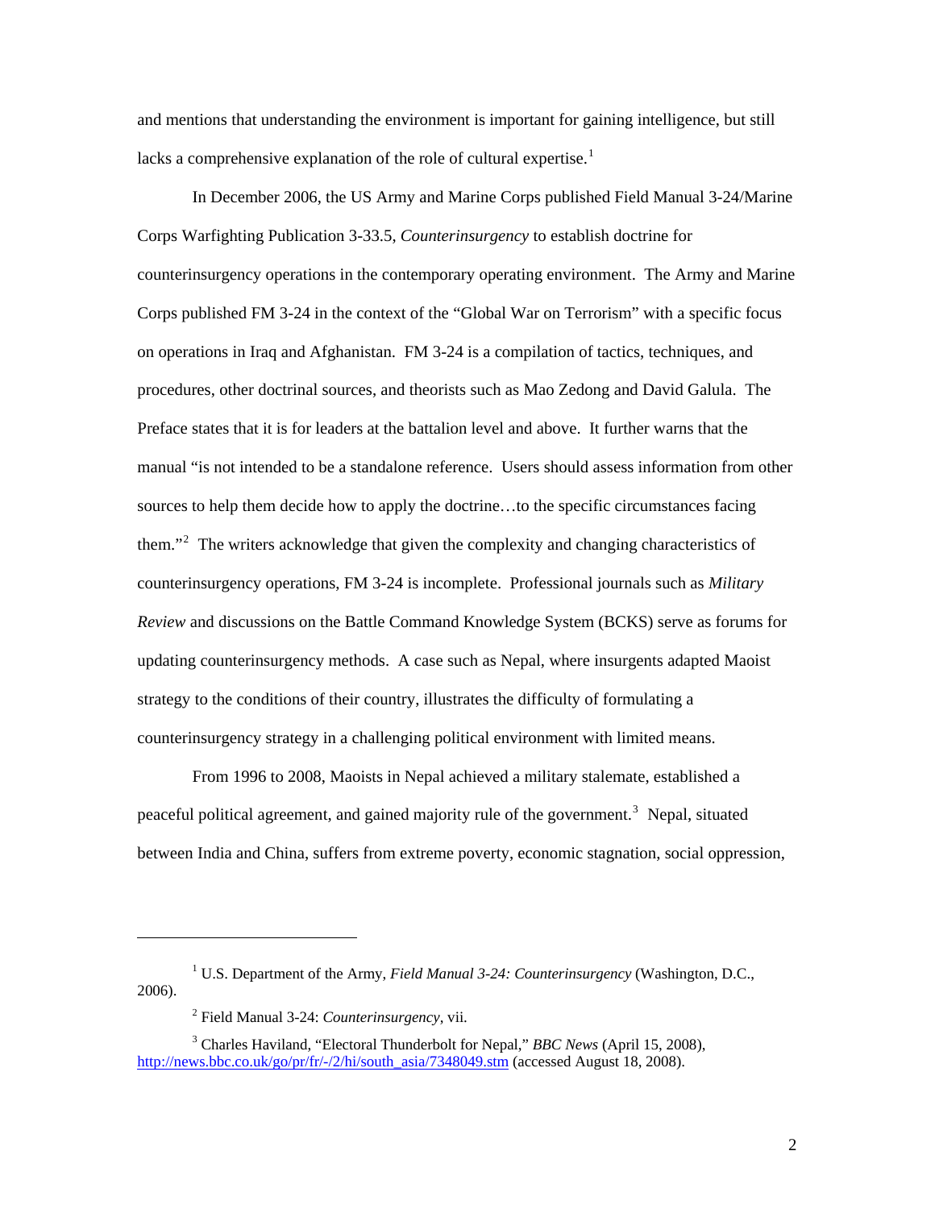and mentions that understanding the environment is important for gaining intelligence, but still lacks a comprehensive explanation of the role of cultural expertise.[1]

In December 2006, the US Army and Marine Corps published Field Manual 3-24/Marine Corps Warfighting Publication 3-33.5, *Counterinsurgency* to establish doctrine for counterinsurgency operations in the contemporary operating environment. The Army and Marine Corps published FM 3-24 in the context of the "Global War on Terrorism" with a specific focus on operations in Iraq and Afghanistan. FM 3-24 is a compilation of tactics, techniques, and procedures, other doctrinal sources, and theorists such as Mao Zedong and David Galula. The Preface states that it is for leaders at the battalion level and above. It further warns that the manual "is not intended to be a standalone reference. Users should assess information from other sources to help them decide how to apply the doctrine…to the specific circumstances facing them."[2] The writers acknowledge that given the complexity and changing characteristics of counterinsurgency operations, FM 3-24 is incomplete. Professional journals such as *Military Review* and discussions on the Battle Command Knowledge System (BCKS) serve as forums for updating counterinsurgency methods. A case such as Nepal, where insurgents adapted Maoist strategy to the conditions of their country, illustrates the difficulty of formulating a counterinsurgency strategy in a challenging political environment with limited means.

From 1996 to 2008, Maoists in Nepal achieved a military stalemate, established a peaceful political agreement, and gained majority rule of the government.[3] Nepal, situated between India and China, suffers from extreme poverty, economic stagnation, social oppression,

---

[1] U.S. Department of the Army, *Field Manual 3-24: Counterinsurgency* (Washington, D.C., 2006).

[2] Field Manual 3-24: *Counterinsurgency*, vii.

[3] Charles Haviland, "Electoral Thunderbolt for Nepal," *BBC News* (April 15, 2008), http://news.bbc.co.uk/go/pr/fr/-/2/hi/south_asia/7348049.stm (accessed August 18, 2008).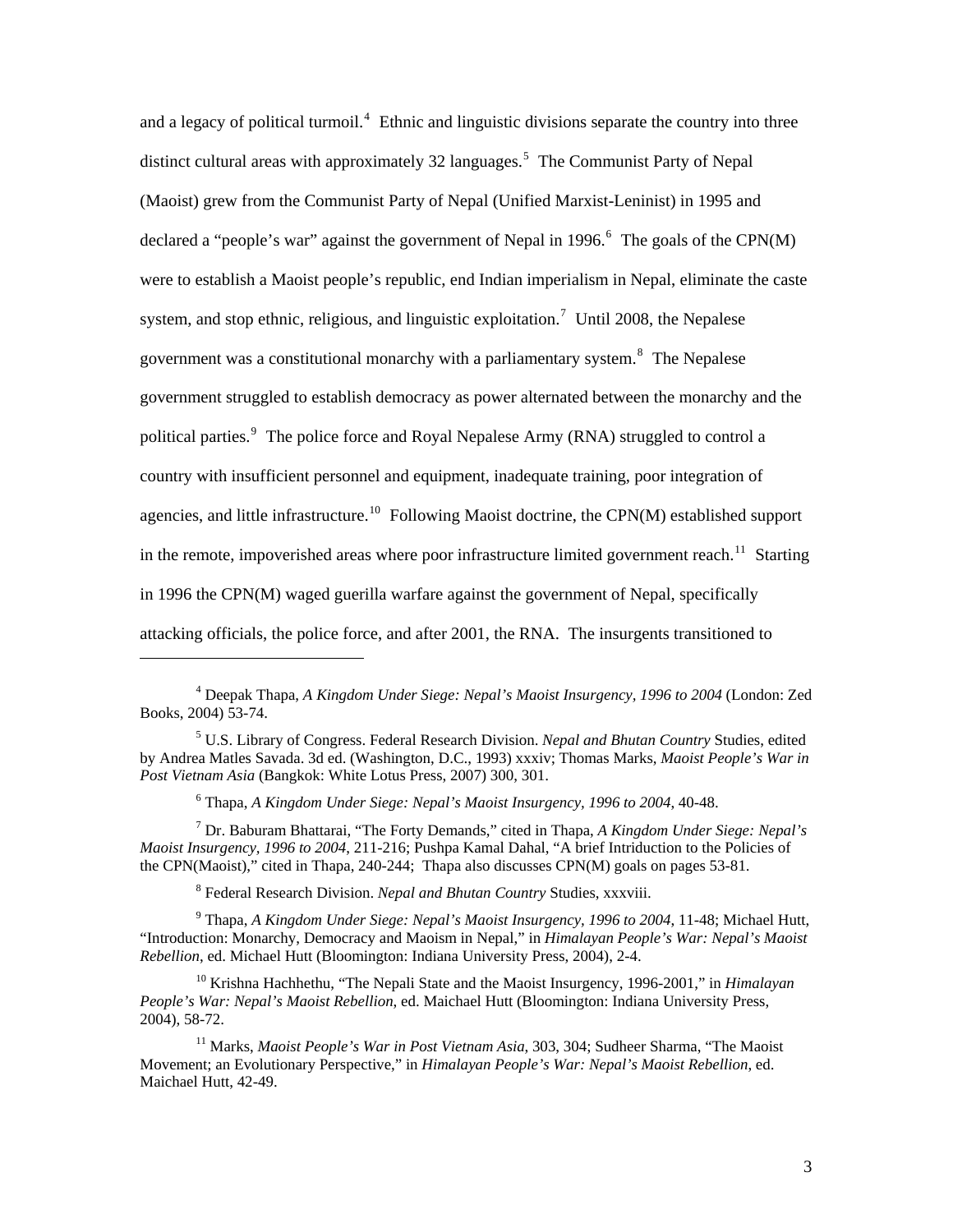and a legacy of political turmoil.[4] Ethnic and linguistic divisions separate the country into three distinct cultural areas with approximately 32 languages.[5] The Communist Party of Nepal (Maoist) grew from the Communist Party of Nepal (Unified Marxist-Leninist) in 1995 and declared a "people's war" against the government of Nepal in 1996.[6] The goals of the CPN(M) were to establish a Maoist people's republic, end Indian imperialism in Nepal, eliminate the caste system, and stop ethnic, religious, and linguistic exploitation.[7] Until 2008, the Nepalese government was a constitutional monarchy with a parliamentary system.[8] The Nepalese government struggled to establish democracy as power alternated between the monarchy and the political parties.[9] The police force and Royal Nepalese Army (RNA) struggled to control a country with insufficient personnel and equipment, inadequate training, poor integration of agencies, and little infrastructure.[10] Following Maoist doctrine, the CPN(M) established support in the remote, impoverished areas where poor infrastructure limited government reach.[11] Starting in 1996 the CPN(M) waged guerilla warfare against the government of Nepal, specifically attacking officials, the police force, and after 2001, the RNA. The insurgents transitioned to

---

[4] Deepak Thapa, *A Kingdom Under Siege: Nepal's Maoist Insurgency, 1996 to 2004* (London: Zed Books, 2004) 53-74.

[5] U.S. Library of Congress. Federal Research Division. *Nepal and Bhutan Country* Studies, edited by Andrea Matles Savada. 3d ed. (Washington, D.C., 1993) xxxiv; Thomas Marks, *Maoist People's War in Post Vietnam Asia* (Bangkok: White Lotus Press, 2007) 300, 301.

[6] Thapa, *A Kingdom Under Siege: Nepal's Maoist Insurgency, 1996 to 2004*, 40-48.

[7] Dr. Baburam Bhattarai, "The Forty Demands," cited in Thapa, *A Kingdom Under Siege: Nepal's Maoist Insurgency, 1996 to 2004*, 211-216; Pushpa Kamal Dahal, "A brief Intriduction to the Policies of the CPN(Maoist)," cited in Thapa, 240-244; Thapa also discusses CPN(M) goals on pages 53-81.

[8] Federal Research Division. *Nepal and Bhutan Country* Studies, xxxviii.

[9] Thapa, *A Kingdom Under Siege: Nepal's Maoist Insurgency, 1996 to 2004*, 11-48; Michael Hutt, "Introduction: Monarchy, Democracy and Maoism in Nepal," in *Himalayan People's War: Nepal's Maoist Rebellion*, ed. Michael Hutt (Bloomington: Indiana University Press, 2004), 2-4.

[10] Krishna Hachhethu, "The Nepali State and the Maoist Insurgency, 1996-2001," in *Himalayan People's War: Nepal's Maoist Rebellion*, ed. Maichael Hutt (Bloomington: Indiana University Press, 2004), 58-72.

[11] Marks, *Maoist People's War in Post Vietnam Asia*, 303, 304; Sudheer Sharma, "The Maoist Movement; an Evolutionary Perspective," in *Himalayan People's War: Nepal's Maoist Rebellion*, ed. Maichael Hutt, 42-49.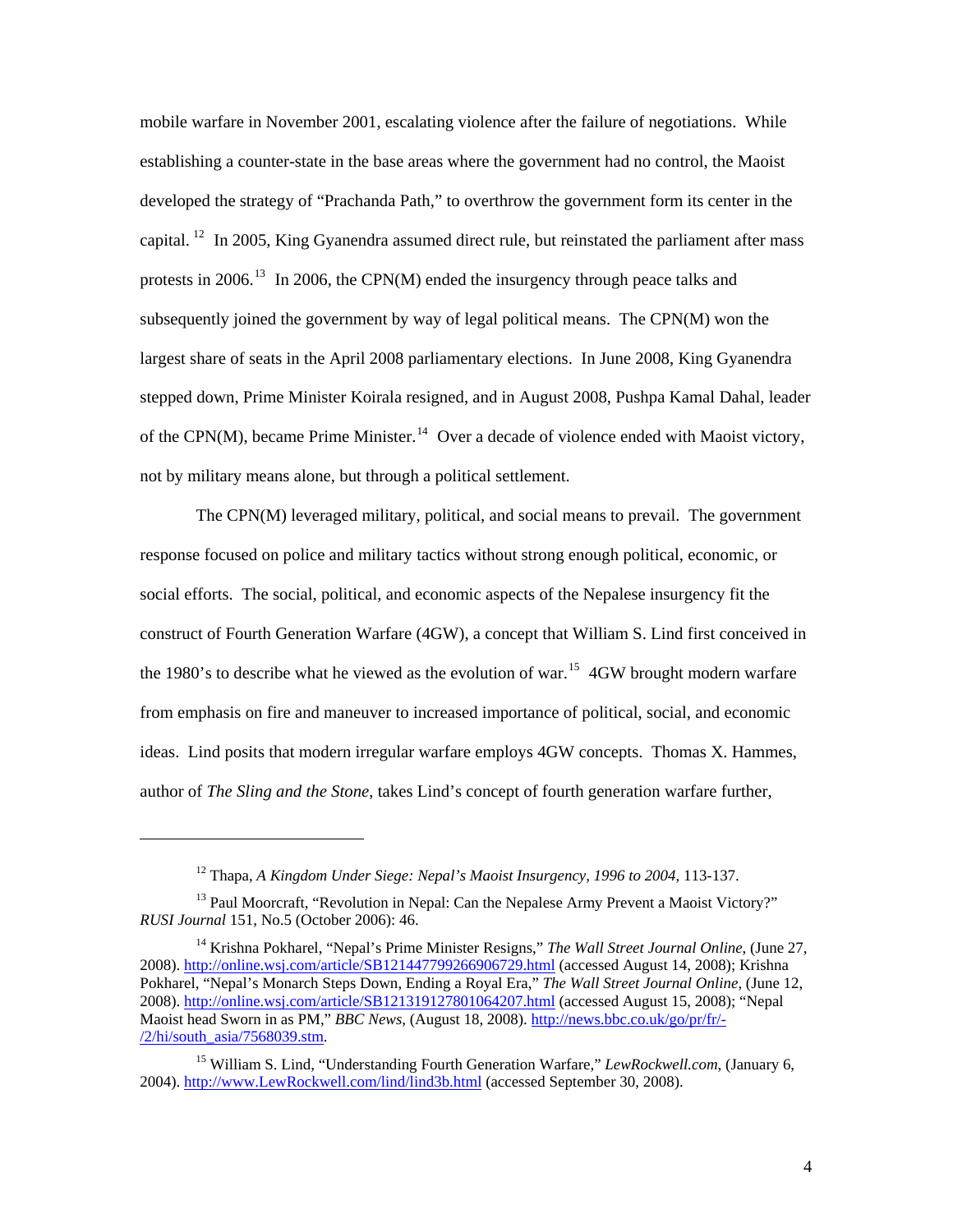mobile warfare in November 2001, escalating violence after the failure of negotiations. While establishing a counter-state in the base areas where the government had no control, the Maoist developed the strategy of "Prachanda Path," to overthrow the government form its center in the capital.[12] In 2005, King Gyanendra assumed direct rule, but reinstated the parliament after mass protests in 2006.[13] In 2006, the CPN(M) ended the insurgency through peace talks and subsequently joined the government by way of legal political means. The CPN(M) won the largest share of seats in the April 2008 parliamentary elections. In June 2008, King Gyanendra stepped down, Prime Minister Koirala resigned, and in August 2008, Pushpa Kamal Dahal, leader of the CPN(M), became Prime Minister.[14] Over a decade of violence ended with Maoist victory, not by military means alone, but through a political settlement.

The CPN(M) leveraged military, political, and social means to prevail. The government response focused on police and military tactics without strong enough political, economic, or social efforts. The social, political, and economic aspects of the Nepalese insurgency fit the construct of Fourth Generation Warfare (4GW), a concept that William S. Lind first conceived in the 1980's to describe what he viewed as the evolution of war.[15] 4GW brought modern warfare from emphasis on fire and maneuver to increased importance of political, social, and economic ideas. Lind posits that modern irregular warfare employs 4GW concepts. Thomas X. Hammes, author of *The Sling and the Stone*, takes Lind's concept of fourth generation warfare further,

---

[12] Thapa, *A Kingdom Under Siege: Nepal's Maoist Insurgency, 1996 to 2004*, 113-137.

[13] Paul Moorcraft, "Revolution in Nepal: Can the Nepalese Army Prevent a Maoist Victory?" *RUSI Journal* 151, No.5 (October 2006): 46.

[14] Krishna Pokharel, "Nepal's Prime Minister Resigns," *The Wall Street Journal Online*, (June 27, 2008). http://online.wsj.com/article/SB121447799266906729.html (accessed August 14, 2008); Krishna Pokharel, "Nepal's Monarch Steps Down, Ending a Royal Era," *The Wall Street Journal Online*, (June 12, 2008). http://online.wsj.com/article/SB121319127801064207.html (accessed August 15, 2008); "Nepal Maoist head Sworn in as PM," *BBC News*, (August 18, 2008). http://news.bbc.co.uk/go/pr/fr/-/2/hi/south_asia/7568039.stm.

[15] William S. Lind, "Understanding Fourth Generation Warfare," *LewRockwell.com*, (January 6, 2004). http://www.LewRockwell.com/lind/lind3b.html (accessed September 30, 2008).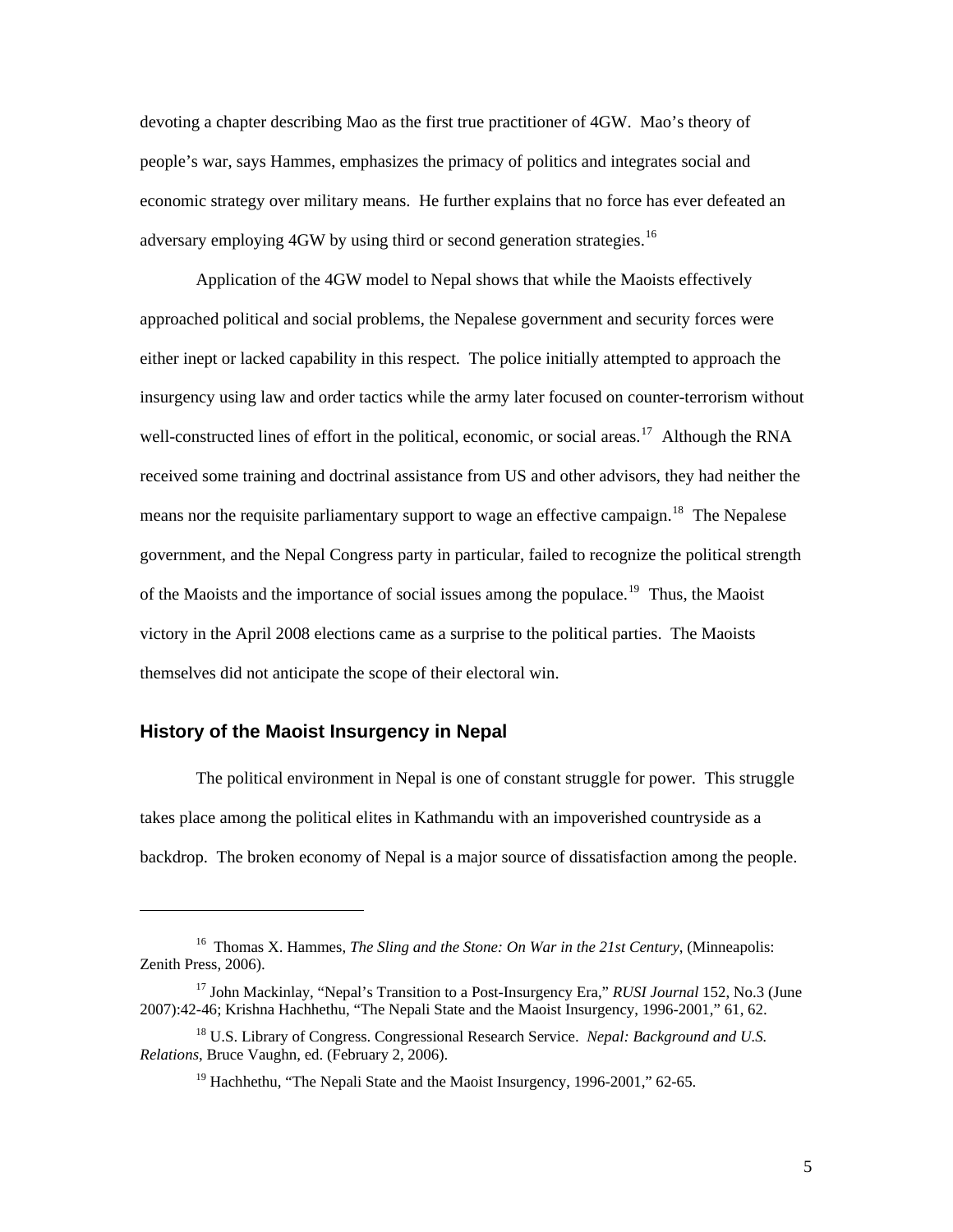devoting a chapter describing Mao as the first true practitioner of 4GW. Mao's theory of people's war, says Hammes, emphasizes the primacy of politics and integrates social and economic strategy over military means. He further explains that no force has ever defeated an adversary employing 4GW by using third or second generation strategies.[16]

Application of the 4GW model to Nepal shows that while the Maoists effectively approached political and social problems, the Nepalese government and security forces were either inept or lacked capability in this respect. The police initially attempted to approach the insurgency using law and order tactics while the army later focused on counter-terrorism without well-constructed lines of effort in the political, economic, or social areas.[17] Although the RNA received some training and doctrinal assistance from US and other advisors, they had neither the means nor the requisite parliamentary support to wage an effective campaign.[18] The Nepalese government, and the Nepal Congress party in particular, failed to recognize the political strength of the Maoists and the importance of social issues among the populace.[19] Thus, the Maoist victory in the April 2008 elections came as a surprise to the political parties. The Maoists themselves did not anticipate the scope of their electoral win.

## History of the Maoist Insurgency in Nepal

The political environment in Nepal is one of constant struggle for power. This struggle takes place among the political elites in Kathmandu with an impoverished countryside as a backdrop. The broken economy of Nepal is a major source of dissatisfaction among the people.

---

[16] Thomas X. Hammes, *The Sling and the Stone: On War in the 21st Century*, (Minneapolis: Zenith Press, 2006).

[17] John Mackinlay, "Nepal's Transition to a Post-Insurgency Era," *RUSI Journal* 152, No.3 (June 2007):42-46; Krishna Hachhethu, "The Nepali State and the Maoist Insurgency, 1996-2001," 61, 62.

[18] U.S. Library of Congress. Congressional Research Service. *Nepal: Background and U.S. Relations*, Bruce Vaughn, ed. (February 2, 2006).

[19] Hachhethu, "The Nepali State and the Maoist Insurgency, 1996-2001," 62-65.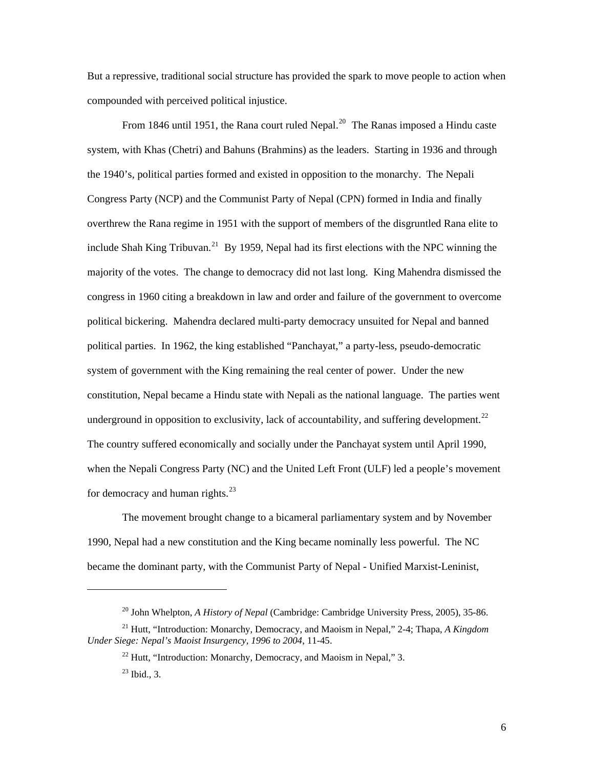But a repressive, traditional social structure has provided the spark to move people to action when compounded with perceived political injustice.

From 1846 until 1951, the Rana court ruled Nepal.[20] The Ranas imposed a Hindu caste system, with Khas (Chetri) and Bahuns (Brahmins) as the leaders. Starting in 1936 and through the 1940's, political parties formed and existed in opposition to the monarchy. The Nepali Congress Party (NCP) and the Communist Party of Nepal (CPN) formed in India and finally overthrew the Rana regime in 1951 with the support of members of the disgruntled Rana elite to include Shah King Tribuvan.[21] By 1959, Nepal had its first elections with the NPC winning the majority of the votes. The change to democracy did not last long. King Mahendra dismissed the congress in 1960 citing a breakdown in law and order and failure of the government to overcome political bickering. Mahendra declared multi-party democracy unsuited for Nepal and banned political parties. In 1962, the king established "Panchayat," a party-less, pseudo-democratic system of government with the King remaining the real center of power. Under the new constitution, Nepal became a Hindu state with Nepali as the national language. The parties went underground in opposition to exclusivity, lack of accountability, and suffering development.[22] The country suffered economically and socially under the Panchayat system until April 1990, when the Nepali Congress Party (NC) and the United Left Front (ULF) led a people's movement for democracy and human rights.[23]

The movement brought change to a bicameral parliamentary system and by November 1990, Nepal had a new constitution and the King became nominally less powerful. The NC became the dominant party, with the Communist Party of Nepal - Unified Marxist-Leninist,

---

[20] John Whelpton, *A History of Nepal* (Cambridge: Cambridge University Press, 2005), 35-86.

[21] Hutt, "Introduction: Monarchy, Democracy, and Maoism in Nepal," 2-4; Thapa, *A Kingdom Under Siege: Nepal's Maoist Insurgency, 1996 to 2004*, 11-45.

[22] Hutt, "Introduction: Monarchy, Democracy, and Maoism in Nepal," 3.

[23] Ibid., 3.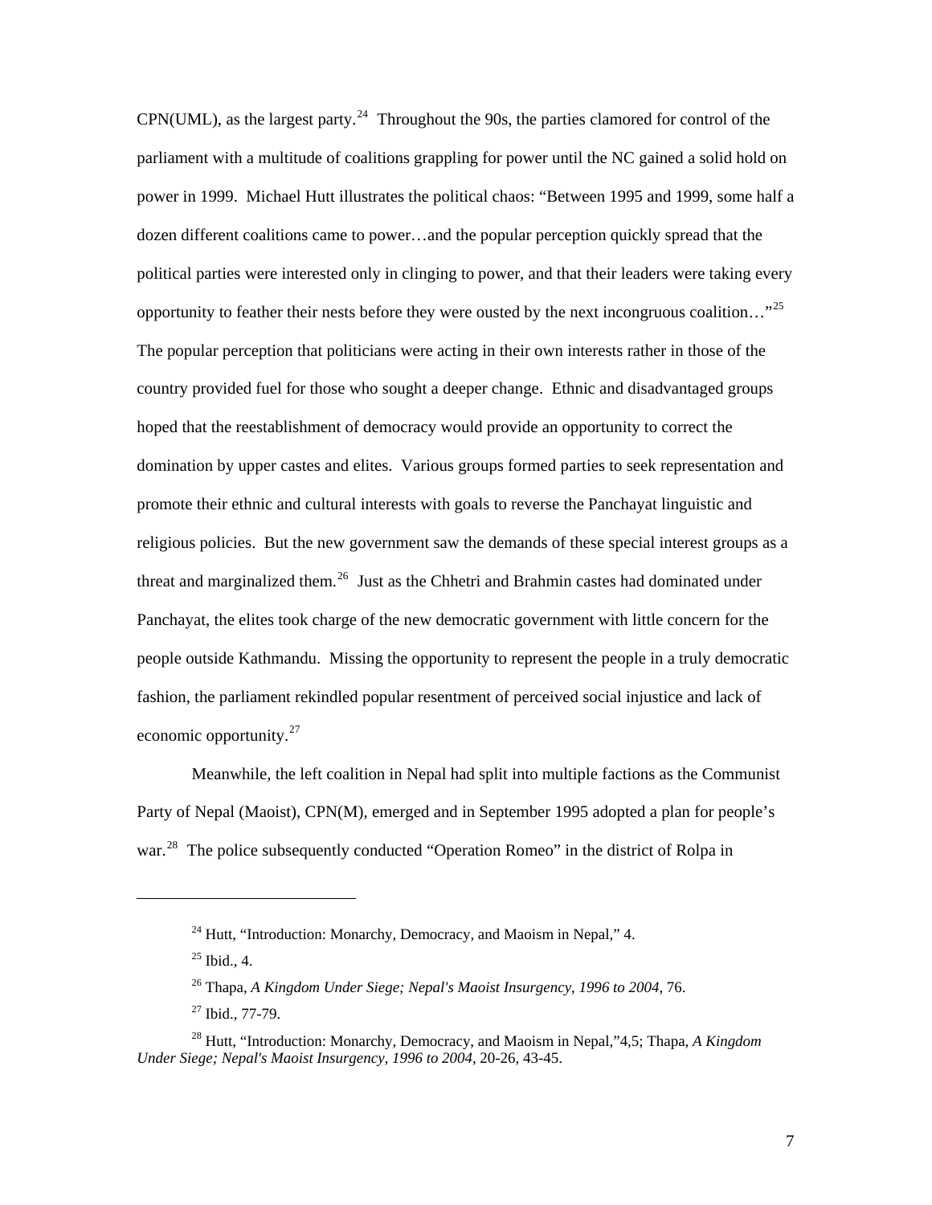CPN(UML), as the largest party.[24] Throughout the 90s, the parties clamored for control of the parliament with a multitude of coalitions grappling for power until the NC gained a solid hold on power in 1999. Michael Hutt illustrates the political chaos: "Between 1995 and 1999, some half a dozen different coalitions came to power…and the popular perception quickly spread that the political parties were interested only in clinging to power, and that their leaders were taking every opportunity to feather their nests before they were ousted by the next incongruous coalition…"[25] The popular perception that politicians were acting in their own interests rather in those of the country provided fuel for those who sought a deeper change. Ethnic and disadvantaged groups hoped that the reestablishment of democracy would provide an opportunity to correct the domination by upper castes and elites. Various groups formed parties to seek representation and promote their ethnic and cultural interests with goals to reverse the Panchayat linguistic and religious policies. But the new government saw the demands of these special interest groups as a threat and marginalized them.[26] Just as the Chhetri and Brahmin castes had dominated under Panchayat, the elites took charge of the new democratic government with little concern for the people outside Kathmandu. Missing the opportunity to represent the people in a truly democratic fashion, the parliament rekindled popular resentment of perceived social injustice and lack of economic opportunity.[27]

Meanwhile, the left coalition in Nepal had split into multiple factions as the Communist Party of Nepal (Maoist), CPN(M), emerged and in September 1995 adopted a plan for people's war.[28] The police subsequently conducted "Operation Romeo" in the district of Rolpa in

---

[24] Hutt, "Introduction: Monarchy, Democracy, and Maoism in Nepal," 4.

[25] Ibid., 4.

[26] Thapa, *A Kingdom Under Siege; Nepal's Maoist Insurgency, 1996 to 2004*, 76.

[27] Ibid., 77-79.

[28] Hutt, "Introduction: Monarchy, Democracy, and Maoism in Nepal,"4,5; Thapa, *A Kingdom Under Siege; Nepal's Maoist Insurgency, 1996 to 2004*, 20-26, 43-45.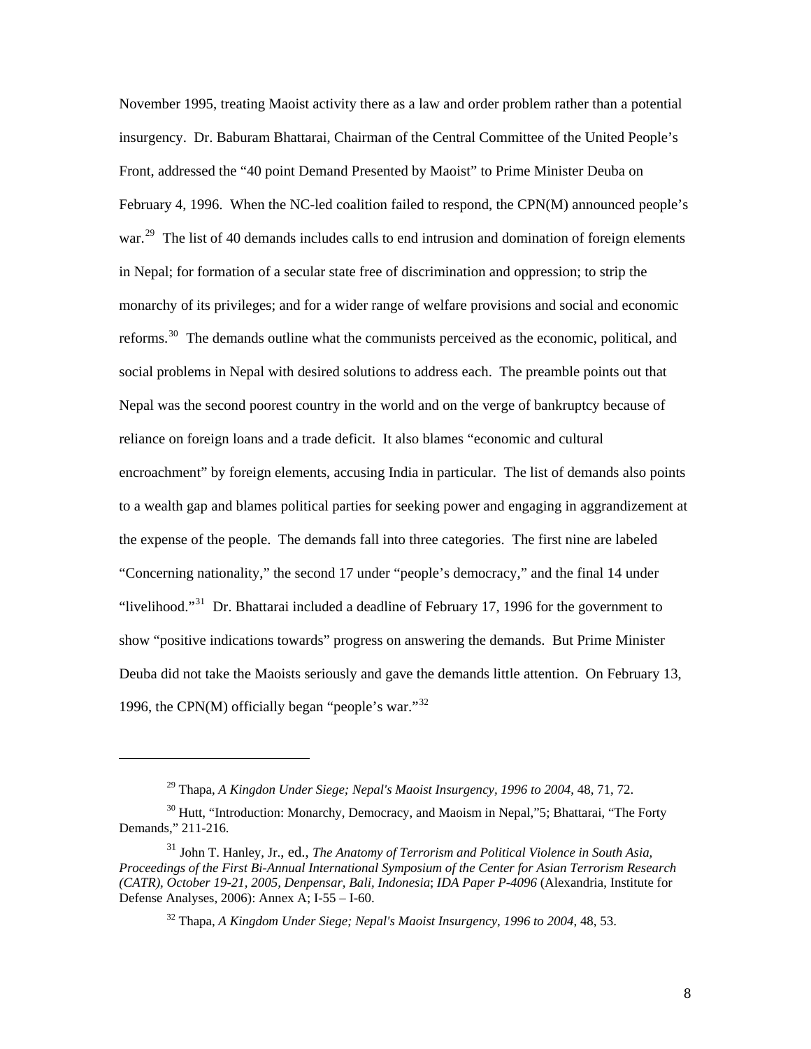November 1995, treating Maoist activity there as a law and order problem rather than a potential insurgency. Dr. Baburam Bhattarai, Chairman of the Central Committee of the United People's Front, addressed the "40 point Demand Presented by Maoist" to Prime Minister Deuba on February 4, 1996. When the NC-led coalition failed to respond, the CPN(M) announced people's war.[29] The list of 40 demands includes calls to end intrusion and domination of foreign elements in Nepal; for formation of a secular state free of discrimination and oppression; to strip the monarchy of its privileges; and for a wider range of welfare provisions and social and economic reforms.[30] The demands outline what the communists perceived as the economic, political, and social problems in Nepal with desired solutions to address each. The preamble points out that Nepal was the second poorest country in the world and on the verge of bankruptcy because of reliance on foreign loans and a trade deficit. It also blames "economic and cultural encroachment" by foreign elements, accusing India in particular. The list of demands also points to a wealth gap and blames political parties for seeking power and engaging in aggrandizement at the expense of the people. The demands fall into three categories. The first nine are labeled "Concerning nationality," the second 17 under "people's democracy," and the final 14 under "livelihood."[31] Dr. Bhattarai included a deadline of February 17, 1996 for the government to show "positive indications towards" progress on answering the demands. But Prime Minister Deuba did not take the Maoists seriously and gave the demands little attention. On February 13, 1996, the CPN(M) officially began "people's war."[32]

---

[29] Thapa, *A Kingdon Under Siege; Nepal's Maoist Insurgency, 1996 to 2004*, 48, 71, 72.

[30] Hutt, "Introduction: Monarchy, Democracy, and Maoism in Nepal,"5; Bhattarai, "The Forty Demands," 211-216.

[31] John T. Hanley, Jr., ed., *The Anatomy of Terrorism and Political Violence in South Asia, Proceedings of the First Bi-Annual International Symposium of the Center for Asian Terrorism Research (CATR), October 19-21, 2005, Denpensar, Bali, Indonesia*; *IDA Paper P-4096* (Alexandria, Institute for Defense Analyses, 2006): Annex A; I-55 – I-60.

[32] Thapa, *A Kingdom Under Siege; Nepal's Maoist Insurgency, 1996 to 2004*, 48, 53.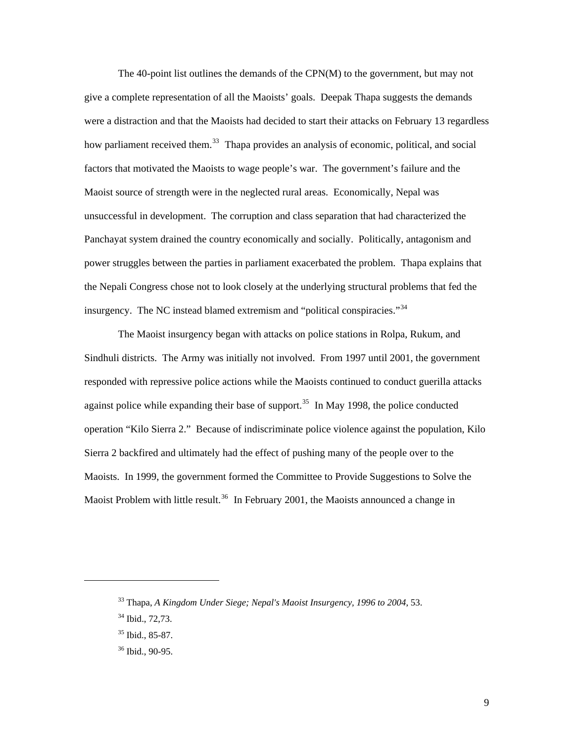The 40-point list outlines the demands of the CPN(M) to the government, but may not give a complete representation of all the Maoists' goals. Deepak Thapa suggests the demands were a distraction and that the Maoists had decided to start their attacks on February 13 regardless how parliament received them.[33] Thapa provides an analysis of economic, political, and social factors that motivated the Maoists to wage people's war. The government's failure and the Maoist source of strength were in the neglected rural areas. Economically, Nepal was unsuccessful in development. The corruption and class separation that had characterized the Panchayat system drained the country economically and socially. Politically, antagonism and power struggles between the parties in parliament exacerbated the problem. Thapa explains that the Nepali Congress chose not to look closely at the underlying structural problems that fed the insurgency. The NC instead blamed extremism and "political conspiracies."[34]

The Maoist insurgency began with attacks on police stations in Rolpa, Rukum, and Sindhuli districts. The Army was initially not involved. From 1997 until 2001, the government responded with repressive police actions while the Maoists continued to conduct guerilla attacks against police while expanding their base of support.[35] In May 1998, the police conducted operation "Kilo Sierra 2." Because of indiscriminate police violence against the population, Kilo Sierra 2 backfired and ultimately had the effect of pushing many of the people over to the Maoists. In 1999, the government formed the Committee to Provide Suggestions to Solve the Maoist Problem with little result.[36] In February 2001, the Maoists announced a change in

---

[33] Thapa, *A Kingdom Under Siege; Nepal's Maoist Insurgency, 1996 to 2004*, 53.

[34] Ibid., 72,73.

[35] Ibid., 85-87.

[36] Ibid., 90-95.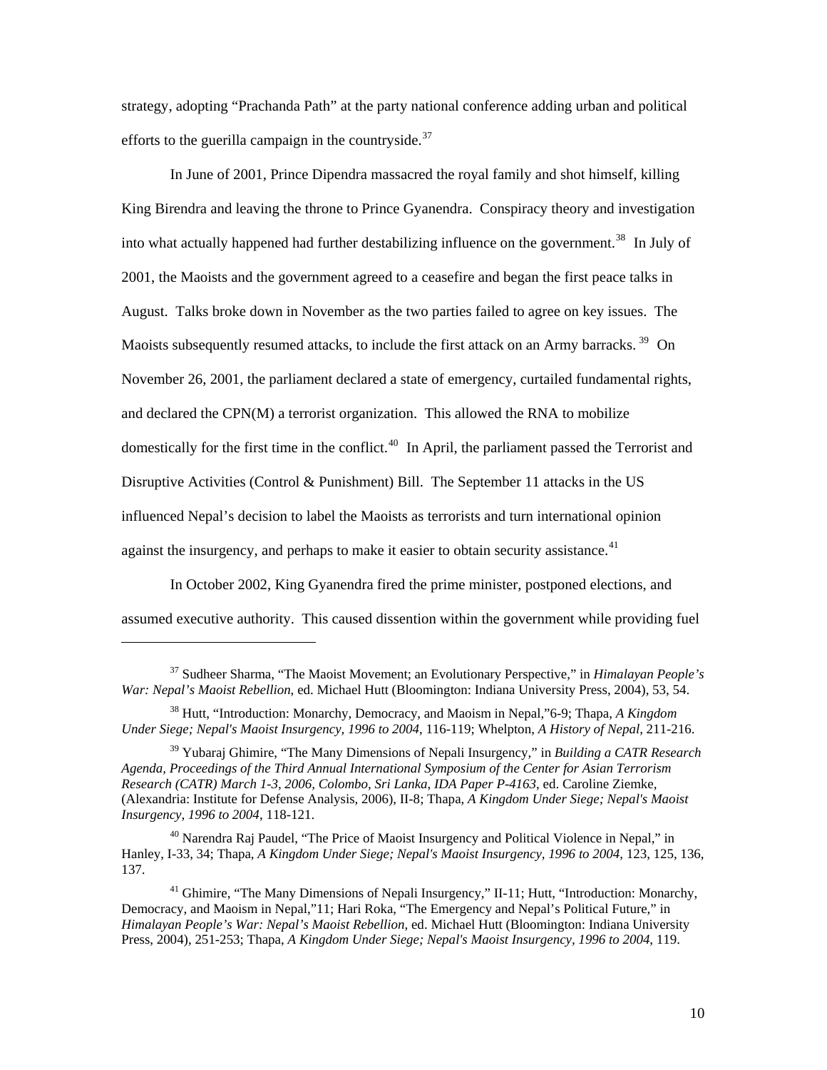strategy, adopting "Prachanda Path" at the party national conference adding urban and political efforts to the guerilla campaign in the countryside.[37]

In June of 2001, Prince Dipendra massacred the royal family and shot himself, killing King Birendra and leaving the throne to Prince Gyanendra. Conspiracy theory and investigation into what actually happened had further destabilizing influence on the government.[38] In July of 2001, the Maoists and the government agreed to a ceasefire and began the first peace talks in August. Talks broke down in November as the two parties failed to agree on key issues. The Maoists subsequently resumed attacks, to include the first attack on an Army barracks.[39] On November 26, 2001, the parliament declared a state of emergency, curtailed fundamental rights, and declared the CPN(M) a terrorist organization. This allowed the RNA to mobilize domestically for the first time in the conflict.[40] In April, the parliament passed the Terrorist and Disruptive Activities (Control & Punishment) Bill. The September 11 attacks in the US influenced Nepal's decision to label the Maoists as terrorists and turn international opinion against the insurgency, and perhaps to make it easier to obtain security assistance.[41]

In October 2002, King Gyanendra fired the prime minister, postponed elections, and assumed executive authority. This caused dissention within the government while providing fuel

---

[37] Sudheer Sharma, "The Maoist Movement; an Evolutionary Perspective," in *Himalayan People's War: Nepal's Maoist Rebellion*, ed. Michael Hutt (Bloomington: Indiana University Press, 2004), 53, 54.

[38] Hutt, "Introduction: Monarchy, Democracy, and Maoism in Nepal,"6-9; Thapa, *A Kingdom Under Siege; Nepal's Maoist Insurgency, 1996 to 2004*, 116-119; Whelpton, *A History of Nepal*, 211-216.

[39] Yubaraj Ghimire, "The Many Dimensions of Nepali Insurgency," in *Building a CATR Research Agenda, Proceedings of the Third Annual International Symposium of the Center for Asian Terrorism Research (CATR) March 1-3, 2006, Colombo, Sri Lanka, IDA Paper P-4163*, ed. Caroline Ziemke, (Alexandria: Institute for Defense Analysis, 2006), II-8; Thapa, *A Kingdom Under Siege; Nepal's Maoist Insurgency, 1996 to 2004*, 118-121.

[40] Narendra Raj Paudel, "The Price of Maoist Insurgency and Political Violence in Nepal," in Hanley, I-33, 34; Thapa, *A Kingdom Under Siege; Nepal's Maoist Insurgency, 1996 to 2004*, 123, 125, 136, 137.

[41] Ghimire, "The Many Dimensions of Nepali Insurgency," II-11; Hutt, "Introduction: Monarchy, Democracy, and Maoism in Nepal,"11; Hari Roka, "The Emergency and Nepal's Political Future," in *Himalayan People's War: Nepal's Maoist Rebellion*, ed. Michael Hutt (Bloomington: Indiana University Press, 2004), 251-253; Thapa, *A Kingdom Under Siege; Nepal's Maoist Insurgency, 1996 to 2004*, 119.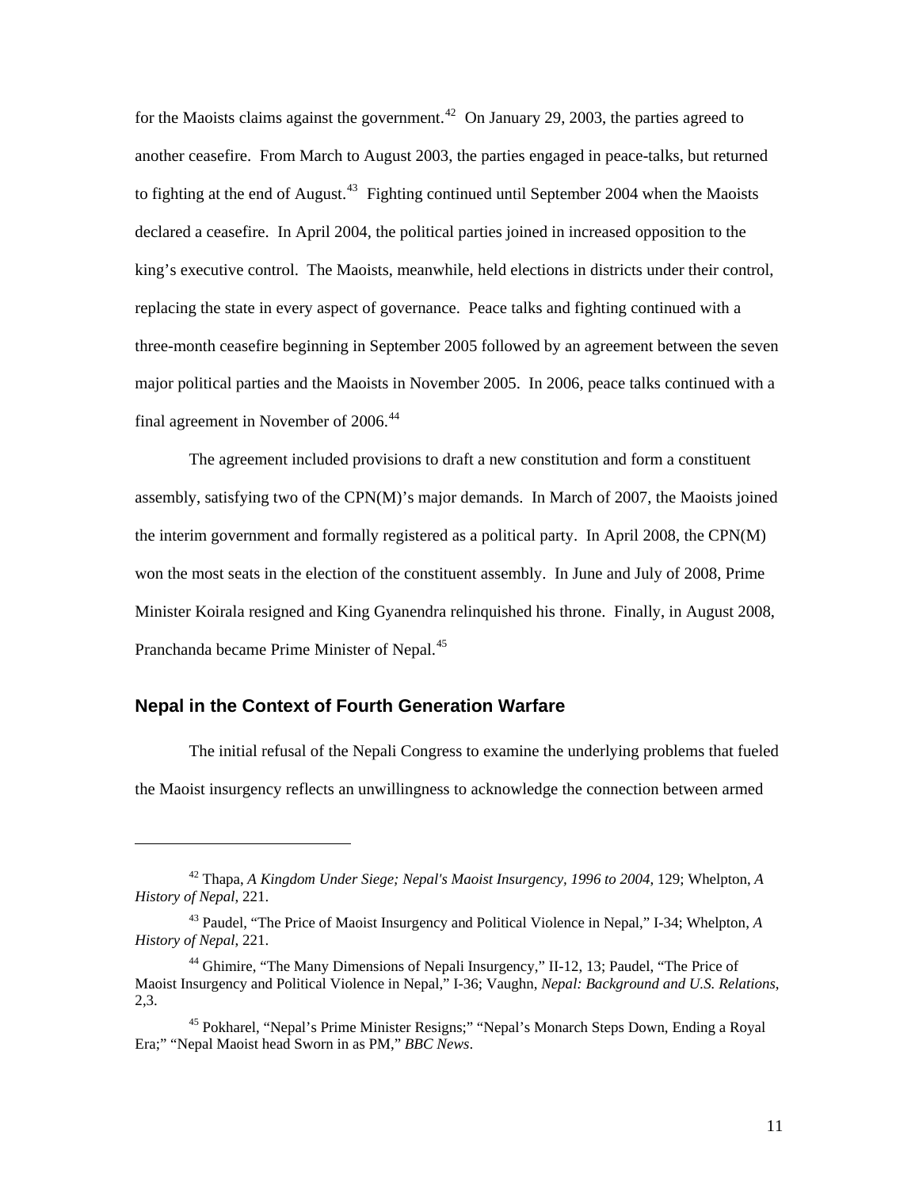for the Maoists claims against the government.[42] On January 29, 2003, the parties agreed to another ceasefire. From March to August 2003, the parties engaged in peace-talks, but returned to fighting at the end of August.[43] Fighting continued until September 2004 when the Maoists declared a ceasefire. In April 2004, the political parties joined in increased opposition to the king's executive control. The Maoists, meanwhile, held elections in districts under their control, replacing the state in every aspect of governance. Peace talks and fighting continued with a three-month ceasefire beginning in September 2005 followed by an agreement between the seven major political parties and the Maoists in November 2005. In 2006, peace talks continued with a final agreement in November of 2006.[44]

The agreement included provisions to draft a new constitution and form a constituent assembly, satisfying two of the CPN(M)'s major demands. In March of 2007, the Maoists joined the interim government and formally registered as a political party. In April 2008, the CPN(M) won the most seats in the election of the constituent assembly. In June and July of 2008, Prime Minister Koirala resigned and King Gyanendra relinquished his throne. Finally, in August 2008, Pranchanda became Prime Minister of Nepal.[45]

## Nepal in the Context of Fourth Generation Warfare

The initial refusal of the Nepali Congress to examine the underlying problems that fueled the Maoist insurgency reflects an unwillingness to acknowledge the connection between armed

---

[42] Thapa, *A Kingdom Under Siege; Nepal's Maoist Insurgency, 1996 to 2004*, 129; Whelpton, *A History of Nepal*, 221.

[43] Paudel, "The Price of Maoist Insurgency and Political Violence in Nepal," I-34; Whelpton, *A History of Nepal*, 221.

[44] Ghimire, "The Many Dimensions of Nepali Insurgency," II-12, 13; Paudel, "The Price of Maoist Insurgency and Political Violence in Nepal," I-36; Vaughn, *Nepal: Background and U.S. Relations*, 2,3.

[45] Pokharel, "Nepal's Prime Minister Resigns;" "Nepal's Monarch Steps Down, Ending a Royal Era;" "Nepal Maoist head Sworn in as PM," *BBC News*.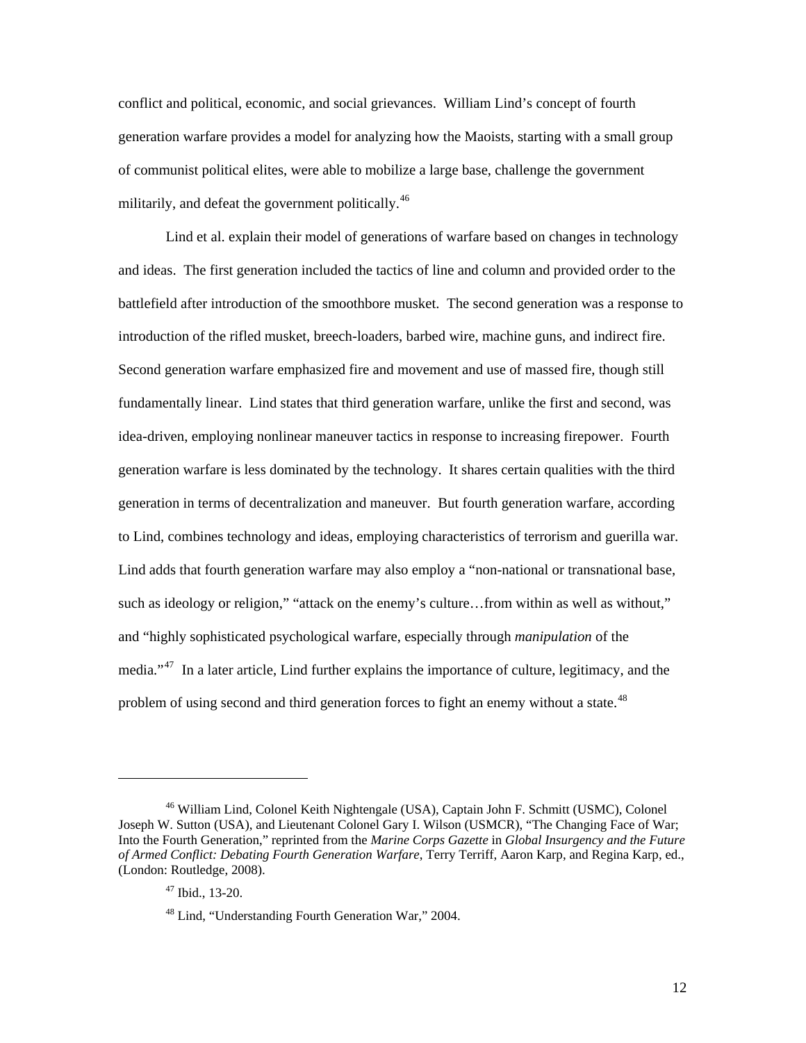conflict and political, economic, and social grievances. William Lind's concept of fourth generation warfare provides a model for analyzing how the Maoists, starting with a small group of communist political elites, were able to mobilize a large base, challenge the government militarily, and defeat the government politically.[46]

Lind et al. explain their model of generations of warfare based on changes in technology and ideas. The first generation included the tactics of line and column and provided order to the battlefield after introduction of the smoothbore musket. The second generation was a response to introduction of the rifled musket, breech-loaders, barbed wire, machine guns, and indirect fire. Second generation warfare emphasized fire and movement and use of massed fire, though still fundamentally linear. Lind states that third generation warfare, unlike the first and second, was idea-driven, employing nonlinear maneuver tactics in response to increasing firepower. Fourth generation warfare is less dominated by the technology. It shares certain qualities with the third generation in terms of decentralization and maneuver. But fourth generation warfare, according to Lind, combines technology and ideas, employing characteristics of terrorism and guerilla war. Lind adds that fourth generation warfare may also employ a "non-national or transnational base, such as ideology or religion," "attack on the enemy's culture…from within as well as without," and "highly sophisticated psychological warfare, especially through *manipulation* of the media."[47] In a later article, Lind further explains the importance of culture, legitimacy, and the problem of using second and third generation forces to fight an enemy without a state.[48]

---

[46] William Lind, Colonel Keith Nightengale (USA), Captain John F. Schmitt (USMC), Colonel Joseph W. Sutton (USA), and Lieutenant Colonel Gary I. Wilson (USMCR), "The Changing Face of War; Into the Fourth Generation," reprinted from the *Marine Corps Gazette* in *Global Insurgency and the Future of Armed Conflict: Debating Fourth Generation Warfare*, Terry Terriff, Aaron Karp, and Regina Karp, ed., (London: Routledge, 2008).

[47] Ibid., 13-20.

[48] Lind, "Understanding Fourth Generation War," 2004.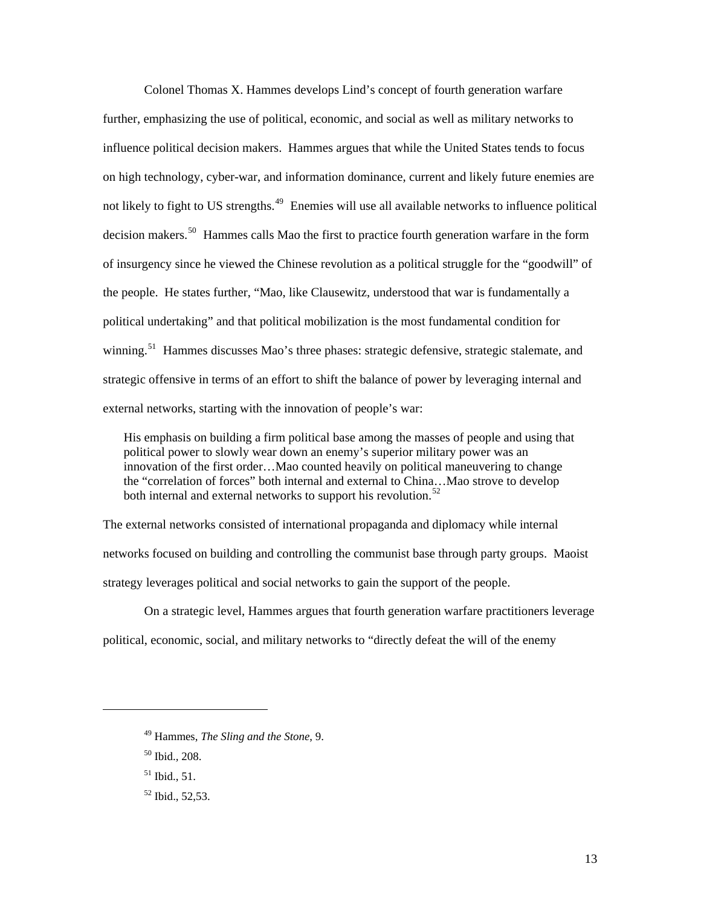Colonel Thomas X. Hammes develops Lind's concept of fourth generation warfare further, emphasizing the use of political, economic, and social as well as military networks to influence political decision makers. Hammes argues that while the United States tends to focus on high technology, cyber-war, and information dominance, current and likely future enemies are not likely to fight to US strengths.[49] Enemies will use all available networks to influence political decision makers.[50] Hammes calls Mao the first to practice fourth generation warfare in the form of insurgency since he viewed the Chinese revolution as a political struggle for the "goodwill" of the people. He states further, "Mao, like Clausewitz, understood that war is fundamentally a political undertaking" and that political mobilization is the most fundamental condition for winning.[51] Hammes discusses Mao's three phases: strategic defensive, strategic stalemate, and strategic offensive in terms of an effort to shift the balance of power by leveraging internal and external networks, starting with the innovation of people's war:

> His emphasis on building a firm political base among the masses of people and using that political power to slowly wear down an enemy's superior military power was an innovation of the first order…Mao counted heavily on political maneuvering to change the "correlation of forces" both internal and external to China…Mao strove to develop both internal and external networks to support his revolution.[52]

The external networks consisted of international propaganda and diplomacy while internal networks focused on building and controlling the communist base through party groups. Maoist strategy leverages political and social networks to gain the support of the people.

On a strategic level, Hammes argues that fourth generation warfare practitioners leverage political, economic, social, and military networks to "directly defeat the will of the enemy

---

[49] Hammes, *The Sling and the Stone*, 9.

[50] Ibid., 208.

[51] Ibid., 51.

[52] Ibid., 52,53.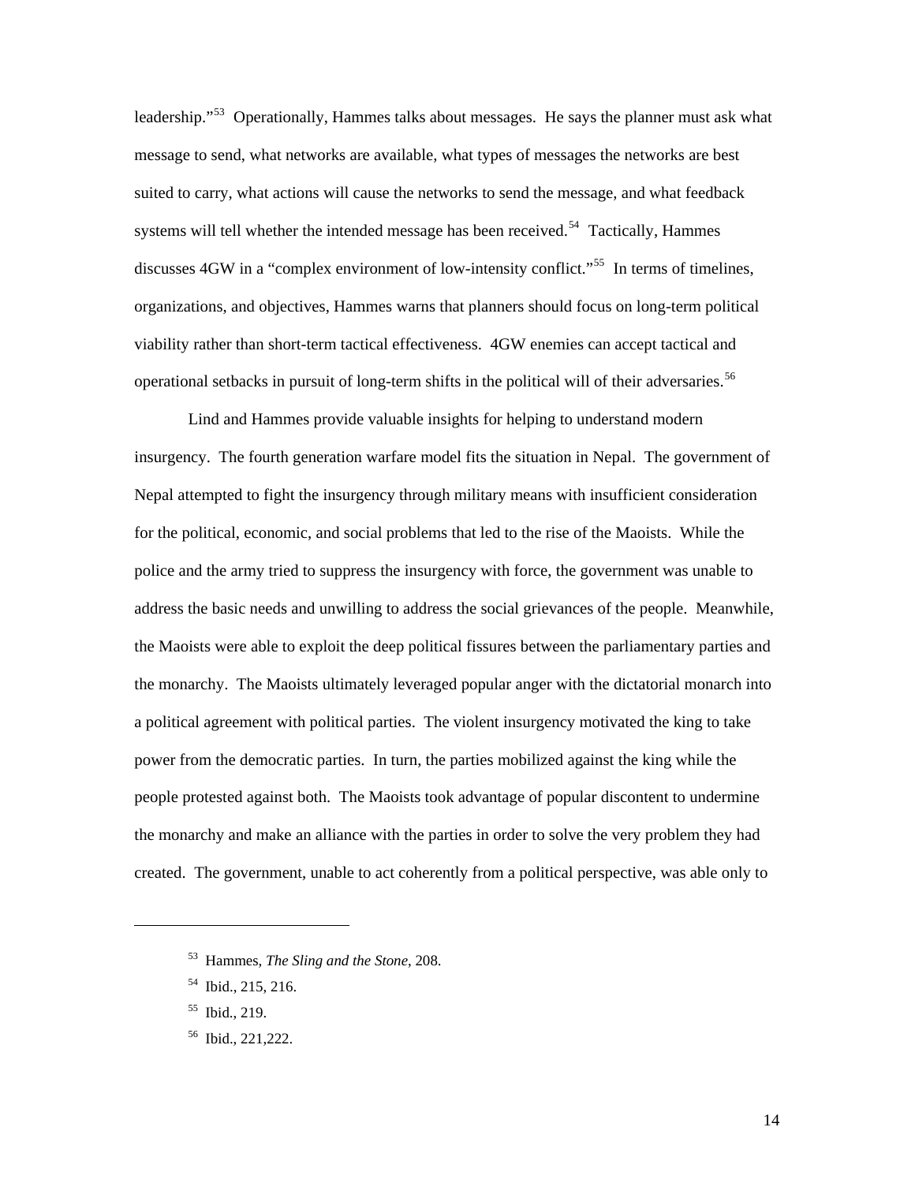leadership."[53] Operationally, Hammes talks about messages. He says the planner must ask what message to send, what networks are available, what types of messages the networks are best suited to carry, what actions will cause the networks to send the message, and what feedback systems will tell whether the intended message has been received.[54] Tactically, Hammes discusses 4GW in a "complex environment of low-intensity conflict."[55] In terms of timelines, organizations, and objectives, Hammes warns that planners should focus on long-term political viability rather than short-term tactical effectiveness. 4GW enemies can accept tactical and operational setbacks in pursuit of long-term shifts in the political will of their adversaries.[56]

Lind and Hammes provide valuable insights for helping to understand modern insurgency. The fourth generation warfare model fits the situation in Nepal. The government of Nepal attempted to fight the insurgency through military means with insufficient consideration for the political, economic, and social problems that led to the rise of the Maoists. While the police and the army tried to suppress the insurgency with force, the government was unable to address the basic needs and unwilling to address the social grievances of the people. Meanwhile, the Maoists were able to exploit the deep political fissures between the parliamentary parties and the monarchy. The Maoists ultimately leveraged popular anger with the dictatorial monarch into a political agreement with political parties. The violent insurgency motivated the king to take power from the democratic parties. In turn, the parties mobilized against the king while the people protested against both. The Maoists took advantage of popular discontent to undermine the monarchy and make an alliance with the parties in order to solve the very problem they had created. The government, unable to act coherently from a political perspective, was able only to

---

[53] Hammes, *The Sling and the Stone*, 208.

[54] Ibid., 215, 216.

[55] Ibid., 219.

[56] Ibid., 221,222.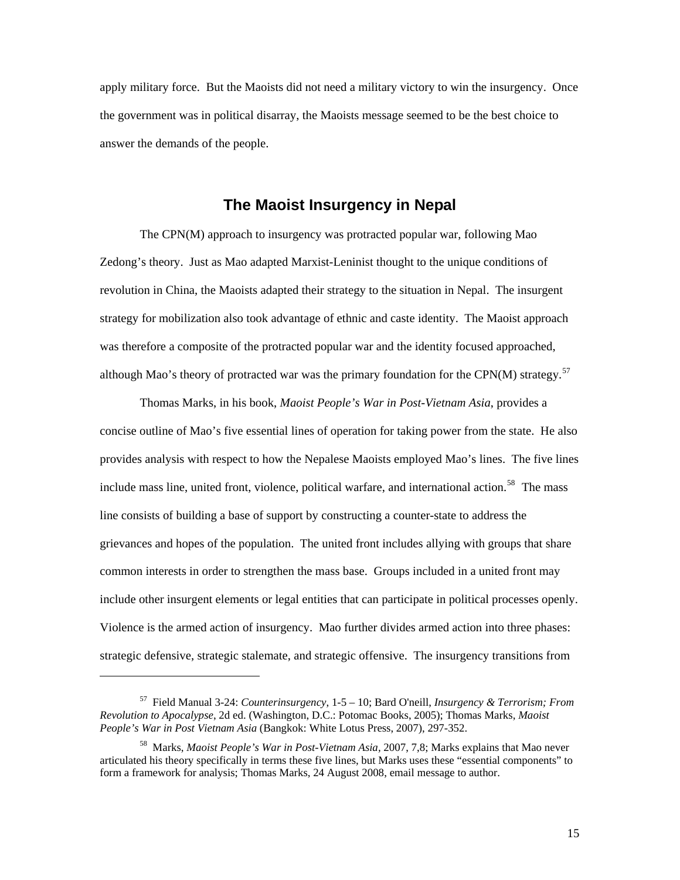apply military force. But the Maoists did not need a military victory to win the insurgency. Once the government was in political disarray, the Maoists message seemed to be the best choice to answer the demands of the people.

## The Maoist Insurgency in Nepal

The CPN(M) approach to insurgency was protracted popular war, following Mao Zedong's theory. Just as Mao adapted Marxist-Leninist thought to the unique conditions of revolution in China, the Maoists adapted their strategy to the situation in Nepal. The insurgent strategy for mobilization also took advantage of ethnic and caste identity. The Maoist approach was therefore a composite of the protracted popular war and the identity focused approached, although Mao's theory of protracted war was the primary foundation for the CPN(M) strategy.[57]

Thomas Marks, in his book, *Maoist People's War in Post-Vietnam Asia*, provides a concise outline of Mao's five essential lines of operation for taking power from the state. He also provides analysis with respect to how the Nepalese Maoists employed Mao's lines. The five lines include mass line, united front, violence, political warfare, and international action.[58] The mass line consists of building a base of support by constructing a counter-state to address the grievances and hopes of the population. The united front includes allying with groups that share common interests in order to strengthen the mass base. Groups included in a united front may include other insurgent elements or legal entities that can participate in political processes openly. Violence is the armed action of insurgency. Mao further divides armed action into three phases: strategic defensive, strategic stalemate, and strategic offensive. The insurgency transitions from

---

[57] Field Manual 3-24: *Counterinsurgency*, 1-5 – 10; Bard O'neill, *Insurgency & Terrorism; From Revolution to Apocalypse*, 2d ed. (Washington, D.C.: Potomac Books, 2005); Thomas Marks, *Maoist People's War in Post Vietnam Asia* (Bangkok: White Lotus Press, 2007), 297-352.

[58] Marks, *Maoist People's War in Post-Vietnam Asia*, 2007, 7,8; Marks explains that Mao never articulated his theory specifically in terms these five lines, but Marks uses these "essential components" to form a framework for analysis; Thomas Marks, 24 August 2008, email message to author.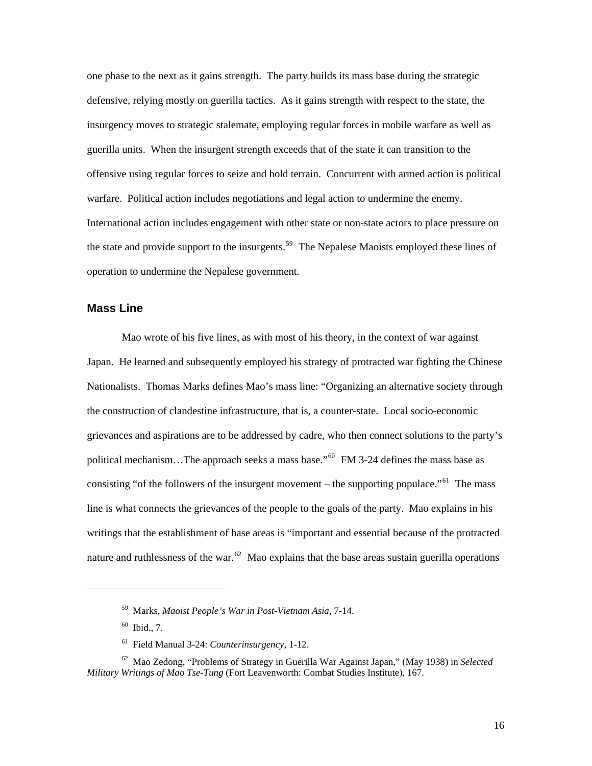one phase to the next as it gains strength. The party builds its mass base during the strategic defensive, relying mostly on guerilla tactics. As it gains strength with respect to the state, the insurgency moves to strategic stalemate, employing regular forces in mobile warfare as well as guerilla units. When the insurgent strength exceeds that of the state it can transition to the offensive using regular forces to seize and hold terrain. Concurrent with armed action is political warfare. Political action includes negotiations and legal action to undermine the enemy. International action includes engagement with other state or non-state actors to place pressure on the state and provide support to the insurgents.[59] The Nepalese Maoists employed these lines of operation to undermine the Nepalese government.

## Mass Line

Mao wrote of his five lines, as with most of his theory, in the context of war against Japan. He learned and subsequently employed his strategy of protracted war fighting the Chinese Nationalists. Thomas Marks defines Mao's mass line: "Organizing an alternative society through the construction of clandestine infrastructure, that is, a counter-state. Local socio-economic grievances and aspirations are to be addressed by cadre, who then connect solutions to the party's political mechanism…The approach seeks a mass base."[60] FM 3-24 defines the mass base as consisting "of the followers of the insurgent movement – the supporting populace."[61] The mass line is what connects the grievances of the people to the goals of the party. Mao explains in his writings that the establishment of base areas is "important and essential because of the protracted nature and ruthlessness of the war.[62] Mao explains that the base areas sustain guerilla operations

---

[59] Marks, *Maoist People's War in Post-Vietnam Asia*, 7-14.

[60] Ibid., 7.

[61] Field Manual 3-24: *Counterinsurgency*, 1-12.

[62] Mao Zedong, "Problems of Strategy in Guerilla War Against Japan," (May 1938) in *Selected Military Writings of Mao Tse-Tung* (Fort Leavenworth: Combat Studies Institute), 167.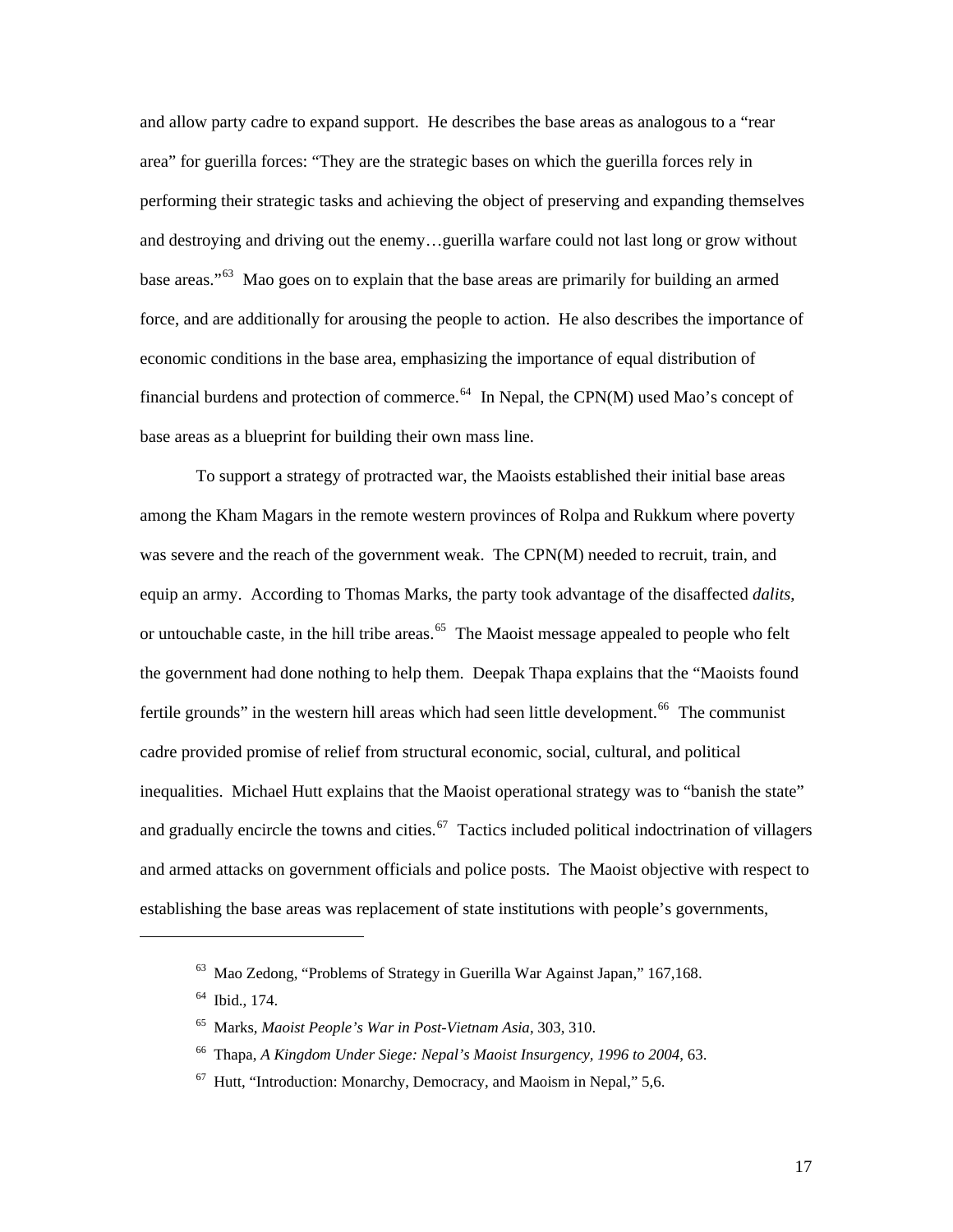and allow party cadre to expand support. He describes the base areas as analogous to a "rear area" for guerilla forces: "They are the strategic bases on which the guerilla forces rely in performing their strategic tasks and achieving the object of preserving and expanding themselves and destroying and driving out the enemy…guerilla warfare could not last long or grow without base areas."[63] Mao goes on to explain that the base areas are primarily for building an armed force, and are additionally for arousing the people to action. He also describes the importance of economic conditions in the base area, emphasizing the importance of equal distribution of financial burdens and protection of commerce.[64] In Nepal, the CPN(M) used Mao's concept of base areas as a blueprint for building their own mass line.

To support a strategy of protracted war, the Maoists established their initial base areas among the Kham Magars in the remote western provinces of Rolpa and Rukkum where poverty was severe and the reach of the government weak. The CPN(M) needed to recruit, train, and equip an army. According to Thomas Marks, the party took advantage of the disaffected *dalits*, or untouchable caste, in the hill tribe areas.[65] The Maoist message appealed to people who felt the government had done nothing to help them. Deepak Thapa explains that the "Maoists found fertile grounds" in the western hill areas which had seen little development.[66] The communist cadre provided promise of relief from structural economic, social, cultural, and political inequalities. Michael Hutt explains that the Maoist operational strategy was to "banish the state" and gradually encircle the towns and cities.[67] Tactics included political indoctrination of villagers and armed attacks on government officials and police posts. The Maoist objective with respect to establishing the base areas was replacement of state institutions with people's governments,

---

[63] Mao Zedong, "Problems of Strategy in Guerilla War Against Japan," 167,168.

[64] Ibid., 174.

[65] Marks, *Maoist People's War in Post-Vietnam Asia*, 303, 310.

[66] Thapa, *A Kingdom Under Siege: Nepal's Maoist Insurgency, 1996 to 2004*, 63.

[67] Hutt, "Introduction: Monarchy, Democracy, and Maoism in Nepal," 5,6.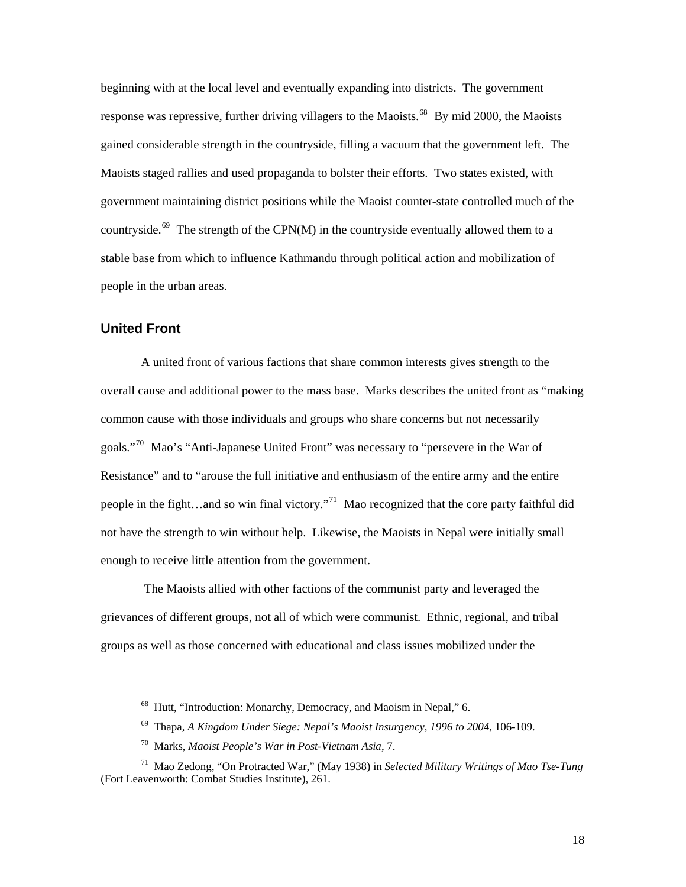beginning with at the local level and eventually expanding into districts. The government response was repressive, further driving villagers to the Maoists.[68] By mid 2000, the Maoists gained considerable strength in the countryside, filling a vacuum that the government left. The Maoists staged rallies and used propaganda to bolster their efforts. Two states existed, with government maintaining district positions while the Maoist counter-state controlled much of the countryside.[69] The strength of the CPN(M) in the countryside eventually allowed them to a stable base from which to influence Kathmandu through political action and mobilization of people in the urban areas.

### United Front

A united front of various factions that share common interests gives strength to the overall cause and additional power to the mass base. Marks describes the united front as "making common cause with those individuals and groups who share concerns but not necessarily goals."[70] Mao's "Anti-Japanese United Front" was necessary to "persevere in the War of Resistance" and to "arouse the full initiative and enthusiasm of the entire army and the entire people in the fight…and so win final victory."[71] Mao recognized that the core party faithful did not have the strength to win without help. Likewise, the Maoists in Nepal were initially small enough to receive little attention from the government.

The Maoists allied with other factions of the communist party and leveraged the grievances of different groups, not all of which were communist. Ethnic, regional, and tribal groups as well as those concerned with educational and class issues mobilized under the

---

[68] Hutt, "Introduction: Monarchy, Democracy, and Maoism in Nepal," 6.

[69] Thapa, *A Kingdom Under Siege: Nepal's Maoist Insurgency, 1996 to 2004*, 106-109.

[70] Marks, *Maoist People's War in Post-Vietnam Asia*, 7.

[71] Mao Zedong, "On Protracted War," (May 1938) in *Selected Military Writings of Mao Tse-Tung* (Fort Leavenworth: Combat Studies Institute), 261.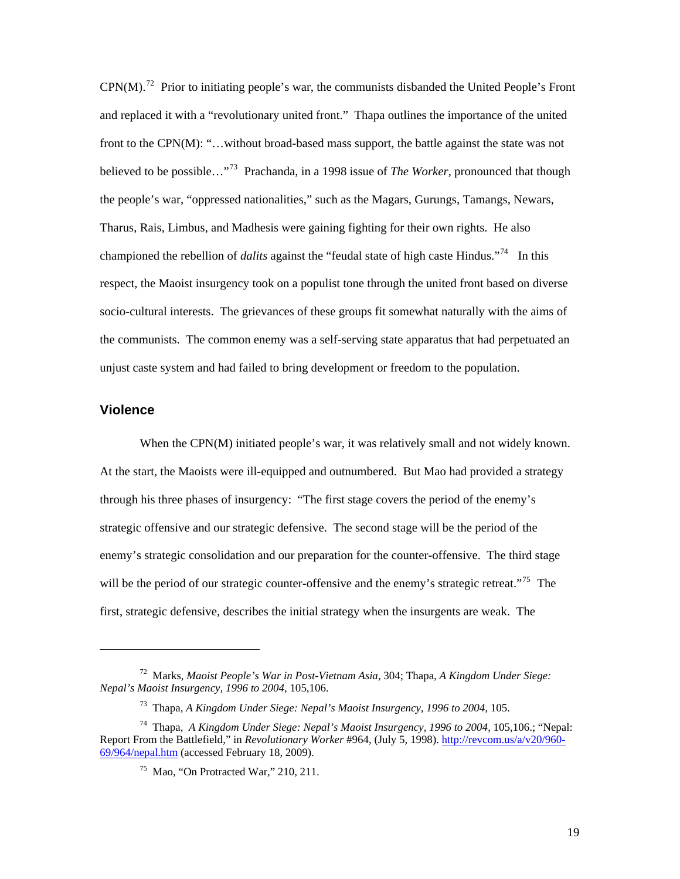CPN(M).[72] Prior to initiating people's war, the communists disbanded the United People's Front and replaced it with a "revolutionary united front." Thapa outlines the importance of the united front to the CPN(M): "…without broad-based mass support, the battle against the state was not believed to be possible…"[73] Prachanda, in a 1998 issue of *The Worker*, pronounced that though the people's war, "oppressed nationalities," such as the Magars, Gurungs, Tamangs, Newars, Tharus, Rais, Limbus, and Madhesis were gaining fighting for their own rights. He also championed the rebellion of *dalits* against the "feudal state of high caste Hindus."[74] In this respect, the Maoist insurgency took on a populist tone through the united front based on diverse socio-cultural interests. The grievances of these groups fit somewhat naturally with the aims of the communists. The common enemy was a self-serving state apparatus that had perpetuated an unjust caste system and had failed to bring development or freedom to the population.

## Violence

When the CPN(M) initiated people's war, it was relatively small and not widely known. At the start, the Maoists were ill-equipped and outnumbered. But Mao had provided a strategy through his three phases of insurgency: "The first stage covers the period of the enemy's strategic offensive and our strategic defensive. The second stage will be the period of the enemy's strategic consolidation and our preparation for the counter-offensive. The third stage will be the period of our strategic counter-offensive and the enemy's strategic retreat."[75] The first, strategic defensive, describes the initial strategy when the insurgents are weak. The

---

[72] Marks, *Maoist People's War in Post-Vietnam Asia*, 304; Thapa, *A Kingdom Under Siege: Nepal's Maoist Insurgency, 1996 to 2004*, 105,106.

[73] Thapa, *A Kingdom Under Siege: Nepal's Maoist Insurgency, 1996 to 2004*, 105.

[74] Thapa, *A Kingdom Under Siege: Nepal's Maoist Insurgency, 1996 to 2004*, 105,106.; "Nepal: Report From the Battlefield," in *Revolutionary Worker* #964, (July 5, 1998). http://revcom.us/a/v20/960-69/964/nepal.htm (accessed February 18, 2009).

[75] Mao, "On Protracted War," 210, 211.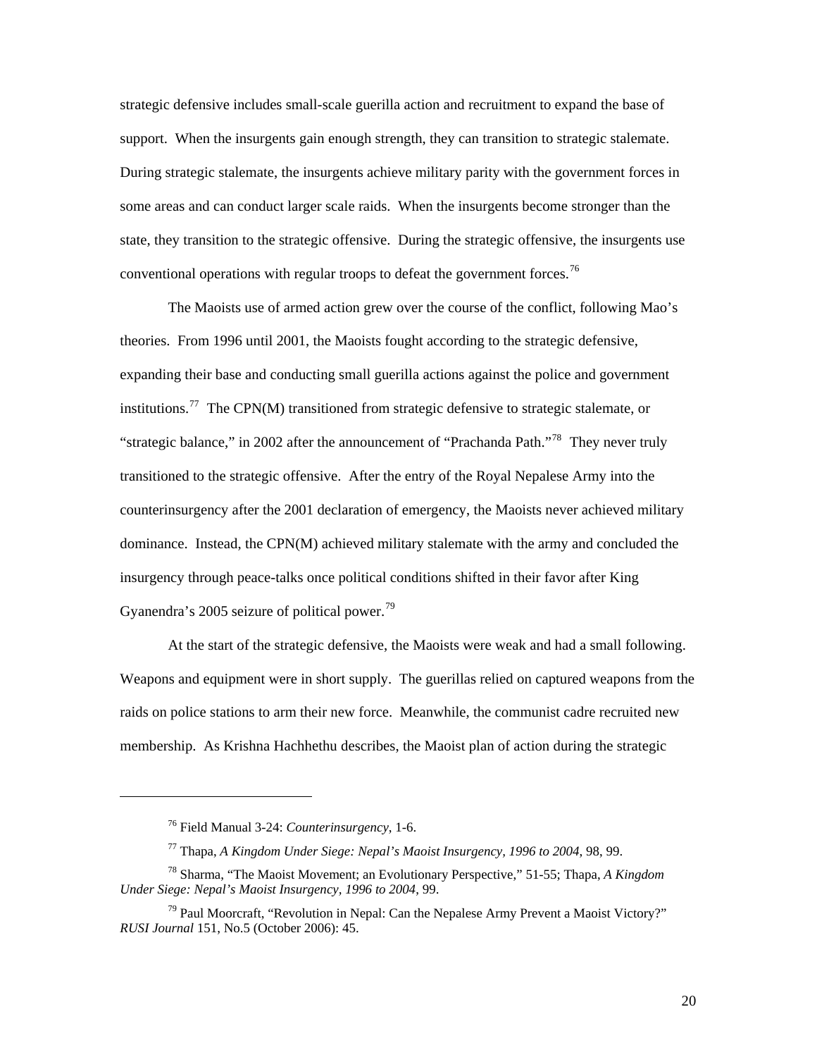strategic defensive includes small-scale guerilla action and recruitment to expand the base of support. When the insurgents gain enough strength, they can transition to strategic stalemate. During strategic stalemate, the insurgents achieve military parity with the government forces in some areas and can conduct larger scale raids. When the insurgents become stronger than the state, they transition to the strategic offensive. During the strategic offensive, the insurgents use conventional operations with regular troops to defeat the government forces.[76]

The Maoists use of armed action grew over the course of the conflict, following Mao's theories. From 1996 until 2001, the Maoists fought according to the strategic defensive, expanding their base and conducting small guerilla actions against the police and government institutions.[77] The CPN(M) transitioned from strategic defensive to strategic stalemate, or "strategic balance," in 2002 after the announcement of "Prachanda Path."[78] They never truly transitioned to the strategic offensive. After the entry of the Royal Nepalese Army into the counterinsurgency after the 2001 declaration of emergency, the Maoists never achieved military dominance. Instead, the CPN(M) achieved military stalemate with the army and concluded the insurgency through peace-talks once political conditions shifted in their favor after King Gyanendra's 2005 seizure of political power.[79]

At the start of the strategic defensive, the Maoists were weak and had a small following. Weapons and equipment were in short supply. The guerillas relied on captured weapons from the raids on police stations to arm their new force. Meanwhile, the communist cadre recruited new membership. As Krishna Hachhethu describes, the Maoist plan of action during the strategic

---

[76] Field Manual 3-24: *Counterinsurgency*, 1-6.

[77] Thapa, *A Kingdom Under Siege: Nepal's Maoist Insurgency, 1996 to 2004*, 98, 99.

[78] Sharma, "The Maoist Movement; an Evolutionary Perspective," 51-55; Thapa, *A Kingdom Under Siege: Nepal's Maoist Insurgency, 1996 to 2004*, 99.

[79] Paul Moorcraft, "Revolution in Nepal: Can the Nepalese Army Prevent a Maoist Victory?" *RUSI Journal* 151, No.5 (October 2006): 45.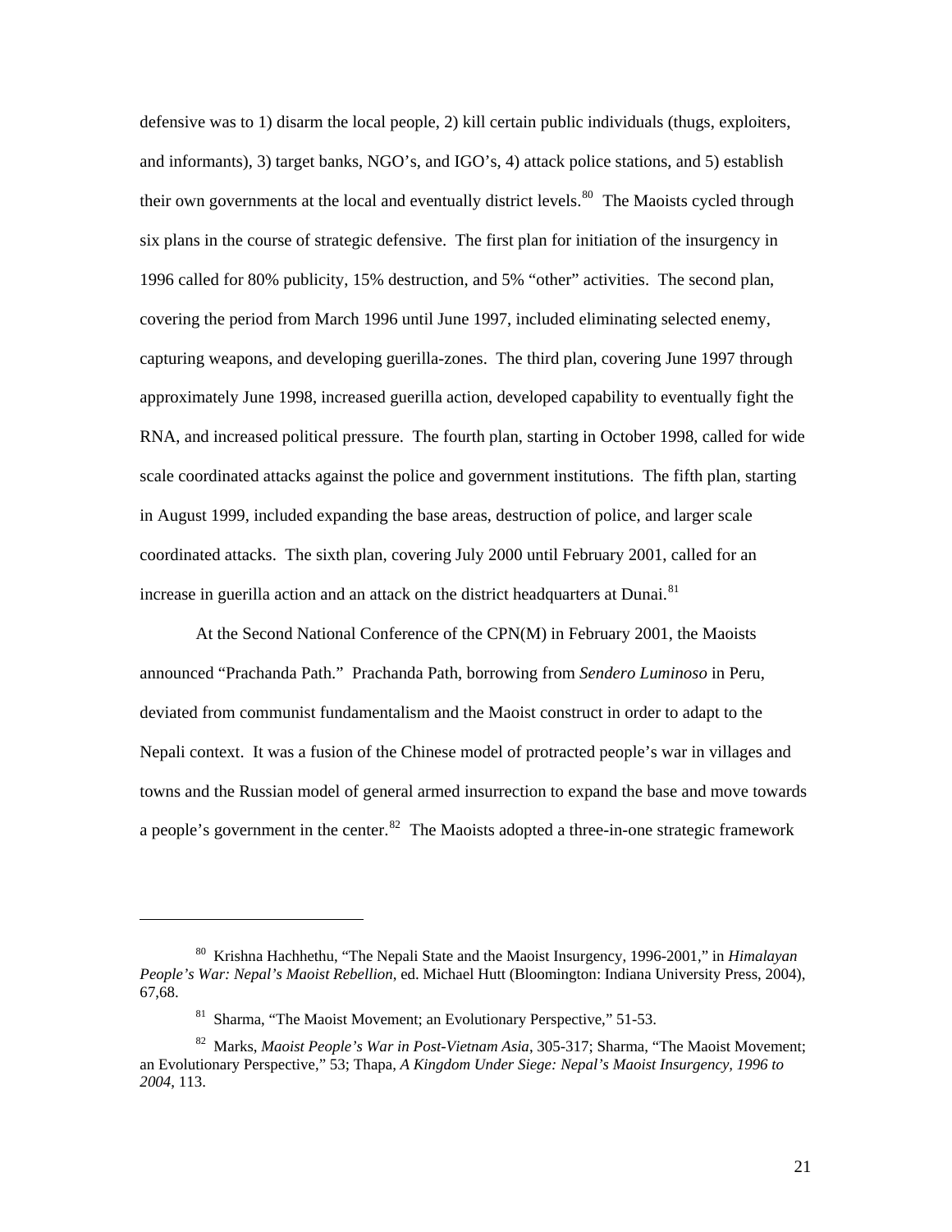defensive was to 1) disarm the local people, 2) kill certain public individuals (thugs, exploiters, and informants), 3) target banks, NGO's, and IGO's, 4) attack police stations, and 5) establish their own governments at the local and eventually district levels.[80] The Maoists cycled through six plans in the course of strategic defensive. The first plan for initiation of the insurgency in 1996 called for 80% publicity, 15% destruction, and 5% "other" activities. The second plan, covering the period from March 1996 until June 1997, included eliminating selected enemy, capturing weapons, and developing guerilla-zones. The third plan, covering June 1997 through approximately June 1998, increased guerilla action, developed capability to eventually fight the RNA, and increased political pressure. The fourth plan, starting in October 1998, called for wide scale coordinated attacks against the police and government institutions. The fifth plan, starting in August 1999, included expanding the base areas, destruction of police, and larger scale coordinated attacks. The sixth plan, covering July 2000 until February 2001, called for an increase in guerilla action and an attack on the district headquarters at Dunai.[81]

At the Second National Conference of the CPN(M) in February 2001, the Maoists announced "Prachanda Path." Prachanda Path, borrowing from *Sendero Luminoso* in Peru, deviated from communist fundamentalism and the Maoist construct in order to adapt to the Nepali context. It was a fusion of the Chinese model of protracted people's war in villages and towns and the Russian model of general armed insurrection to expand the base and move towards a people's government in the center.[82] The Maoists adopted a three-in-one strategic framework

---

[80] Krishna Hachhethu, "The Nepali State and the Maoist Insurgency, 1996-2001," in *Himalayan People's War: Nepal's Maoist Rebellion*, ed. Michael Hutt (Bloomington: Indiana University Press, 2004), 67,68.

[81] Sharma, "The Maoist Movement; an Evolutionary Perspective," 51-53.

[82] Marks, *Maoist People's War in Post-Vietnam Asia*, 305-317; Sharma, "The Maoist Movement; an Evolutionary Perspective," 53; Thapa, *A Kingdom Under Siege: Nepal's Maoist Insurgency, 1996 to 2004*, 113.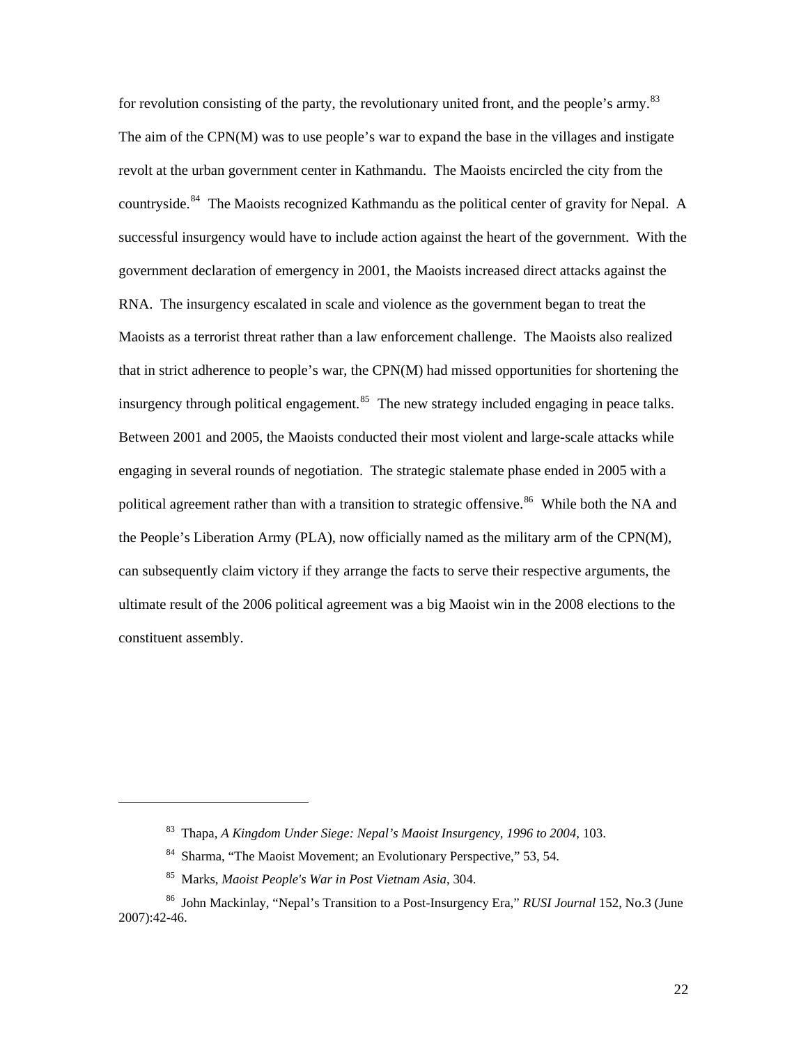for revolution consisting of the party, the revolutionary united front, and the people's army.[83] The aim of the CPN(M) was to use people's war to expand the base in the villages and instigate revolt at the urban government center in Kathmandu. The Maoists encircled the city from the countryside.[84] The Maoists recognized Kathmandu as the political center of gravity for Nepal. A successful insurgency would have to include action against the heart of the government. With the government declaration of emergency in 2001, the Maoists increased direct attacks against the RNA. The insurgency escalated in scale and violence as the government began to treat the Maoists as a terrorist threat rather than a law enforcement challenge. The Maoists also realized that in strict adherence to people's war, the CPN(M) had missed opportunities for shortening the insurgency through political engagement.[85] The new strategy included engaging in peace talks. Between 2001 and 2005, the Maoists conducted their most violent and large-scale attacks while engaging in several rounds of negotiation. The strategic stalemate phase ended in 2005 with a political agreement rather than with a transition to strategic offensive.[86] While both the NA and the People's Liberation Army (PLA), now officially named as the military arm of the CPN(M), can subsequently claim victory if they arrange the facts to serve their respective arguments, the ultimate result of the 2006 political agreement was a big Maoist win in the 2008 elections to the constituent assembly.

---

[83] Thapa, *A Kingdom Under Siege: Nepal's Maoist Insurgency, 1996 to 2004*, 103.

[84] Sharma, "The Maoist Movement; an Evolutionary Perspective," 53, 54.

[85] Marks, *Maoist People's War in Post Vietnam Asia*, 304.

[86] John Mackinlay, "Nepal's Transition to a Post-Insurgency Era," *RUSI Journal* 152, No.3 (June 2007):42-46.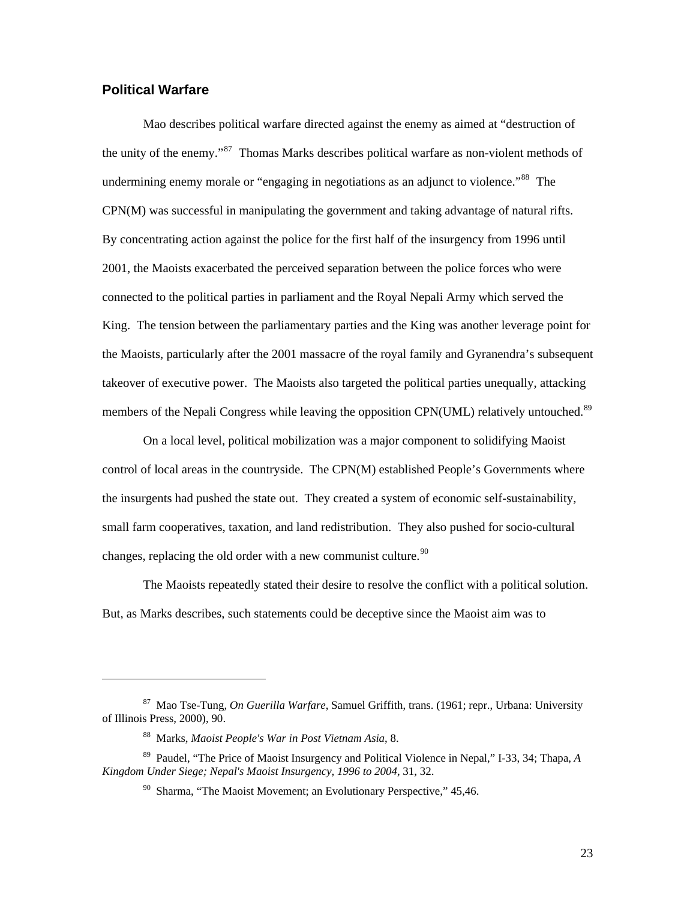## Political Warfare

Mao describes political warfare directed against the enemy as aimed at "destruction of the unity of the enemy."[87] Thomas Marks describes political warfare as non-violent methods of undermining enemy morale or "engaging in negotiations as an adjunct to violence."[88] The CPN(M) was successful in manipulating the government and taking advantage of natural rifts. By concentrating action against the police for the first half of the insurgency from 1996 until 2001, the Maoists exacerbated the perceived separation between the police forces who were connected to the political parties in parliament and the Royal Nepali Army which served the King. The tension between the parliamentary parties and the King was another leverage point for the Maoists, particularly after the 2001 massacre of the royal family and Gyranendra's subsequent takeover of executive power. The Maoists also targeted the political parties unequally, attacking members of the Nepali Congress while leaving the opposition CPN(UML) relatively untouched.[89]

On a local level, political mobilization was a major component to solidifying Maoist control of local areas in the countryside. The CPN(M) established People's Governments where the insurgents had pushed the state out. They created a system of economic self-sustainability, small farm cooperatives, taxation, and land redistribution. They also pushed for socio-cultural changes, replacing the old order with a new communist culture.[90]

The Maoists repeatedly stated their desire to resolve the conflict with a political solution. But, as Marks describes, such statements could be deceptive since the Maoist aim was to

---

[87] Mao Tse-Tung, *On Guerilla Warfare*, Samuel Griffith, trans. (1961; repr., Urbana: University of Illinois Press, 2000), 90.

[88] Marks, *Maoist People's War in Post Vietnam Asia*, 8.

[89] Paudel, "The Price of Maoist Insurgency and Political Violence in Nepal," I-33, 34; Thapa, *A Kingdom Under Siege; Nepal's Maoist Insurgency, 1996 to 2004*, 31, 32.

[90] Sharma, "The Maoist Movement; an Evolutionary Perspective," 45,46.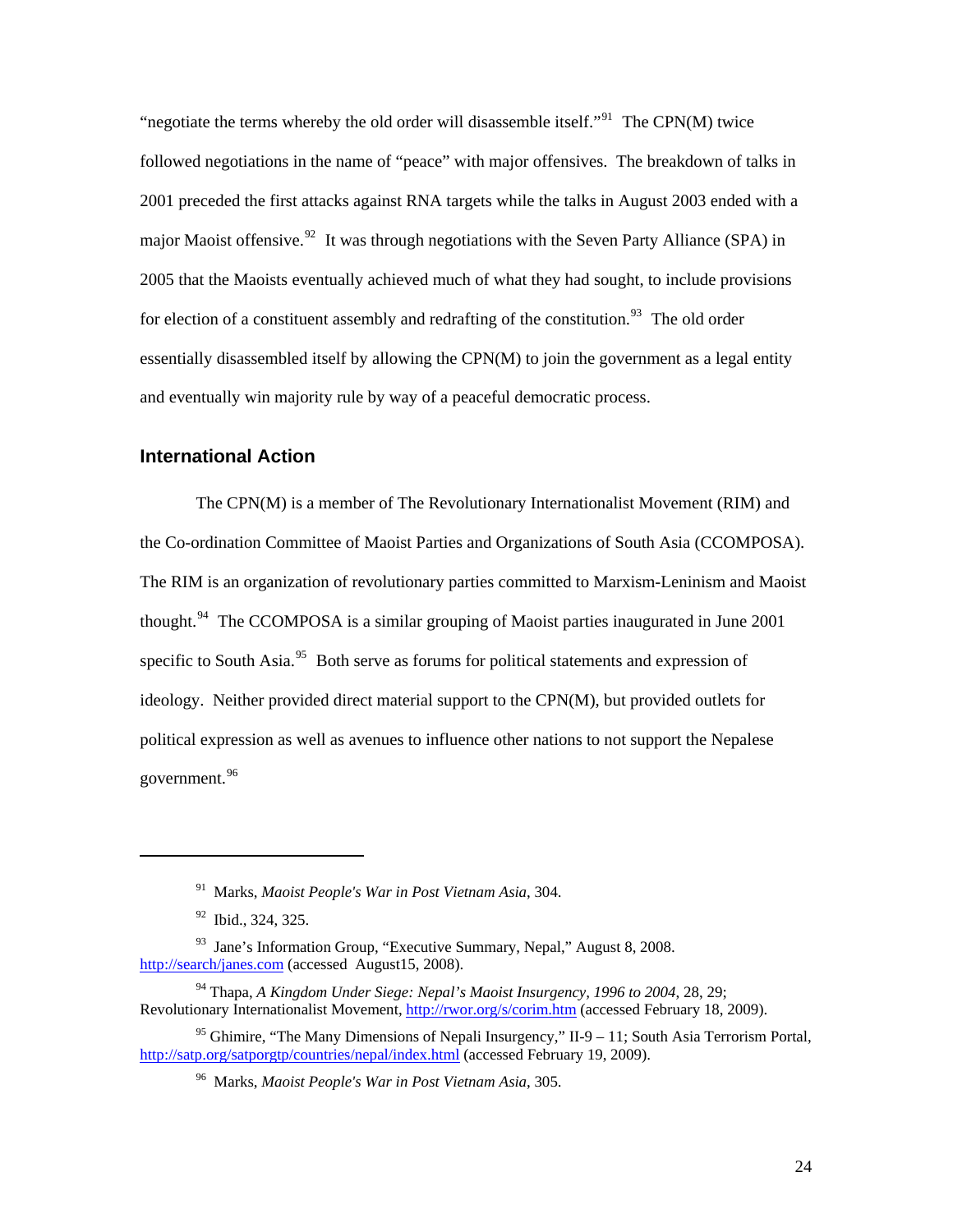"negotiate the terms whereby the old order will disassemble itself."[91] The CPN(M) twice followed negotiations in the name of "peace" with major offensives. The breakdown of talks in 2001 preceded the first attacks against RNA targets while the talks in August 2003 ended with a major Maoist offensive.[92] It was through negotiations with the Seven Party Alliance (SPA) in 2005 that the Maoists eventually achieved much of what they had sought, to include provisions for election of a constituent assembly and redrafting of the constitution.[93] The old order essentially disassembled itself by allowing the CPN(M) to join the government as a legal entity and eventually win majority rule by way of a peaceful democratic process.

### International Action

The CPN(M) is a member of The Revolutionary Internationalist Movement (RIM) and the Co-ordination Committee of Maoist Parties and Organizations of South Asia (CCOMPOSA). The RIM is an organization of revolutionary parties committed to Marxism-Leninism and Maoist thought.[94] The CCOMPOSA is a similar grouping of Maoist parties inaugurated in June 2001 specific to South Asia.[95] Both serve as forums for political statements and expression of ideology. Neither provided direct material support to the CPN(M), but provided outlets for political expression as well as avenues to influence other nations to not support the Nepalese government.[96]

---

[91] Marks, *Maoist People's War in Post Vietnam Asia*, 304.

[92] Ibid., 324, 325.

[93] Jane's Information Group, "Executive Summary, Nepal," August 8, 2008. http://search/janes.com (accessed August15, 2008).

[94] Thapa, *A Kingdom Under Siege: Nepal's Maoist Insurgency, 1996 to 2004*, 28, 29; Revolutionary Internationalist Movement, http://rwor.org/s/corim.htm (accessed February 18, 2009).

[95] Ghimire, "The Many Dimensions of Nepali Insurgency," II-9 – 11; South Asia Terrorism Portal, http://satp.org/satporgtp/countries/nepal/index.html (accessed February 19, 2009).

[96] Marks, *Maoist People's War in Post Vietnam Asia*, 305.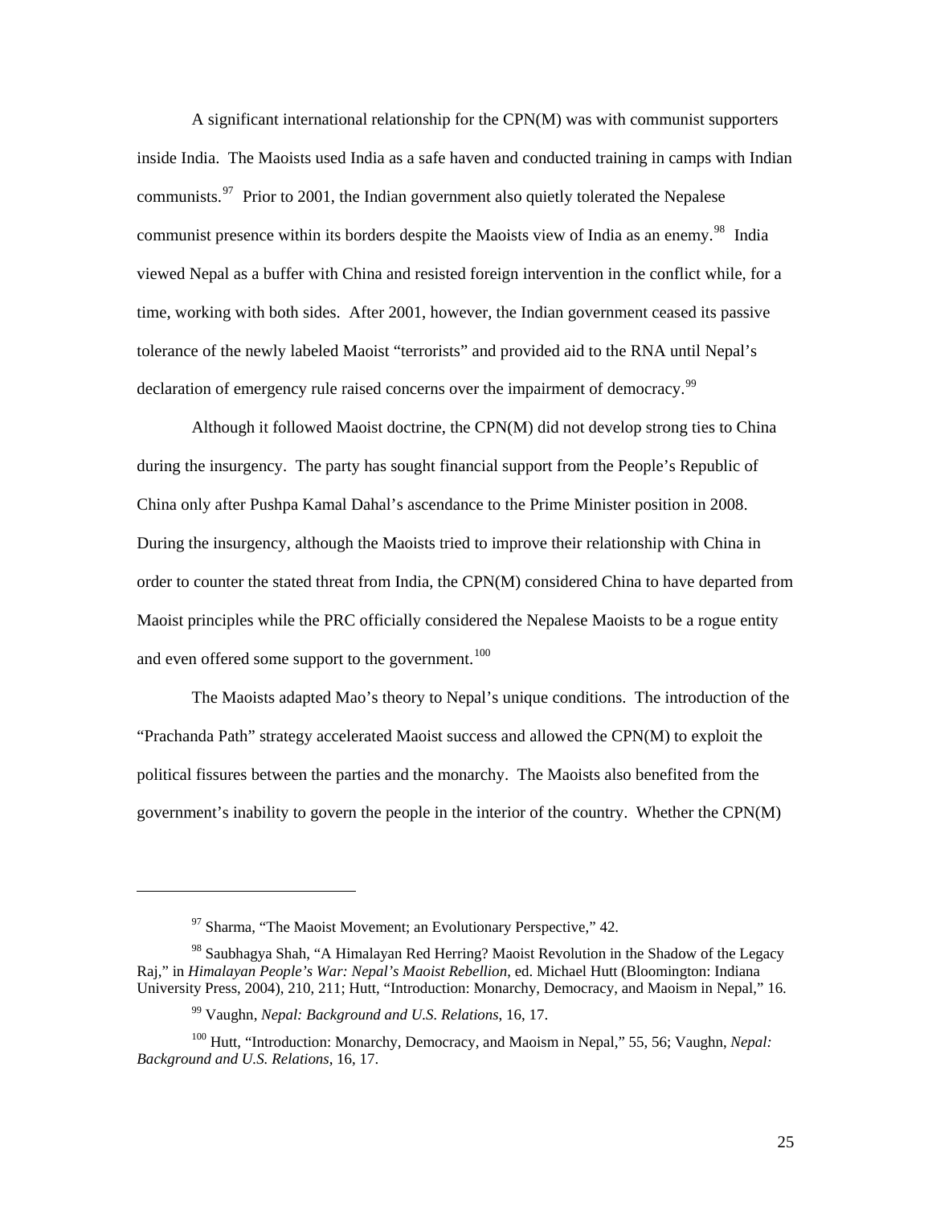A significant international relationship for the CPN(M) was with communist supporters inside India. The Maoists used India as a safe haven and conducted training in camps with Indian communists.[97] Prior to 2001, the Indian government also quietly tolerated the Nepalese communist presence within its borders despite the Maoists view of India as an enemy.[98] India viewed Nepal as a buffer with China and resisted foreign intervention in the conflict while, for a time, working with both sides. After 2001, however, the Indian government ceased its passive tolerance of the newly labeled Maoist "terrorists" and provided aid to the RNA until Nepal's declaration of emergency rule raised concerns over the impairment of democracy.[99]

Although it followed Maoist doctrine, the CPN(M) did not develop strong ties to China during the insurgency. The party has sought financial support from the People's Republic of China only after Pushpa Kamal Dahal's ascendance to the Prime Minister position in 2008. During the insurgency, although the Maoists tried to improve their relationship with China in order to counter the stated threat from India, the CPN(M) considered China to have departed from Maoist principles while the PRC officially considered the Nepalese Maoists to be a rogue entity and even offered some support to the government.[100]

The Maoists adapted Mao's theory to Nepal's unique conditions. The introduction of the "Prachanda Path" strategy accelerated Maoist success and allowed the CPN(M) to exploit the political fissures between the parties and the monarchy. The Maoists also benefited from the government's inability to govern the people in the interior of the country. Whether the CPN(M)

---

[97] Sharma, "The Maoist Movement; an Evolutionary Perspective," 42.

[98] Saubhagya Shah, "A Himalayan Red Herring? Maoist Revolution in the Shadow of the Legacy Raj," in *Himalayan People's War: Nepal's Maoist Rebellion*, ed. Michael Hutt (Bloomington: Indiana University Press, 2004), 210, 211; Hutt, "Introduction: Monarchy, Democracy, and Maoism in Nepal," 16.

[99] Vaughn, *Nepal: Background and U.S. Relations*, 16, 17.

[100] Hutt, "Introduction: Monarchy, Democracy, and Maoism in Nepal," 55, 56; Vaughn, *Nepal: Background and U.S. Relations*, 16, 17.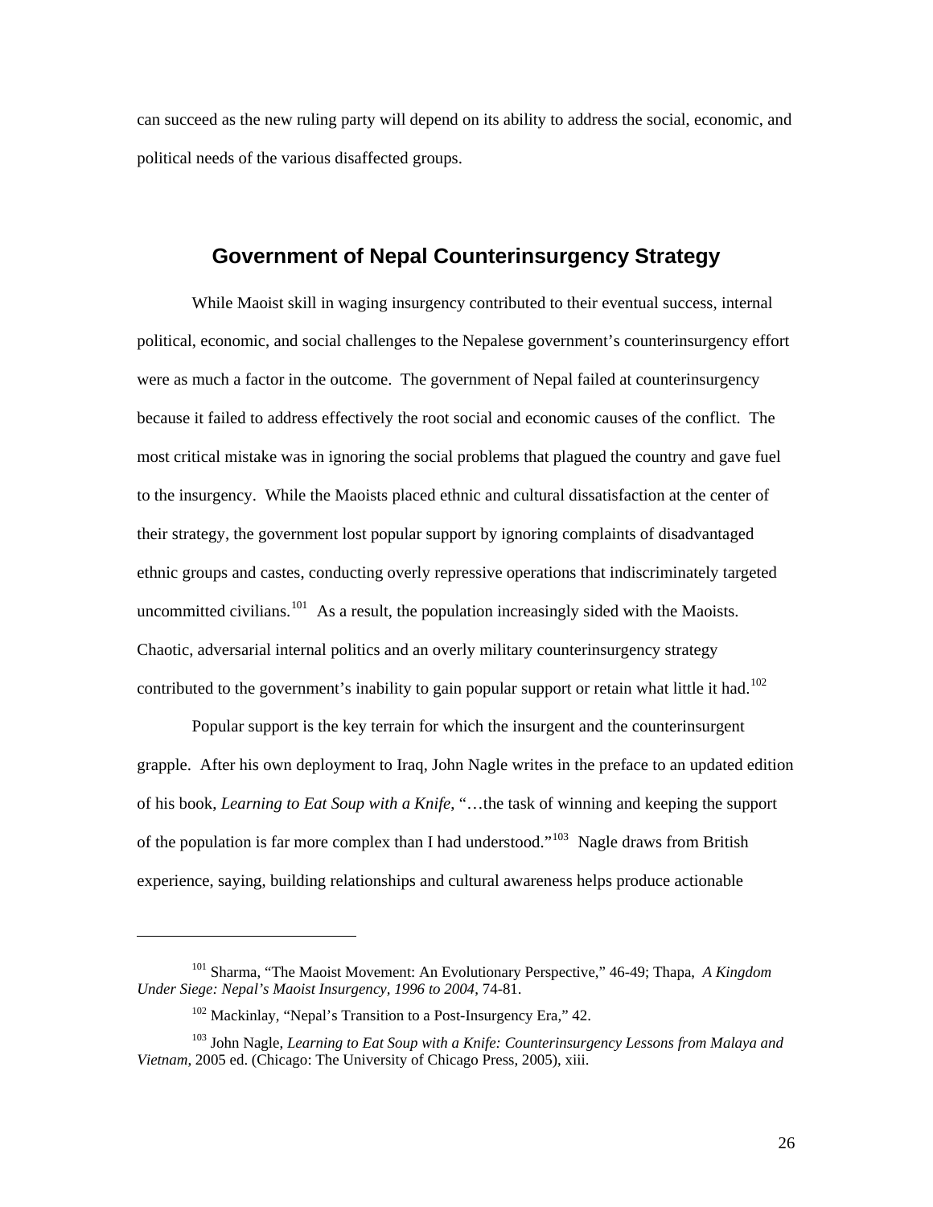can succeed as the new ruling party will depend on its ability to address the social, economic, and political needs of the various disaffected groups.

## Government of Nepal Counterinsurgency Strategy

While Maoist skill in waging insurgency contributed to their eventual success, internal political, economic, and social challenges to the Nepalese government's counterinsurgency effort were as much a factor in the outcome. The government of Nepal failed at counterinsurgency because it failed to address effectively the root social and economic causes of the conflict. The most critical mistake was in ignoring the social problems that plagued the country and gave fuel to the insurgency. While the Maoists placed ethnic and cultural dissatisfaction at the center of their strategy, the government lost popular support by ignoring complaints of disadvantaged ethnic groups and castes, conducting overly repressive operations that indiscriminately targeted uncommitted civilians.[101] As a result, the population increasingly sided with the Maoists. Chaotic, adversarial internal politics and an overly military counterinsurgency strategy contributed to the government's inability to gain popular support or retain what little it had.[102]

Popular support is the key terrain for which the insurgent and the counterinsurgent grapple. After his own deployment to Iraq, John Nagle writes in the preface to an updated edition of his book, *Learning to Eat Soup with a Knife*, "…the task of winning and keeping the support of the population is far more complex than I had understood."[103] Nagle draws from British experience, saying, building relationships and cultural awareness helps produce actionable

---

[101] Sharma, "The Maoist Movement: An Evolutionary Perspective," 46-49; Thapa, *A Kingdom Under Siege: Nepal's Maoist Insurgency, 1996 to 2004*, 74-81.

[102] Mackinlay, "Nepal's Transition to a Post-Insurgency Era," 42.

[103] John Nagle, *Learning to Eat Soup with a Knife: Counterinsurgency Lessons from Malaya and Vietnam*, 2005 ed. (Chicago: The University of Chicago Press, 2005), xiii.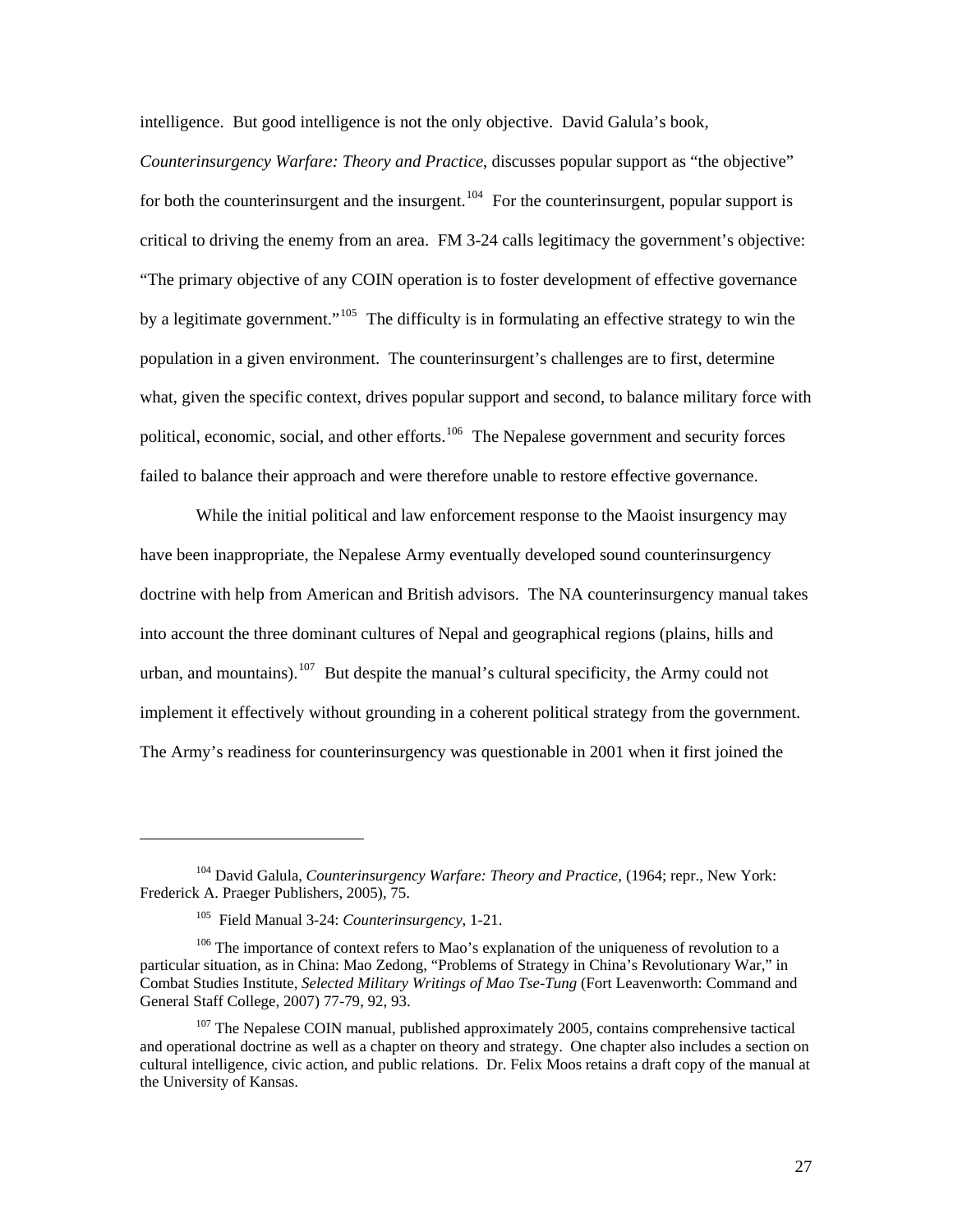intelligence. But good intelligence is not the only objective. David Galula's book, *Counterinsurgency Warfare: Theory and Practice*, discusses popular support as "the objective" for both the counterinsurgent and the insurgent.[104] For the counterinsurgent, popular support is critical to driving the enemy from an area. FM 3-24 calls legitimacy the government's objective: "The primary objective of any COIN operation is to foster development of effective governance by a legitimate government."[105] The difficulty is in formulating an effective strategy to win the population in a given environment. The counterinsurgent's challenges are to first, determine what, given the specific context, drives popular support and second, to balance military force with political, economic, social, and other efforts.[106] The Nepalese government and security forces failed to balance their approach and were therefore unable to restore effective governance.

While the initial political and law enforcement response to the Maoist insurgency may have been inappropriate, the Nepalese Army eventually developed sound counterinsurgency doctrine with help from American and British advisors. The NA counterinsurgency manual takes into account the three dominant cultures of Nepal and geographical regions (plains, hills and urban, and mountains).[107] But despite the manual's cultural specificity, the Army could not implement it effectively without grounding in a coherent political strategy from the government. The Army's readiness for counterinsurgency was questionable in 2001 when it first joined the

---

[104] David Galula, *Counterinsurgency Warfare: Theory and Practice,* (1964; repr., New York: Frederick A. Praeger Publishers, 2005), 75.

[105] Field Manual 3-24: *Counterinsurgency*, 1-21.

[106] The importance of context refers to Mao's explanation of the uniqueness of revolution to a particular situation, as in China: Mao Zedong, "Problems of Strategy in China's Revolutionary War," in Combat Studies Institute, *Selected Military Writings of Mao Tse-Tung* (Fort Leavenworth: Command and General Staff College, 2007) 77-79, 92, 93.

[107] The Nepalese COIN manual, published approximately 2005, contains comprehensive tactical and operational doctrine as well as a chapter on theory and strategy. One chapter also includes a section on cultural intelligence, civic action, and public relations. Dr. Felix Moos retains a draft copy of the manual at the University of Kansas.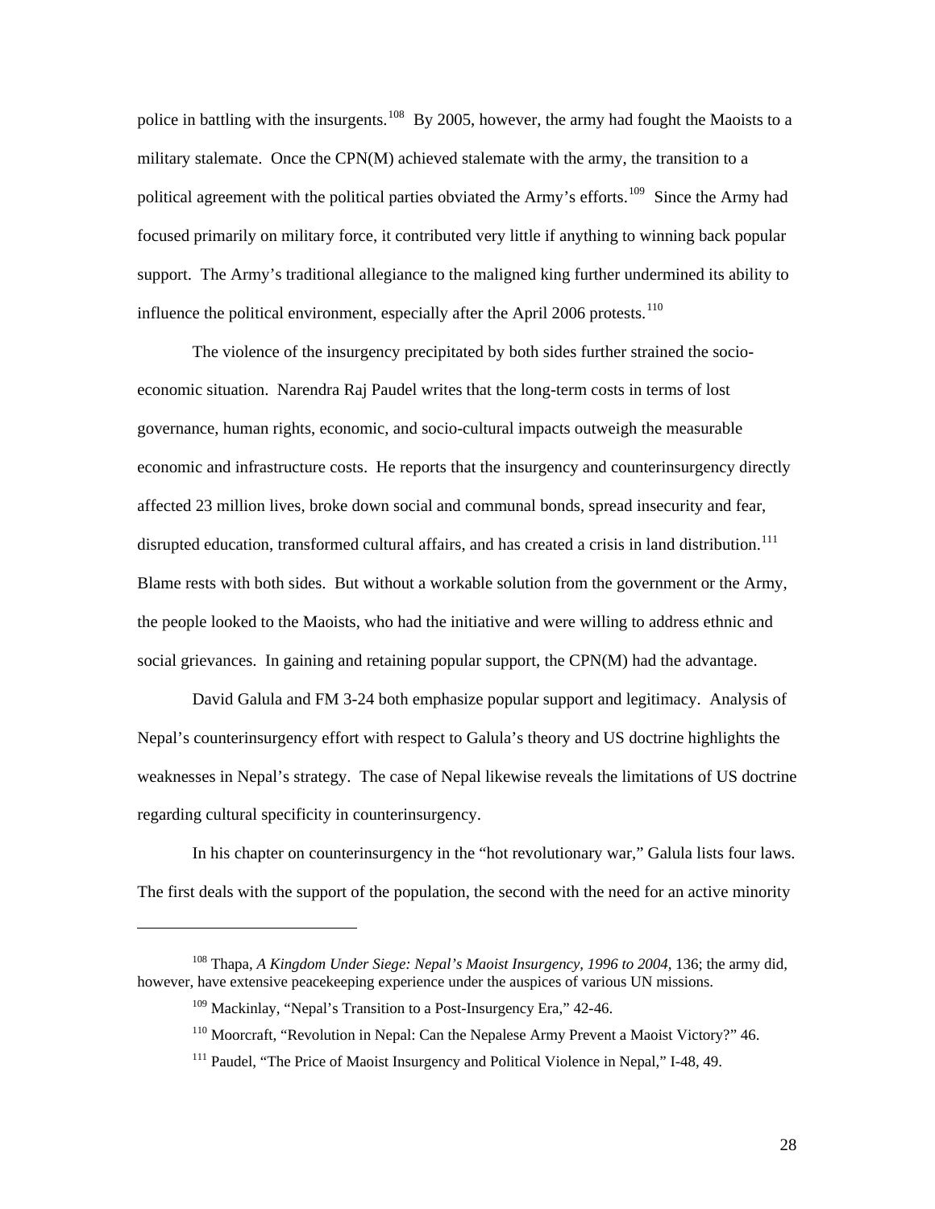police in battling with the insurgents.[108] By 2005, however, the army had fought the Maoists to a military stalemate. Once the CPN(M) achieved stalemate with the army, the transition to a political agreement with the political parties obviated the Army's efforts.[109] Since the Army had focused primarily on military force, it contributed very little if anything to winning back popular support. The Army's traditional allegiance to the maligned king further undermined its ability to influence the political environment, especially after the April 2006 protests.[110]

The violence of the insurgency precipitated by both sides further strained the socio-economic situation. Narendra Raj Paudel writes that the long-term costs in terms of lost governance, human rights, economic, and socio-cultural impacts outweigh the measurable economic and infrastructure costs. He reports that the insurgency and counterinsurgency directly affected 23 million lives, broke down social and communal bonds, spread insecurity and fear, disrupted education, transformed cultural affairs, and has created a crisis in land distribution.[111] Blame rests with both sides. But without a workable solution from the government or the Army, the people looked to the Maoists, who had the initiative and were willing to address ethnic and social grievances. In gaining and retaining popular support, the CPN(M) had the advantage.

David Galula and FM 3-24 both emphasize popular support and legitimacy. Analysis of Nepal's counterinsurgency effort with respect to Galula's theory and US doctrine highlights the weaknesses in Nepal's strategy. The case of Nepal likewise reveals the limitations of US doctrine regarding cultural specificity in counterinsurgency.

In his chapter on counterinsurgency in the "hot revolutionary war," Galula lists four laws. The first deals with the support of the population, the second with the need for an active minority

---

[108] Thapa, *A Kingdom Under Siege: Nepal's Maoist Insurgency, 1996 to 2004,* 136; the army did, however, have extensive peacekeeping experience under the auspices of various UN missions.

[109] Mackinlay, "Nepal's Transition to a Post-Insurgency Era," 42-46.

[110] Moorcraft, "Revolution in Nepal: Can the Nepalese Army Prevent a Maoist Victory?" 46.

[111] Paudel, "The Price of Maoist Insurgency and Political Violence in Nepal," I-48, 49.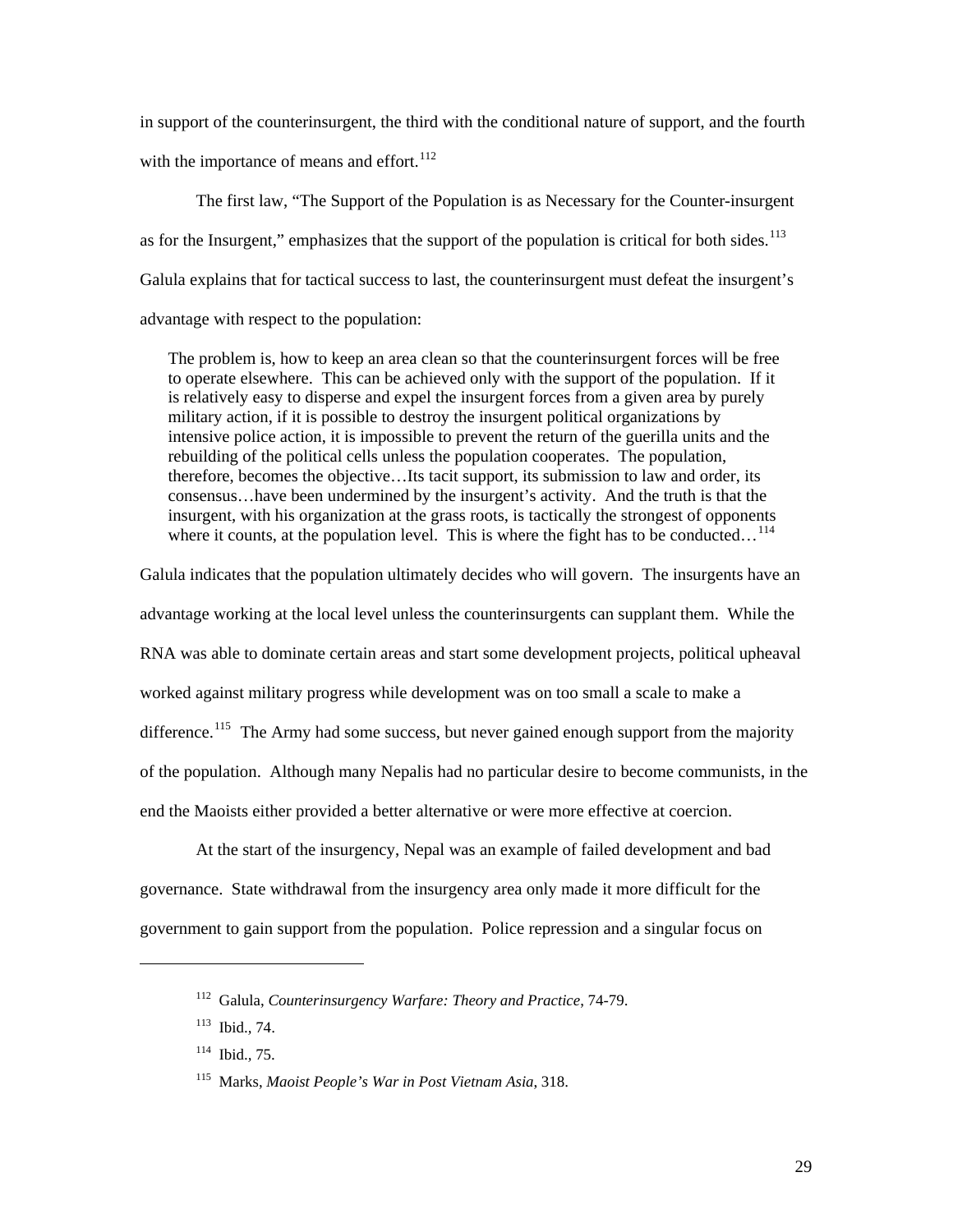in support of the counterinsurgent, the third with the conditional nature of support, and the fourth with the importance of means and effort.[112]

The first law, "The Support of the Population is as Necessary for the Counter-insurgent as for the Insurgent," emphasizes that the support of the population is critical for both sides.[113] Galula explains that for tactical success to last, the counterinsurgent must defeat the insurgent's advantage with respect to the population:

> The problem is, how to keep an area clean so that the counterinsurgent forces will be free to operate elsewhere. This can be achieved only with the support of the population. If it is relatively easy to disperse and expel the insurgent forces from a given area by purely military action, if it is possible to destroy the insurgent political organizations by intensive police action, it is impossible to prevent the return of the guerilla units and the rebuilding of the political cells unless the population cooperates. The population, therefore, becomes the objective…Its tacit support, its submission to law and order, its consensus…have been undermined by the insurgent's activity. And the truth is that the insurgent, with his organization at the grass roots, is tactically the strongest of opponents where it counts, at the population level. This is where the fight has to be conducted…[114]

Galula indicates that the population ultimately decides who will govern. The insurgents have an advantage working at the local level unless the counterinsurgents can supplant them. While the RNA was able to dominate certain areas and start some development projects, political upheaval worked against military progress while development was on too small a scale to make a difference.[115] The Army had some success, but never gained enough support from the majority of the population. Although many Nepalis had no particular desire to become communists, in the end the Maoists either provided a better alternative or were more effective at coercion.

At the start of the insurgency, Nepal was an example of failed development and bad governance. State withdrawal from the insurgency area only made it more difficult for the government to gain support from the population. Police repression and a singular focus on

---

[112] Galula, *Counterinsurgency Warfare: Theory and Practice*, 74-79.

[113] Ibid., 74.

[114] Ibid., 75.

[115] Marks, *Maoist People's War in Post Vietnam Asia*, 318.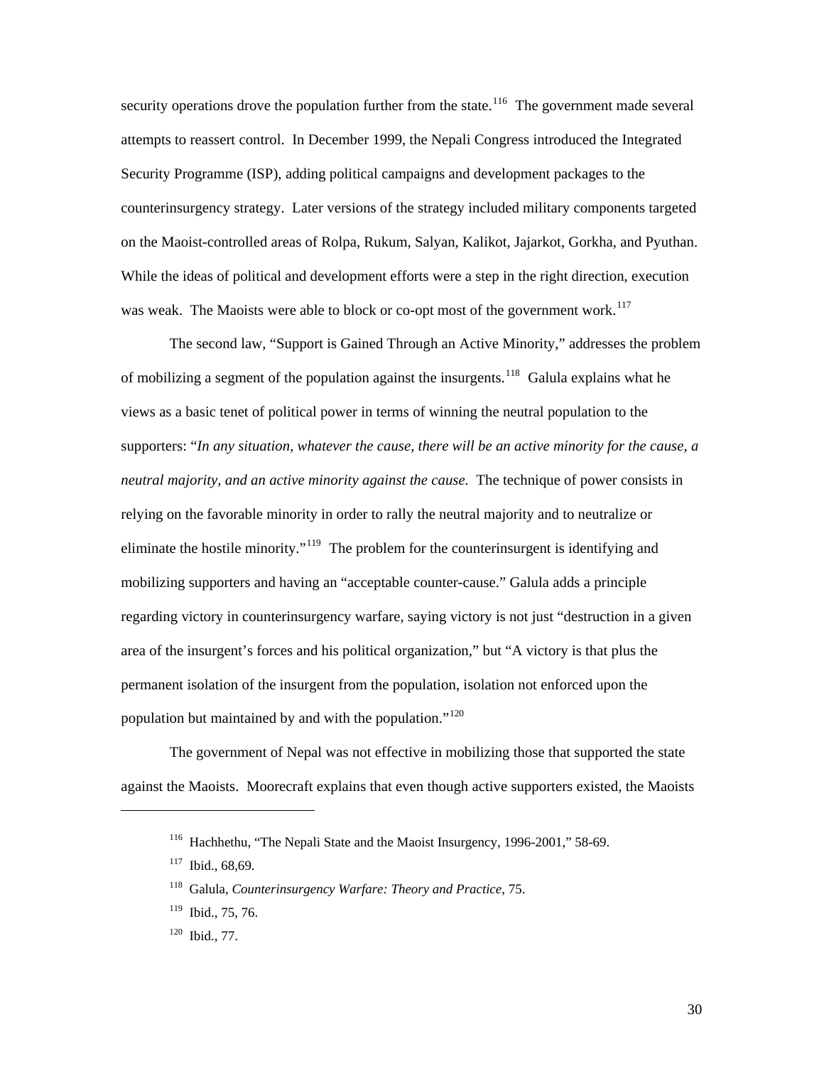security operations drove the population further from the state.[116] The government made several attempts to reassert control. In December 1999, the Nepali Congress introduced the Integrated Security Programme (ISP), adding political campaigns and development packages to the counterinsurgency strategy. Later versions of the strategy included military components targeted on the Maoist-controlled areas of Rolpa, Rukum, Salyan, Kalikot, Jajarkot, Gorkha, and Pyuthan. While the ideas of political and development efforts were a step in the right direction, execution was weak. The Maoists were able to block or co-opt most of the government work.[117]

The second law, "Support is Gained Through an Active Minority," addresses the problem of mobilizing a segment of the population against the insurgents.[118] Galula explains what he views as a basic tenet of political power in terms of winning the neutral population to the supporters: "*In any situation, whatever the cause, there will be an active minority for the cause, a neutral majority, and an active minority against the cause.* The technique of power consists in relying on the favorable minority in order to rally the neutral majority and to neutralize or eliminate the hostile minority."[119] The problem for the counterinsurgent is identifying and mobilizing supporters and having an "acceptable counter-cause." Galula adds a principle regarding victory in counterinsurgency warfare, saying victory is not just "destruction in a given area of the insurgent's forces and his political organization," but "A victory is that plus the permanent isolation of the insurgent from the population, isolation not enforced upon the population but maintained by and with the population."[120]

The government of Nepal was not effective in mobilizing those that supported the state against the Maoists. Moorecraft explains that even though active supporters existed, the Maoists

---

[116] Hachhethu, "The Nepali State and the Maoist Insurgency, 1996-2001," 58-69.

[117] Ibid., 68,69.

[118] Galula, *Counterinsurgency Warfare: Theory and Practice*, 75.

[119] Ibid., 75, 76.

[120] Ibid., 77.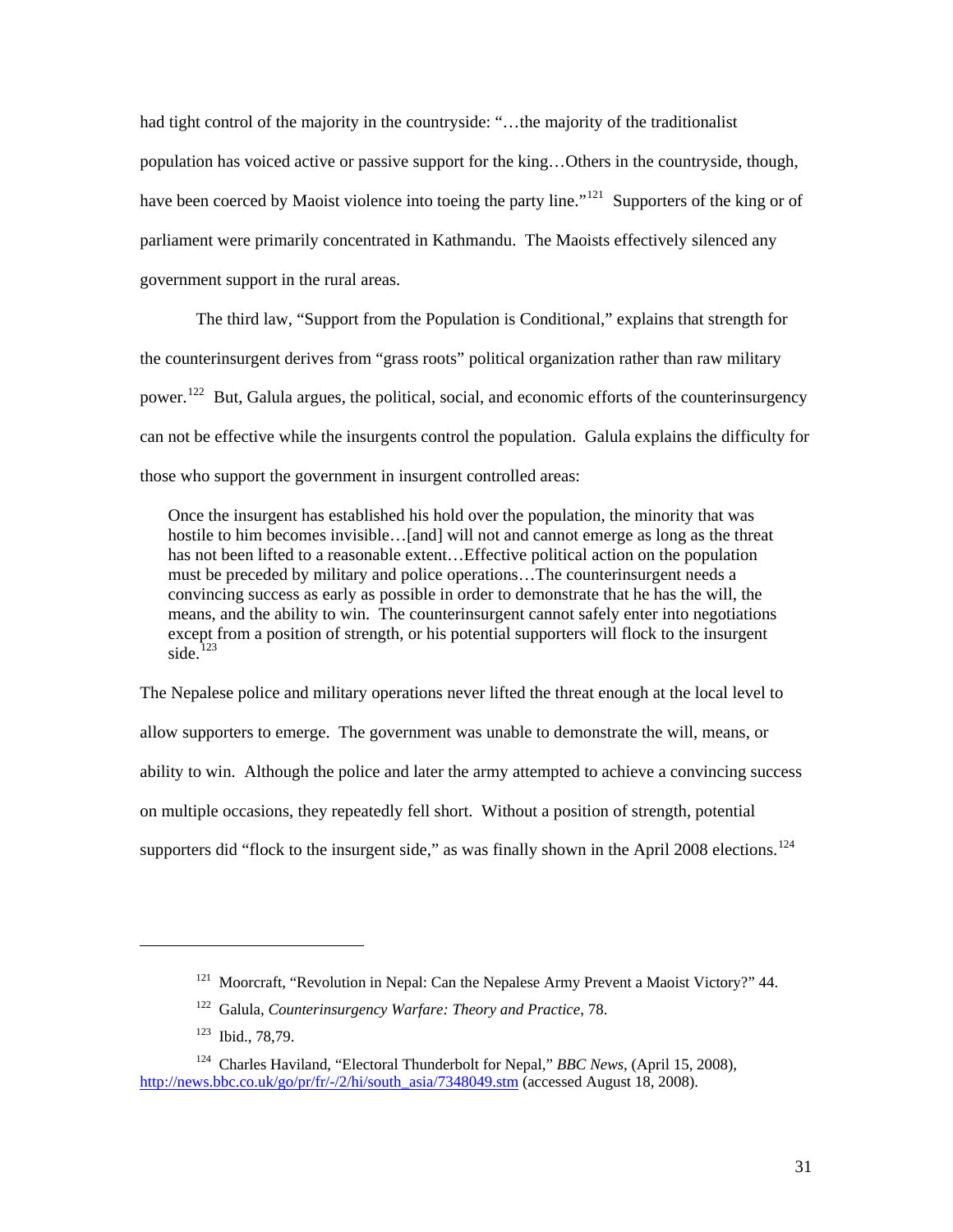had tight control of the majority in the countryside: "…the majority of the traditionalist population has voiced active or passive support for the king…Others in the countryside, though, have been coerced by Maoist violence into toeing the party line."[121] Supporters of the king or of parliament were primarily concentrated in Kathmandu. The Maoists effectively silenced any government support in the rural areas.

The third law, "Support from the Population is Conditional," explains that strength for the counterinsurgent derives from "grass roots" political organization rather than raw military power.[122] But, Galula argues, the political, social, and economic efforts of the counterinsurgency can not be effective while the insurgents control the population. Galula explains the difficulty for those who support the government in insurgent controlled areas:

> Once the insurgent has established his hold over the population, the minority that was hostile to him becomes invisible…[and] will not and cannot emerge as long as the threat has not been lifted to a reasonable extent…Effective political action on the population must be preceded by military and police operations…The counterinsurgent needs a convincing success as early as possible in order to demonstrate that he has the will, the means, and the ability to win. The counterinsurgent cannot safely enter into negotiations except from a position of strength, or his potential supporters will flock to the insurgent side.[123]

The Nepalese police and military operations never lifted the threat enough at the local level to allow supporters to emerge. The government was unable to demonstrate the will, means, or ability to win. Although the police and later the army attempted to achieve a convincing success on multiple occasions, they repeatedly fell short. Without a position of strength, potential supporters did "flock to the insurgent side," as was finally shown in the April 2008 elections.[124]

---

[121] Moorcraft, "Revolution in Nepal: Can the Nepalese Army Prevent a Maoist Victory?" 44.

[122] Galula, *Counterinsurgency Warfare: Theory and Practice*, 78.

[123] Ibid., 78,79.

[124] Charles Haviland, "Electoral Thunderbolt for Nepal," *BBC News*, (April 15, 2008), http://news.bbc.co.uk/go/pr/fr/-/2/hi/south_asia/7348049.stm (accessed August 18, 2008).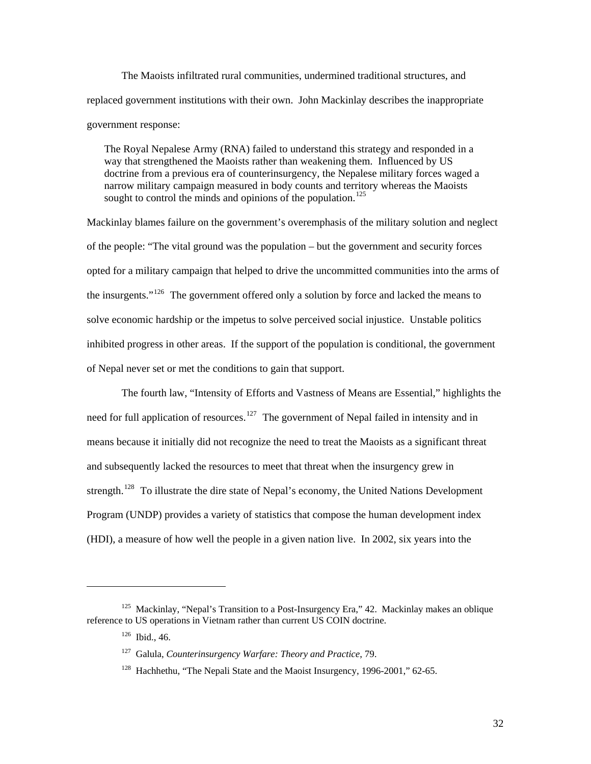The Maoists infiltrated rural communities, undermined traditional structures, and replaced government institutions with their own. John Mackinlay describes the inappropriate government response:

> The Royal Nepalese Army (RNA) failed to understand this strategy and responded in a way that strengthened the Maoists rather than weakening them. Influenced by US doctrine from a previous era of counterinsurgency, the Nepalese military forces waged a narrow military campaign measured in body counts and territory whereas the Maoists sought to control the minds and opinions of the population.[125]

Mackinlay blames failure on the government's overemphasis of the military solution and neglect of the people: "The vital ground was the population – but the government and security forces opted for a military campaign that helped to drive the uncommitted communities into the arms of the insurgents."[126] The government offered only a solution by force and lacked the means to solve economic hardship or the impetus to solve perceived social injustice. Unstable politics inhibited progress in other areas. If the support of the population is conditional, the government of Nepal never set or met the conditions to gain that support.

The fourth law, "Intensity of Efforts and Vastness of Means are Essential," highlights the need for full application of resources.[127] The government of Nepal failed in intensity and in means because it initially did not recognize the need to treat the Maoists as a significant threat and subsequently lacked the resources to meet that threat when the insurgency grew in strength.[128] To illustrate the dire state of Nepal's economy, the United Nations Development Program (UNDP) provides a variety of statistics that compose the human development index (HDI), a measure of how well the people in a given nation live. In 2002, six years into the

---

[125] Mackinlay, "Nepal's Transition to a Post-Insurgency Era," 42. Mackinlay makes an oblique reference to US operations in Vietnam rather than current US COIN doctrine.

[126] Ibid., 46.

[127] Galula, *Counterinsurgency Warfare: Theory and Practice*, 79.

[128] Hachhethu, "The Nepali State and the Maoist Insurgency, 1996-2001," 62-65.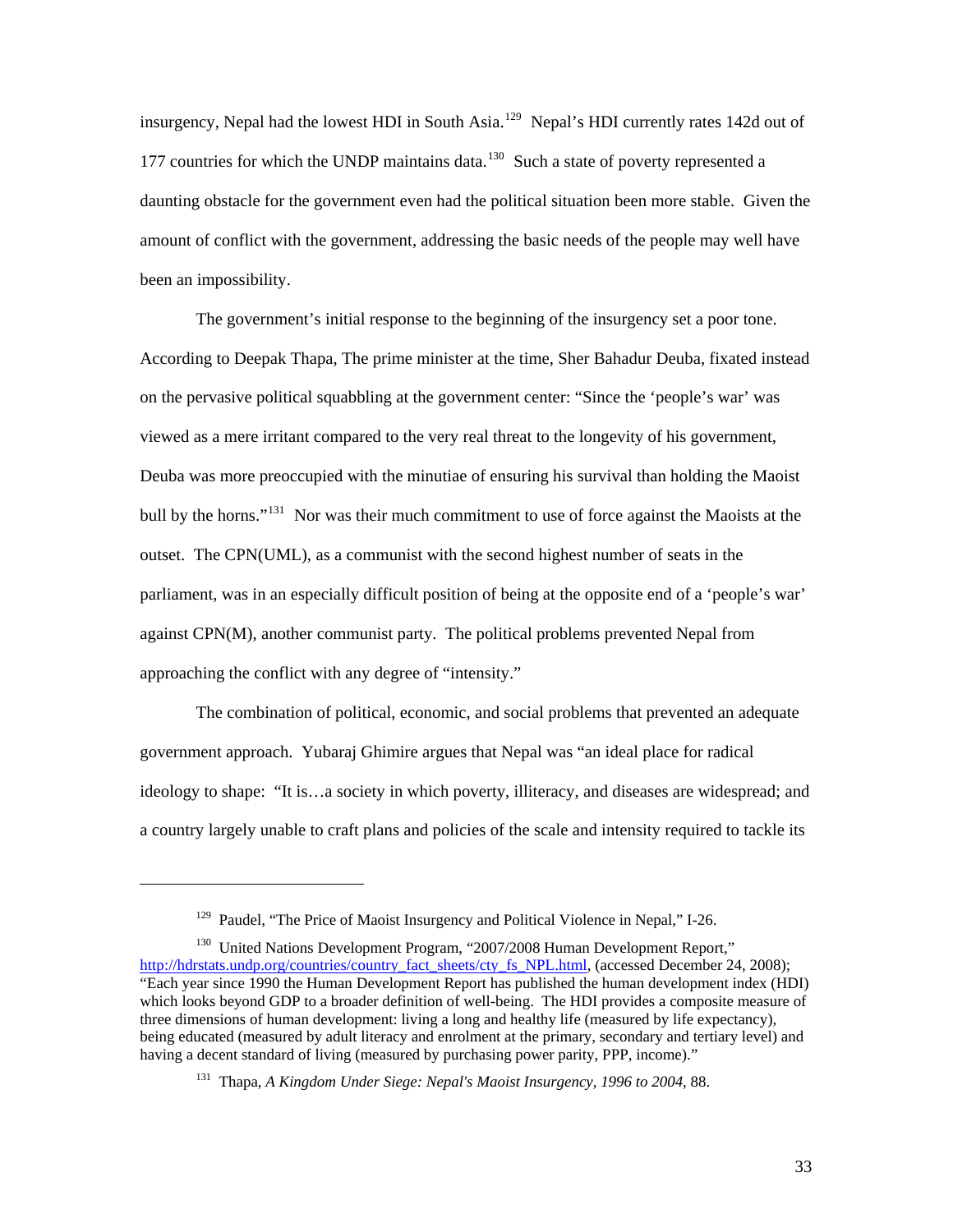insurgency, Nepal had the lowest HDI in South Asia.[129] Nepal's HDI currently rates 142d out of 177 countries for which the UNDP maintains data.[130] Such a state of poverty represented a daunting obstacle for the government even had the political situation been more stable. Given the amount of conflict with the government, addressing the basic needs of the people may well have been an impossibility.

The government's initial response to the beginning of the insurgency set a poor tone. According to Deepak Thapa, The prime minister at the time, Sher Bahadur Deuba, fixated instead on the pervasive political squabbling at the government center: "Since the 'people's war' was viewed as a mere irritant compared to the very real threat to the longevity of his government, Deuba was more preoccupied with the minutiae of ensuring his survival than holding the Maoist bull by the horns."[131] Nor was their much commitment to use of force against the Maoists at the outset. The CPN(UML), as a communist with the second highest number of seats in the parliament, was in an especially difficult position of being at the opposite end of a 'people's war' against CPN(M), another communist party. The political problems prevented Nepal from approaching the conflict with any degree of "intensity."

The combination of political, economic, and social problems that prevented an adequate government approach. Yubaraj Ghimire argues that Nepal was "an ideal place for radical ideology to shape: "It is…a society in which poverty, illiteracy, and diseases are widespread; and a country largely unable to craft plans and policies of the scale and intensity required to tackle its

---

[129] Paudel, "The Price of Maoist Insurgency and Political Violence in Nepal," I-26.

[130] United Nations Development Program, "2007/2008 Human Development Report," http://hdrstats.undp.org/countries/country_fact_sheets/cty_fs_NPL.html, (accessed December 24, 2008); "Each year since 1990 the Human Development Report has published the human development index (HDI) which looks beyond GDP to a broader definition of well-being. The HDI provides a composite measure of three dimensions of human development: living a long and healthy life (measured by life expectancy), being educated (measured by adult literacy and enrolment at the primary, secondary and tertiary level) and having a decent standard of living (measured by purchasing power parity, PPP, income)."

[131] Thapa, *A Kingdom Under Siege: Nepal's Maoist Insurgency, 1996 to 2004*, 88.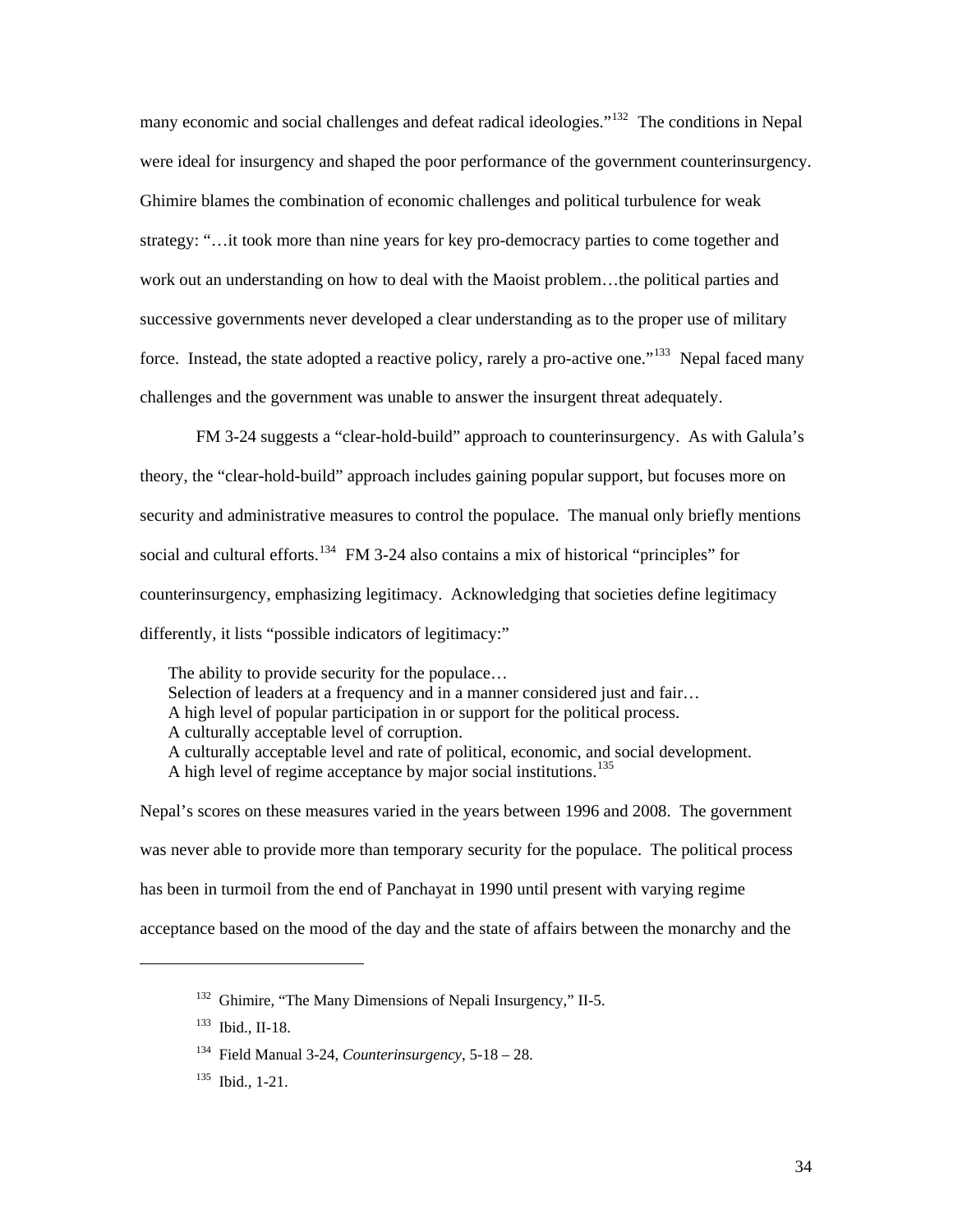many economic and social challenges and defeat radical ideologies."[132] The conditions in Nepal were ideal for insurgency and shaped the poor performance of the government counterinsurgency. Ghimire blames the combination of economic challenges and political turbulence for weak strategy: "…it took more than nine years for key pro-democracy parties to come together and work out an understanding on how to deal with the Maoist problem…the political parties and successive governments never developed a clear understanding as to the proper use of military force. Instead, the state adopted a reactive policy, rarely a pro-active one."[133] Nepal faced many challenges and the government was unable to answer the insurgent threat adequately.

FM 3-24 suggests a "clear-hold-build" approach to counterinsurgency. As with Galula's theory, the "clear-hold-build" approach includes gaining popular support, but focuses more on security and administrative measures to control the populace. The manual only briefly mentions social and cultural efforts.[134] FM 3-24 also contains a mix of historical "principles" for counterinsurgency, emphasizing legitimacy. Acknowledging that societies define legitimacy differently, it lists "possible indicators of legitimacy:"

> The ability to provide security for the populace…
> Selection of leaders at a frequency and in a manner considered just and fair…
> A high level of popular participation in or support for the political process.
> A culturally acceptable level of corruption.
> A culturally acceptable level and rate of political, economic, and social development.
> A high level of regime acceptance by major social institutions.[135]

Nepal's scores on these measures varied in the years between 1996 and 2008. The government was never able to provide more than temporary security for the populace. The political process has been in turmoil from the end of Panchayat in 1990 until present with varying regime acceptance based on the mood of the day and the state of affairs between the monarchy and the

---

[132] Ghimire, "The Many Dimensions of Nepali Insurgency," II-5.

[133] Ibid., II-18.

[134] Field Manual 3-24, *Counterinsurgency*, 5-18 – 28.

[135] Ibid., 1-21.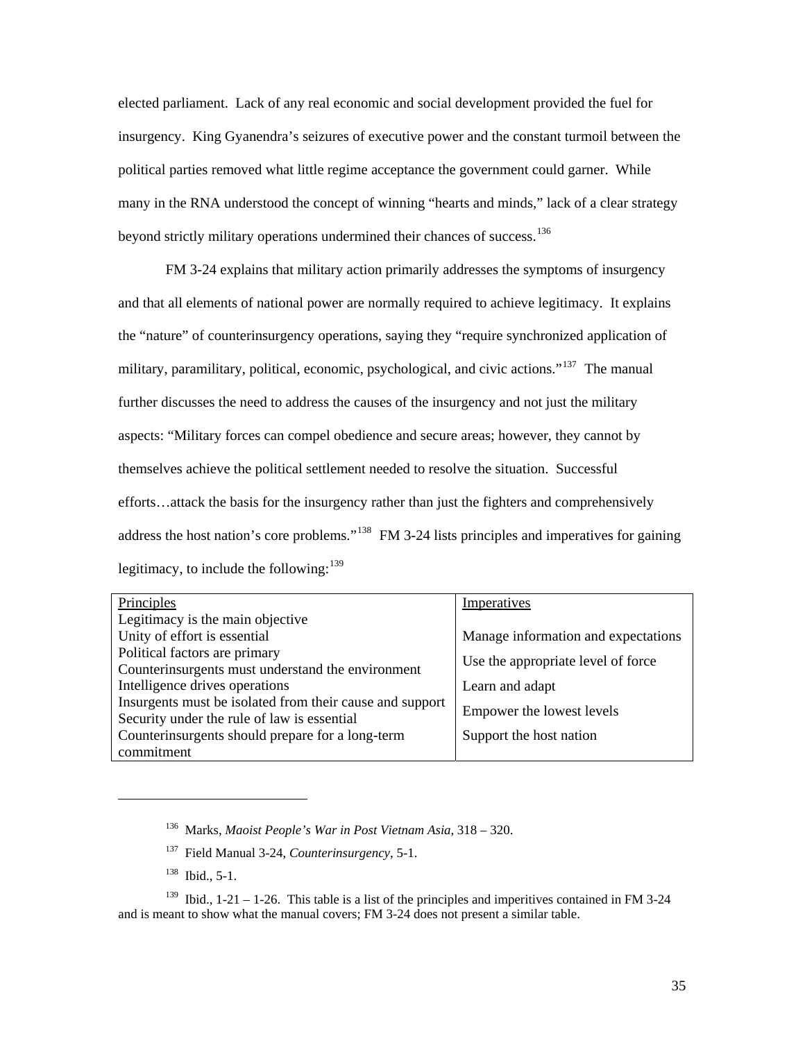elected parliament. Lack of any real economic and social development provided the fuel for insurgency. King Gyanendra's seizures of executive power and the constant turmoil between the political parties removed what little regime acceptance the government could garner. While many in the RNA understood the concept of winning "hearts and minds," lack of a clear strategy beyond strictly military operations undermined their chances of success.[136]

FM 3-24 explains that military action primarily addresses the symptoms of insurgency and that all elements of national power are normally required to achieve legitimacy. It explains the "nature" of counterinsurgency operations, saying they "require synchronized application of military, paramilitary, political, economic, psychological, and civic actions."[137] The manual further discusses the need to address the causes of the insurgency and not just the military aspects: "Military forces can compel obedience and secure areas; however, they cannot by themselves achieve the political settlement needed to resolve the situation. Successful efforts…attack the basis for the insurgency rather than just the fighters and comprehensively address the host nation's core problems."[138] FM 3-24 lists principles and imperatives for gaining legitimacy, to include the following:[139]

| Principles | Imperatives |
|---|---|
| Legitimacy is the main objective | |
| Unity of effort is essential | Manage information and expectations |
| Political factors are primary | Use the appropriate level of force |
| Counterinsurgents must understand the environment | |
| Intelligence drives operations | Learn and adapt |
| Insurgents must be isolated from their cause and support | Empower the lowest levels |
| Security under the rule of law is essential | |
| Counterinsurgents should prepare for a long-term commitment | Support the host nation |

---

136 Marks, *Maoist People's War in Post Vietnam Asia*, 318 – 320.

137 Field Manual 3-24, *Counterinsurgency*, 5-1.

138 Ibid., 5-1.

139 Ibid., 1-21 – 1-26. This table is a list of the principles and imperitives contained in FM 3-24 and is meant to show what the manual covers; FM 3-24 does not present a similar table.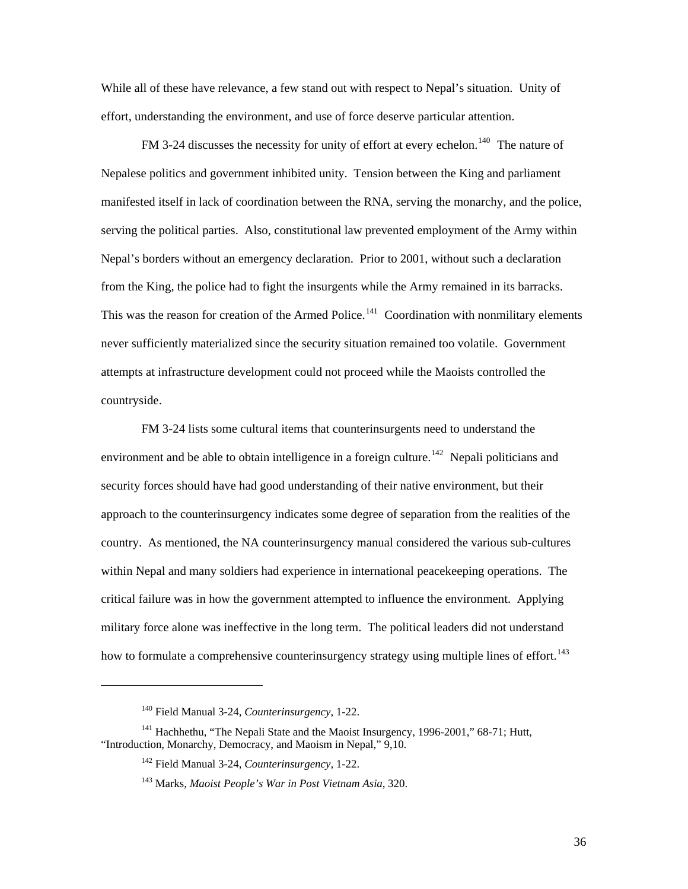While all of these have relevance, a few stand out with respect to Nepal's situation. Unity of effort, understanding the environment, and use of force deserve particular attention.

FM 3-24 discusses the necessity for unity of effort at every echelon.[140] The nature of Nepalese politics and government inhibited unity. Tension between the King and parliament manifested itself in lack of coordination between the RNA, serving the monarchy, and the police, serving the political parties. Also, constitutional law prevented employment of the Army within Nepal's borders without an emergency declaration. Prior to 2001, without such a declaration from the King, the police had to fight the insurgents while the Army remained in its barracks. This was the reason for creation of the Armed Police.[141] Coordination with nonmilitary elements never sufficiently materialized since the security situation remained too volatile. Government attempts at infrastructure development could not proceed while the Maoists controlled the countryside.

FM 3-24 lists some cultural items that counterinsurgents need to understand the environment and be able to obtain intelligence in a foreign culture.[142] Nepali politicians and security forces should have had good understanding of their native environment, but their approach to the counterinsurgency indicates some degree of separation from the realities of the country. As mentioned, the NA counterinsurgency manual considered the various sub-cultures within Nepal and many soldiers had experience in international peacekeeping operations. The critical failure was in how the government attempted to influence the environment. Applying military force alone was ineffective in the long term. The political leaders did not understand how to formulate a comprehensive counterinsurgency strategy using multiple lines of effort.[143]

---

[140] Field Manual 3-24, *Counterinsurgency*, 1-22.

[141] Hachhethu, "The Nepali State and the Maoist Insurgency, 1996-2001," 68-71; Hutt, "Introduction, Monarchy, Democracy, and Maoism in Nepal," 9,10.

[142] Field Manual 3-24, *Counterinsurgency*, 1-22.

[143] Marks, *Maoist People's War in Post Vietnam Asia*, 320.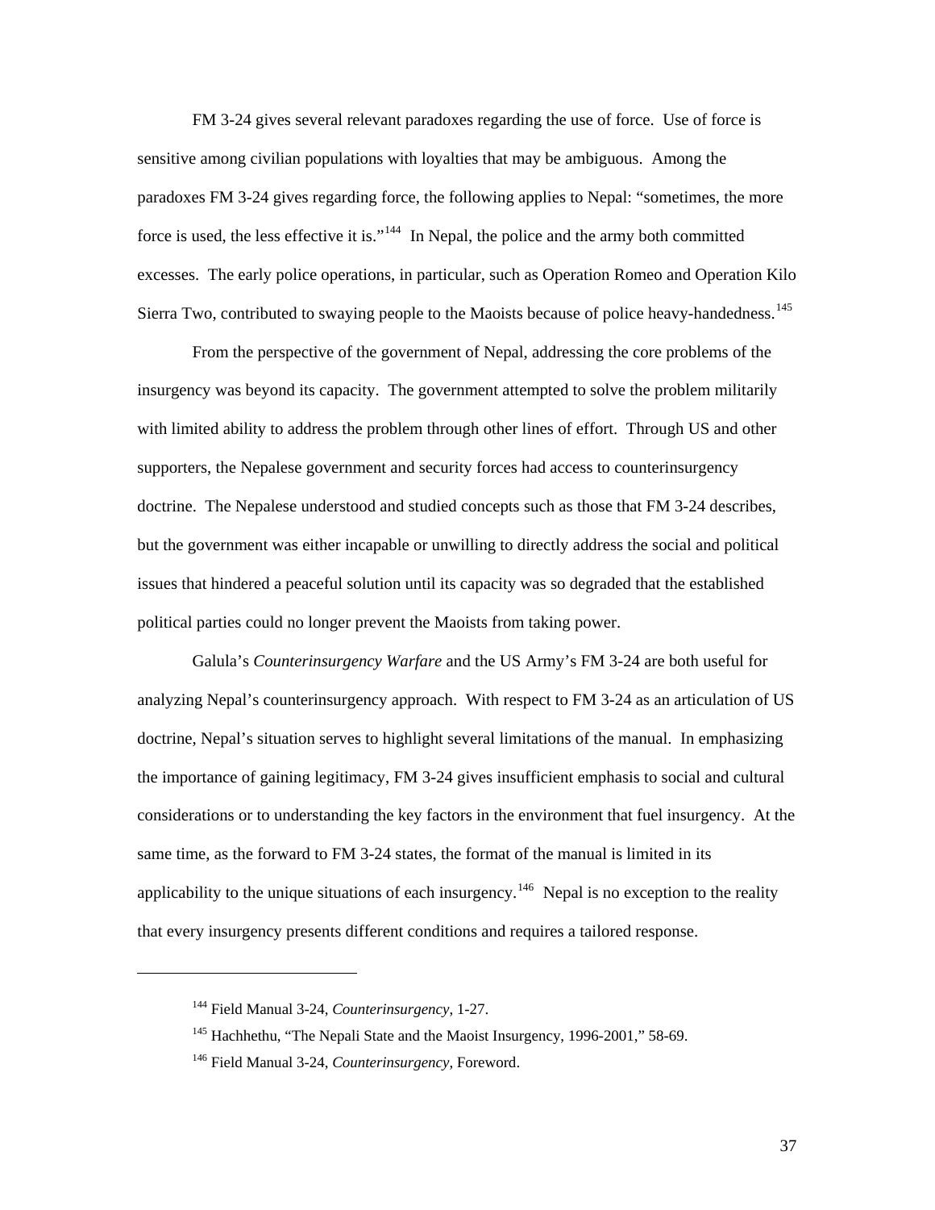FM 3-24 gives several relevant paradoxes regarding the use of force. Use of force is sensitive among civilian populations with loyalties that may be ambiguous. Among the paradoxes FM 3-24 gives regarding force, the following applies to Nepal: "sometimes, the more force is used, the less effective it is."[144] In Nepal, the police and the army both committed excesses. The early police operations, in particular, such as Operation Romeo and Operation Kilo Sierra Two, contributed to swaying people to the Maoists because of police heavy-handedness.[145]

From the perspective of the government of Nepal, addressing the core problems of the insurgency was beyond its capacity. The government attempted to solve the problem militarily with limited ability to address the problem through other lines of effort. Through US and other supporters, the Nepalese government and security forces had access to counterinsurgency doctrine. The Nepalese understood and studied concepts such as those that FM 3-24 describes, but the government was either incapable or unwilling to directly address the social and political issues that hindered a peaceful solution until its capacity was so degraded that the established political parties could no longer prevent the Maoists from taking power.

Galula's *Counterinsurgency Warfare* and the US Army's FM 3-24 are both useful for analyzing Nepal's counterinsurgency approach. With respect to FM 3-24 as an articulation of US doctrine, Nepal's situation serves to highlight several limitations of the manual. In emphasizing the importance of gaining legitimacy, FM 3-24 gives insufficient emphasis to social and cultural considerations or to understanding the key factors in the environment that fuel insurgency. At the same time, as the forward to FM 3-24 states, the format of the manual is limited in its applicability to the unique situations of each insurgency.[146] Nepal is no exception to the reality that every insurgency presents different conditions and requires a tailored response.

---

[144] Field Manual 3-24, *Counterinsurgency*, 1-27.

[145] Hachhethu, "The Nepali State and the Maoist Insurgency, 1996-2001," 58-69.

[146] Field Manual 3-24, *Counterinsurgency*, Foreword.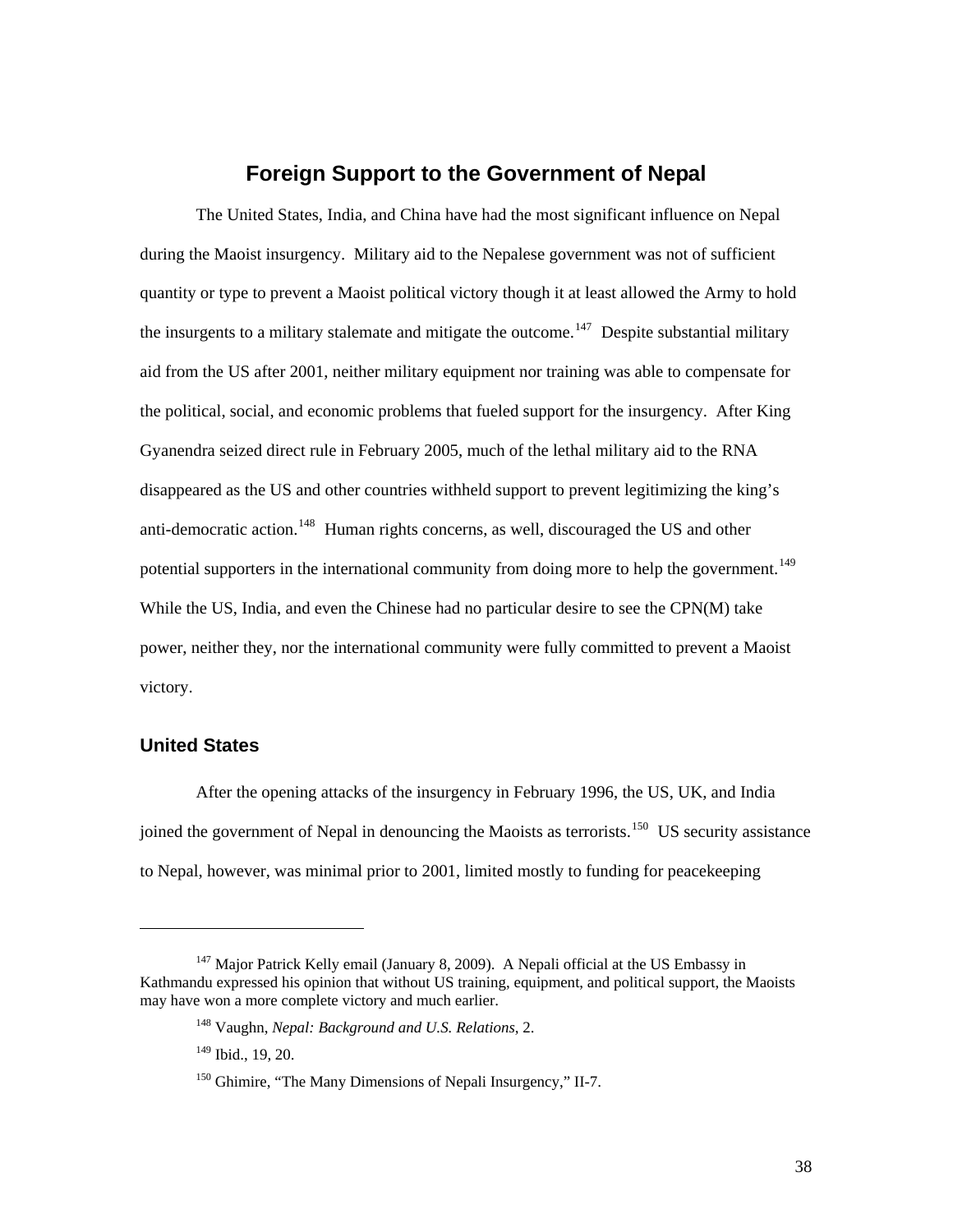## Foreign Support to the Government of Nepal

The United States, India, and China have had the most significant influence on Nepal during the Maoist insurgency. Military aid to the Nepalese government was not of sufficient quantity or type to prevent a Maoist political victory though it at least allowed the Army to hold the insurgents to a military stalemate and mitigate the outcome.[147] Despite substantial military aid from the US after 2001, neither military equipment nor training was able to compensate for the political, social, and economic problems that fueled support for the insurgency. After King Gyanendra seized direct rule in February 2005, much of the lethal military aid to the RNA disappeared as the US and other countries withheld support to prevent legitimizing the king's anti-democratic action.[148] Human rights concerns, as well, discouraged the US and other potential supporters in the international community from doing more to help the government.[149] While the US, India, and even the Chinese had no particular desire to see the CPN(M) take power, neither they, nor the international community were fully committed to prevent a Maoist victory.

### United States

After the opening attacks of the insurgency in February 1996, the US, UK, and India joined the government of Nepal in denouncing the Maoists as terrorists.[150] US security assistance to Nepal, however, was minimal prior to 2001, limited mostly to funding for peacekeeping

---

[147] Major Patrick Kelly email (January 8, 2009). A Nepali official at the US Embassy in Kathmandu expressed his opinion that without US training, equipment, and political support, the Maoists may have won a more complete victory and much earlier.

[148] Vaughn, *Nepal: Background and U.S. Relations*, 2.

[149] Ibid., 19, 20.

[150] Ghimire, "The Many Dimensions of Nepali Insurgency," II-7.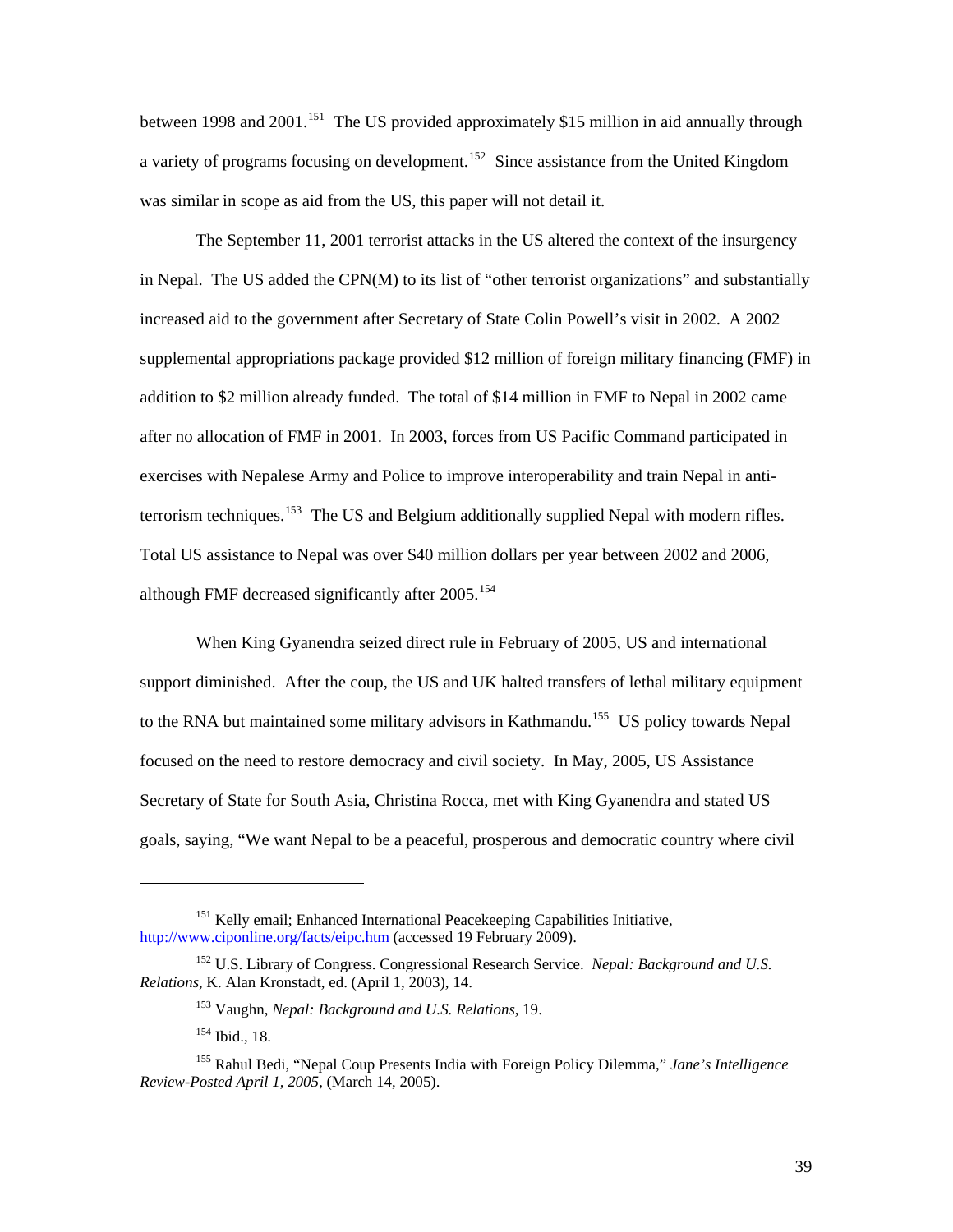between 1998 and 2001.[151] The US provided approximately $15 million in aid annually through a variety of programs focusing on development.[152] Since assistance from the United Kingdom was similar in scope as aid from the US, this paper will not detail it.

The September 11, 2001 terrorist attacks in the US altered the context of the insurgency in Nepal. The US added the CPN(M) to its list of "other terrorist organizations" and substantially increased aid to the government after Secretary of State Colin Powell's visit in 2002. A 2002 supplemental appropriations package provided $12 million of foreign military financing (FMF) in addition to $2 million already funded. The total of $14 million in FMF to Nepal in 2002 came after no allocation of FMF in 2001. In 2003, forces from US Pacific Command participated in exercises with Nepalese Army and Police to improve interoperability and train Nepal in anti-terrorism techniques.[153] The US and Belgium additionally supplied Nepal with modern rifles. Total US assistance to Nepal was over $40 million dollars per year between 2002 and 2006, although FMF decreased significantly after 2005.[154]

When King Gyanendra seized direct rule in February of 2005, US and international support diminished. After the coup, the US and UK halted transfers of lethal military equipment to the RNA but maintained some military advisors in Kathmandu.[155] US policy towards Nepal focused on the need to restore democracy and civil society. In May, 2005, US Assistance Secretary of State for South Asia, Christina Rocca, met with King Gyanendra and stated US goals, saying, "We want Nepal to be a peaceful, prosperous and democratic country where civil

---

[151] Kelly email; Enhanced International Peacekeeping Capabilities Initiative, http://www.ciponline.org/facts/eipc.htm (accessed 19 February 2009).

[152] U.S. Library of Congress. Congressional Research Service. *Nepal: Background and U.S. Relations*, K. Alan Kronstadt, ed. (April 1, 2003), 14.

[153] Vaughn, *Nepal: Background and U.S. Relations*, 19.

[154] Ibid., 18.

[155] Rahul Bedi, "Nepal Coup Presents India with Foreign Policy Dilemma," *Jane's Intelligence Review-Posted April 1, 2005*, (March 14, 2005).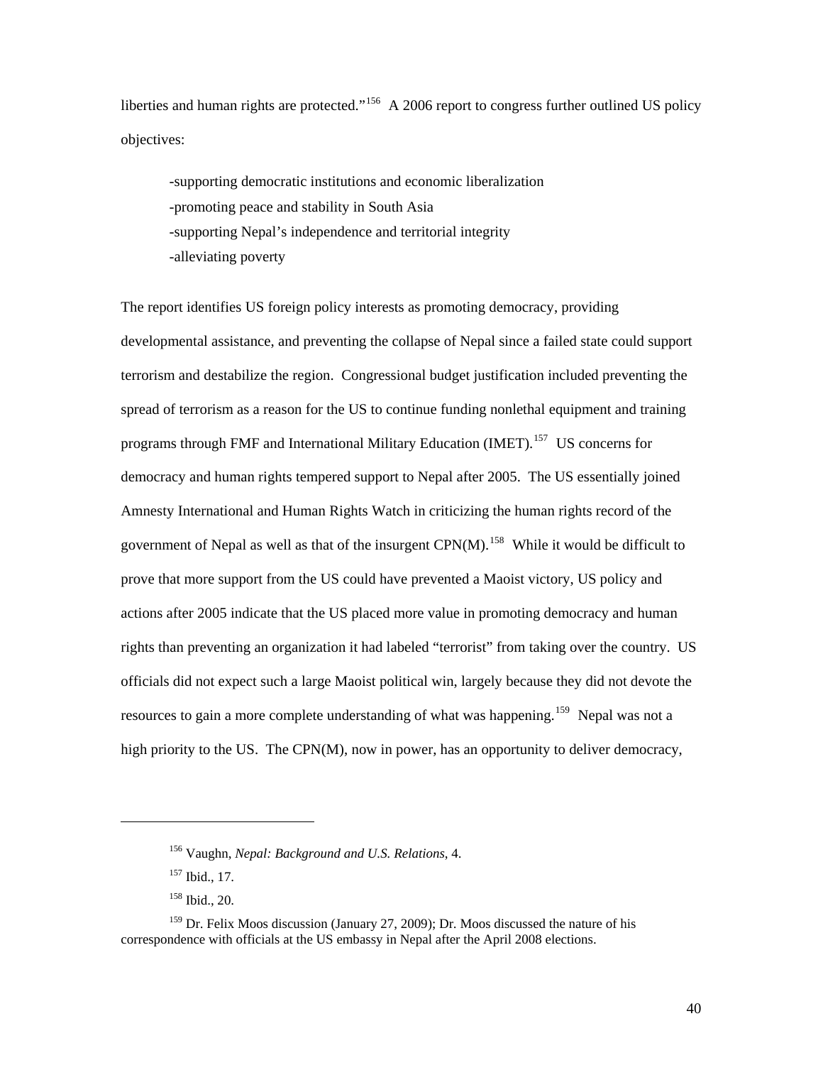liberties and human rights are protected."[156] A 2006 report to congress further outlined US policy objectives:

-supporting democratic institutions and economic liberalization
-promoting peace and stability in South Asia
-supporting Nepal's independence and territorial integrity
-alleviating poverty

The report identifies US foreign policy interests as promoting democracy, providing developmental assistance, and preventing the collapse of Nepal since a failed state could support terrorism and destabilize the region. Congressional budget justification included preventing the spread of terrorism as a reason for the US to continue funding nonlethal equipment and training programs through FMF and International Military Education (IMET).[157] US concerns for democracy and human rights tempered support to Nepal after 2005. The US essentially joined Amnesty International and Human Rights Watch in criticizing the human rights record of the government of Nepal as well as that of the insurgent CPN(M).[158] While it would be difficult to prove that more support from the US could have prevented a Maoist victory, US policy and actions after 2005 indicate that the US placed more value in promoting democracy and human rights than preventing an organization it had labeled "terrorist" from taking over the country. US officials did not expect such a large Maoist political win, largely because they did not devote the resources to gain a more complete understanding of what was happening.[159] Nepal was not a high priority to the US. The CPN(M), now in power, has an opportunity to deliver democracy,

---

[156] Vaughn, *Nepal: Background and U.S. Relations*, 4.

[157] Ibid., 17.

[158] Ibid., 20.

[159] Dr. Felix Moos discussion (January 27, 2009); Dr. Moos discussed the nature of his correspondence with officials at the US embassy in Nepal after the April 2008 elections.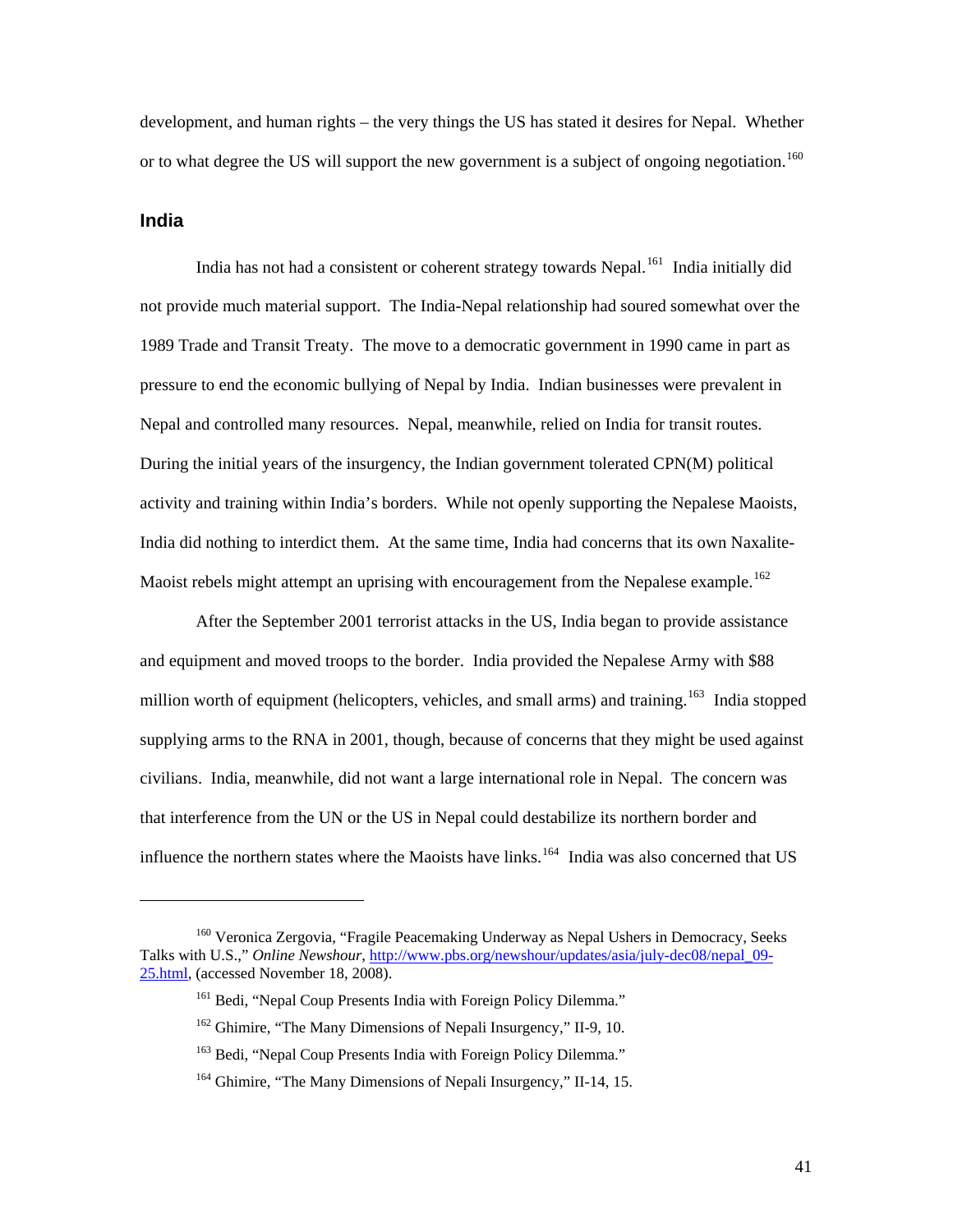development, and human rights – the very things the US has stated it desires for Nepal. Whether or to what degree the US will support the new government is a subject of ongoing negotiation.[160]

### India

India has not had a consistent or coherent strategy towards Nepal.[161] India initially did not provide much material support. The India-Nepal relationship had soured somewhat over the 1989 Trade and Transit Treaty. The move to a democratic government in 1990 came in part as pressure to end the economic bullying of Nepal by India. Indian businesses were prevalent in Nepal and controlled many resources. Nepal, meanwhile, relied on India for transit routes. During the initial years of the insurgency, the Indian government tolerated CPN(M) political activity and training within India's borders. While not openly supporting the Nepalese Maoists, India did nothing to interdict them. At the same time, India had concerns that its own Naxalite-Maoist rebels might attempt an uprising with encouragement from the Nepalese example.[162]

After the September 2001 terrorist attacks in the US, India began to provide assistance and equipment and moved troops to the border. India provided the Nepalese Army with $88 million worth of equipment (helicopters, vehicles, and small arms) and training.[163] India stopped supplying arms to the RNA in 2001, though, because of concerns that they might be used against civilians. India, meanwhile, did not want a large international role in Nepal. The concern was that interference from the UN or the US in Nepal could destabilize its northern border and influence the northern states where the Maoists have links.[164] India was also concerned that US

---

[160] Veronica Zergovia, "Fragile Peacemaking Underway as Nepal Ushers in Democracy, Seeks Talks with U.S.," *Online Newshour*, http://www.pbs.org/newshour/updates/asia/july-dec08/nepal_09-25.html, (accessed November 18, 2008).

[161] Bedi, "Nepal Coup Presents India with Foreign Policy Dilemma."

[162] Ghimire, "The Many Dimensions of Nepali Insurgency," II-9, 10.

[163] Bedi, "Nepal Coup Presents India with Foreign Policy Dilemma."

[164] Ghimire, "The Many Dimensions of Nepali Insurgency," II-14, 15.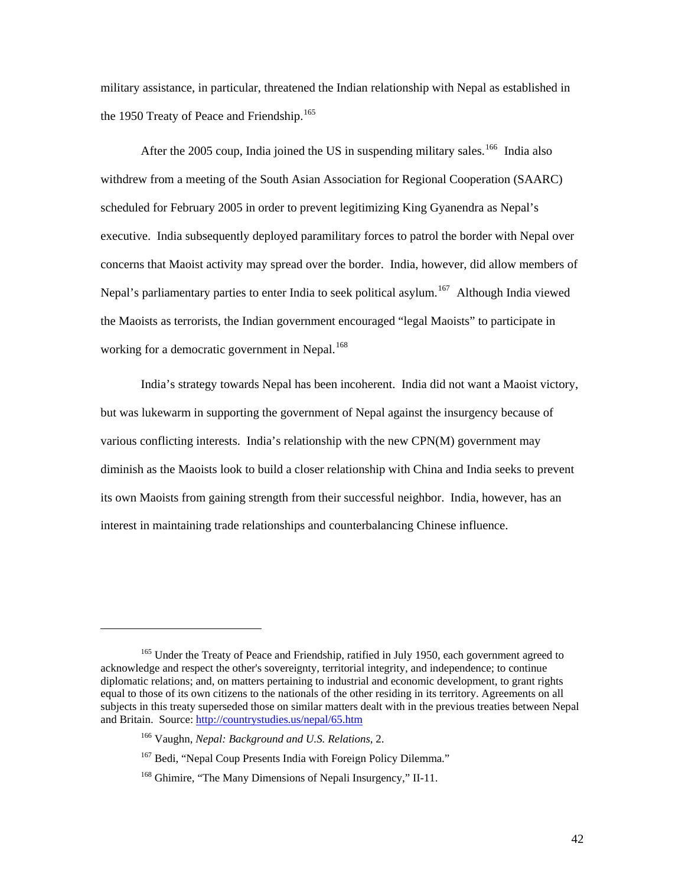military assistance, in particular, threatened the Indian relationship with Nepal as established in the 1950 Treaty of Peace and Friendship.[165]

After the 2005 coup, India joined the US in suspending military sales.[166] India also withdrew from a meeting of the South Asian Association for Regional Cooperation (SAARC) scheduled for February 2005 in order to prevent legitimizing King Gyanendra as Nepal's executive. India subsequently deployed paramilitary forces to patrol the border with Nepal over concerns that Maoist activity may spread over the border. India, however, did allow members of Nepal's parliamentary parties to enter India to seek political asylum.[167] Although India viewed the Maoists as terrorists, the Indian government encouraged "legal Maoists" to participate in working for a democratic government in Nepal.[168]

India's strategy towards Nepal has been incoherent. India did not want a Maoist victory, but was lukewarm in supporting the government of Nepal against the insurgency because of various conflicting interests. India's relationship with the new CPN(M) government may diminish as the Maoists look to build a closer relationship with China and India seeks to prevent its own Maoists from gaining strength from their successful neighbor. India, however, has an interest in maintaining trade relationships and counterbalancing Chinese influence.

---

[165] Under the Treaty of Peace and Friendship, ratified in July 1950, each government agreed to acknowledge and respect the other's sovereignty, territorial integrity, and independence; to continue diplomatic relations; and, on matters pertaining to industrial and economic development, to grant rights equal to those of its own citizens to the nationals of the other residing in its territory. Agreements on all subjects in this treaty superseded those on similar matters dealt with in the previous treaties between Nepal and Britain. Source: http://countrystudies.us/nepal/65.htm

[166] Vaughn, *Nepal: Background and U.S. Relations*, 2.

[167] Bedi, "Nepal Coup Presents India with Foreign Policy Dilemma."

[168] Ghimire, "The Many Dimensions of Nepali Insurgency," II-11.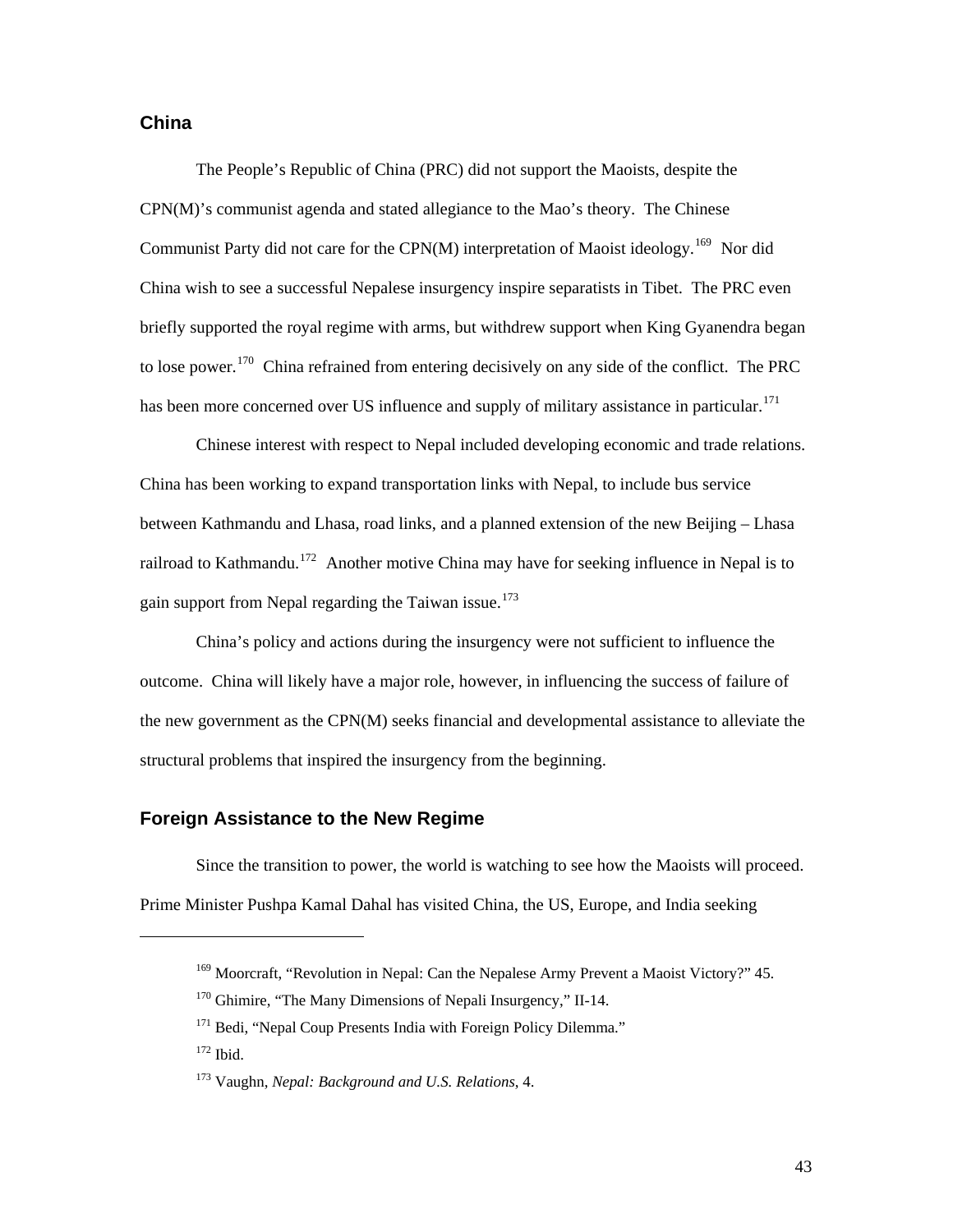## China

The People's Republic of China (PRC) did not support the Maoists, despite the CPN(M)'s communist agenda and stated allegiance to the Mao's theory. The Chinese Communist Party did not care for the CPN(M) interpretation of Maoist ideology.[169] Nor did China wish to see a successful Nepalese insurgency inspire separatists in Tibet. The PRC even briefly supported the royal regime with arms, but withdrew support when King Gyanendra began to lose power.[170] China refrained from entering decisively on any side of the conflict. The PRC has been more concerned over US influence and supply of military assistance in particular.[171]

Chinese interest with respect to Nepal included developing economic and trade relations. China has been working to expand transportation links with Nepal, to include bus service between Kathmandu and Lhasa, road links, and a planned extension of the new Beijing – Lhasa railroad to Kathmandu.[172] Another motive China may have for seeking influence in Nepal is to gain support from Nepal regarding the Taiwan issue.[173]

China's policy and actions during the insurgency were not sufficient to influence the outcome. China will likely have a major role, however, in influencing the success of failure of the new government as the CPN(M) seeks financial and developmental assistance to alleviate the structural problems that inspired the insurgency from the beginning.

## Foreign Assistance to the New Regime

Since the transition to power, the world is watching to see how the Maoists will proceed. Prime Minister Pushpa Kamal Dahal has visited China, the US, Europe, and India seeking

---

[169] Moorcraft, "Revolution in Nepal: Can the Nepalese Army Prevent a Maoist Victory?" 45.

[170] Ghimire, "The Many Dimensions of Nepali Insurgency," II-14.

[171] Bedi, "Nepal Coup Presents India with Foreign Policy Dilemma."

[172] Ibid.

[173] Vaughn, *Nepal: Background and U.S. Relations*, 4.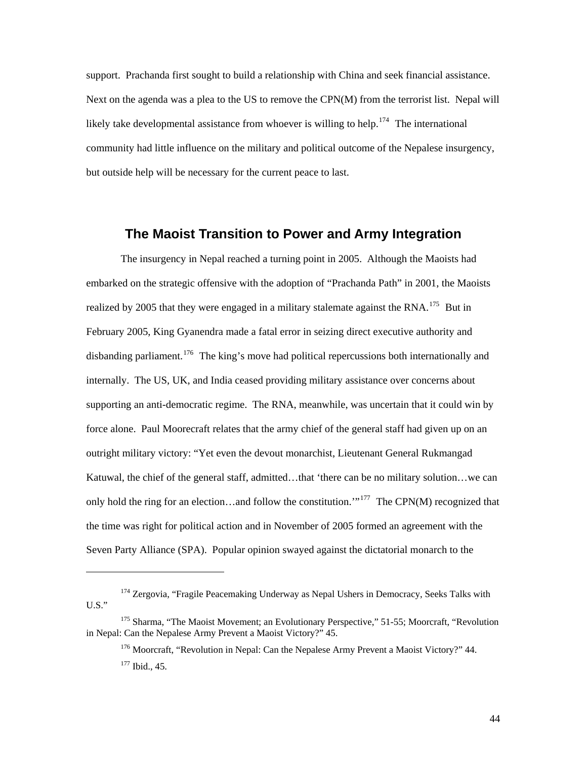support. Prachanda first sought to build a relationship with China and seek financial assistance. Next on the agenda was a plea to the US to remove the CPN(M) from the terrorist list. Nepal will likely take developmental assistance from whoever is willing to help.[174] The international community had little influence on the military and political outcome of the Nepalese insurgency, but outside help will be necessary for the current peace to last.

## The Maoist Transition to Power and Army Integration

The insurgency in Nepal reached a turning point in 2005. Although the Maoists had embarked on the strategic offensive with the adoption of "Prachanda Path" in 2001, the Maoists realized by 2005 that they were engaged in a military stalemate against the RNA.[175] But in February 2005, King Gyanendra made a fatal error in seizing direct executive authority and disbanding parliament.[176] The king's move had political repercussions both internationally and internally. The US, UK, and India ceased providing military assistance over concerns about supporting an anti-democratic regime. The RNA, meanwhile, was uncertain that it could win by force alone. Paul Moorecraft relates that the army chief of the general staff had given up on an outright military victory: "Yet even the devout monarchist, Lieutenant General Rukmangad Katuwal, the chief of the general staff, admitted…that 'there can be no military solution…we can only hold the ring for an election…and follow the constitution.'"[177] The CPN(M) recognized that the time was right for political action and in November of 2005 formed an agreement with the Seven Party Alliance (SPA). Popular opinion swayed against the dictatorial monarch to the

---

[174] Zergovia, "Fragile Peacemaking Underway as Nepal Ushers in Democracy, Seeks Talks with U.S."

[175] Sharma, "The Maoist Movement; an Evolutionary Perspective," 51-55; Moorcraft, "Revolution in Nepal: Can the Nepalese Army Prevent a Maoist Victory?" 45.

[176] Moorcraft, "Revolution in Nepal: Can the Nepalese Army Prevent a Maoist Victory?" 44.

[177] Ibid., 45.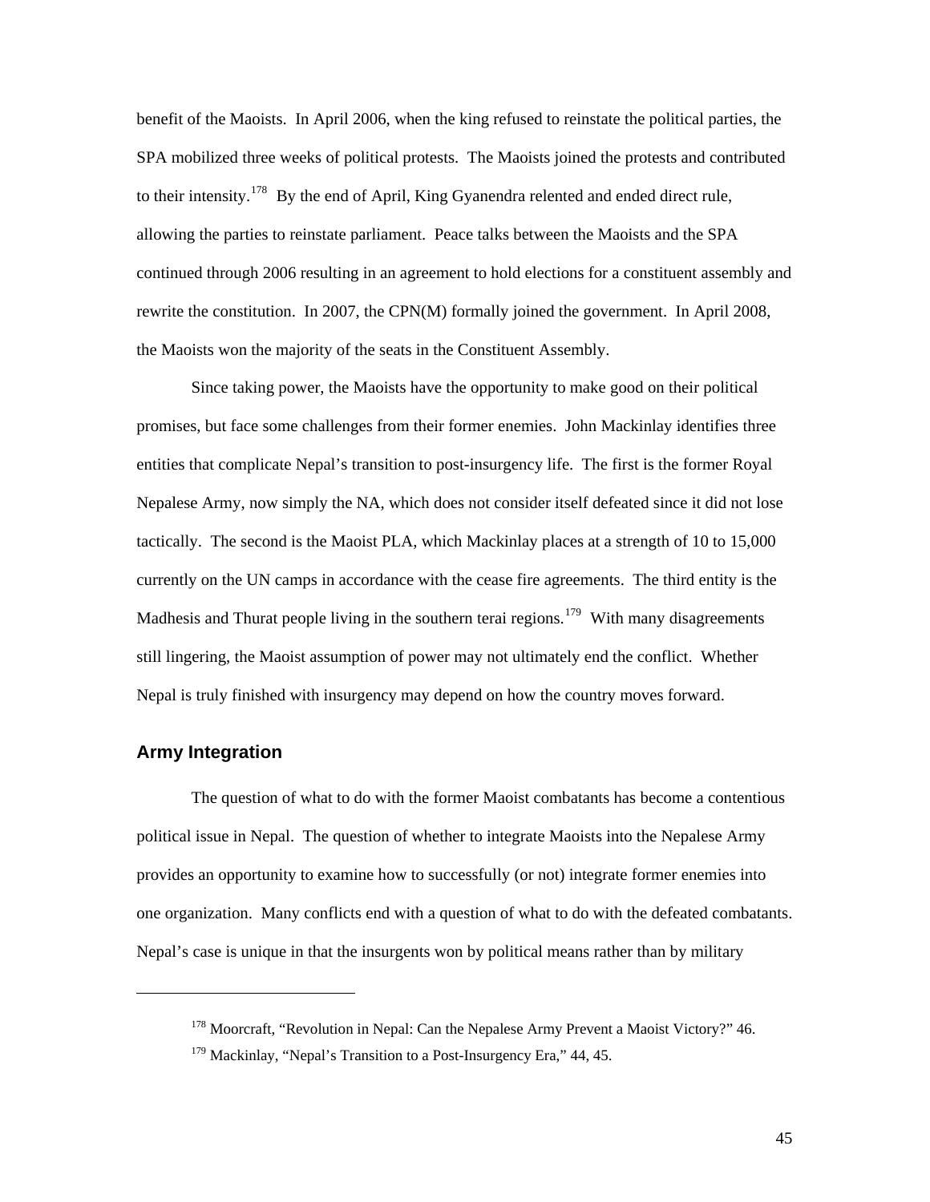benefit of the Maoists. In April 2006, when the king refused to reinstate the political parties, the SPA mobilized three weeks of political protests. The Maoists joined the protests and contributed to their intensity.[178] By the end of April, King Gyanendra relented and ended direct rule, allowing the parties to reinstate parliament. Peace talks between the Maoists and the SPA continued through 2006 resulting in an agreement to hold elections for a constituent assembly and rewrite the constitution. In 2007, the CPN(M) formally joined the government. In April 2008, the Maoists won the majority of the seats in the Constituent Assembly.

Since taking power, the Maoists have the opportunity to make good on their political promises, but face some challenges from their former enemies. John Mackinlay identifies three entities that complicate Nepal's transition to post-insurgency life. The first is the former Royal Nepalese Army, now simply the NA, which does not consider itself defeated since it did not lose tactically. The second is the Maoist PLA, which Mackinlay places at a strength of 10 to 15,000 currently on the UN camps in accordance with the cease fire agreements. The third entity is the Madhesis and Thurat people living in the southern terai regions.[179] With many disagreements still lingering, the Maoist assumption of power may not ultimately end the conflict. Whether Nepal is truly finished with insurgency may depend on how the country moves forward.

## Army Integration

The question of what to do with the former Maoist combatants has become a contentious political issue in Nepal. The question of whether to integrate Maoists into the Nepalese Army provides an opportunity to examine how to successfully (or not) integrate former enemies into one organization. Many conflicts end with a question of what to do with the defeated combatants. Nepal's case is unique in that the insurgents won by political means rather than by military

---

[178] Moorcraft, "Revolution in Nepal: Can the Nepalese Army Prevent a Maoist Victory?" 46.

[179] Mackinlay, "Nepal's Transition to a Post-Insurgency Era," 44, 45.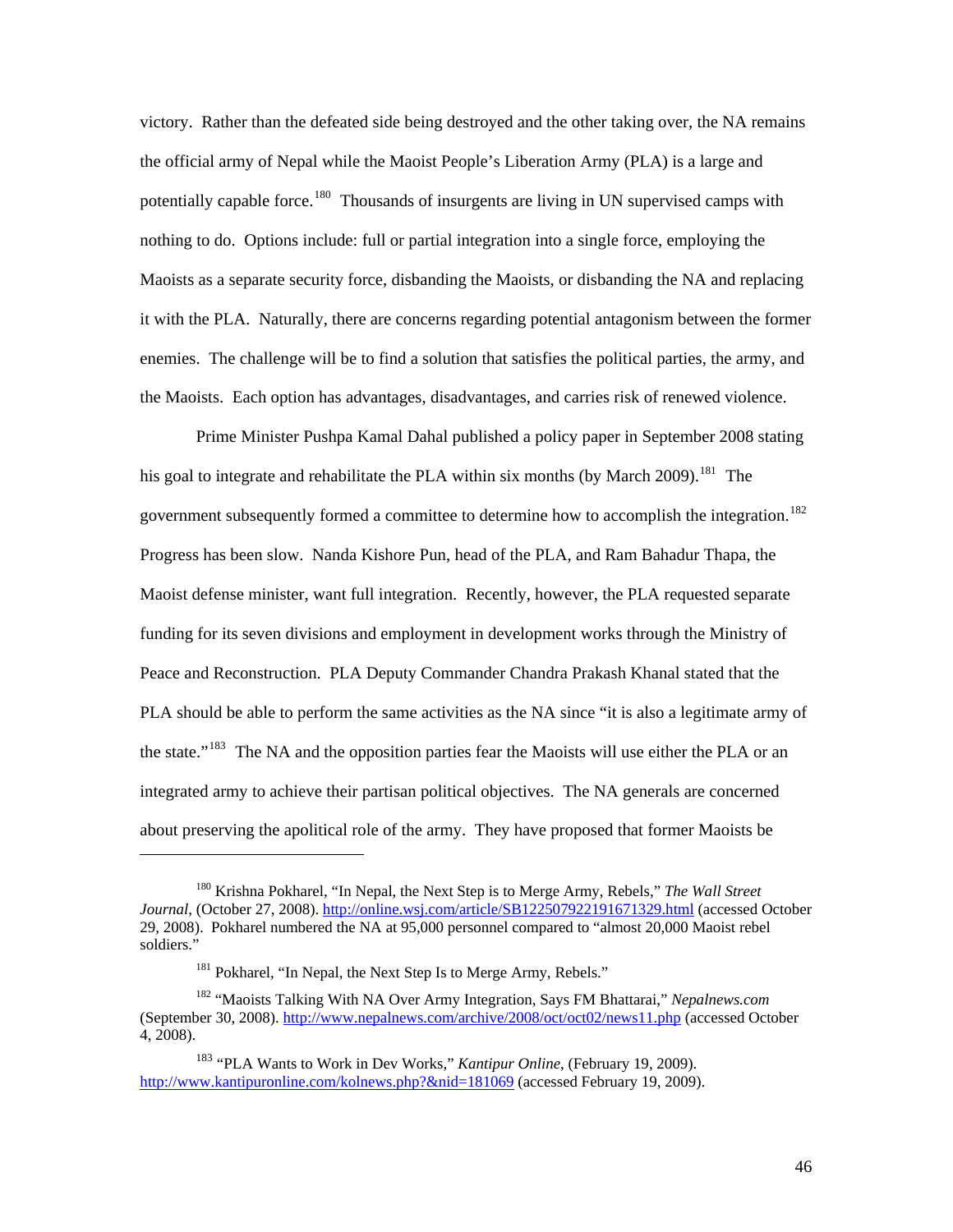victory. Rather than the defeated side being destroyed and the other taking over, the NA remains the official army of Nepal while the Maoist People's Liberation Army (PLA) is a large and potentially capable force.[180] Thousands of insurgents are living in UN supervised camps with nothing to do. Options include: full or partial integration into a single force, employing the Maoists as a separate security force, disbanding the Maoists, or disbanding the NA and replacing it with the PLA. Naturally, there are concerns regarding potential antagonism between the former enemies. The challenge will be to find a solution that satisfies the political parties, the army, and the Maoists. Each option has advantages, disadvantages, and carries risk of renewed violence.

Prime Minister Pushpa Kamal Dahal published a policy paper in September 2008 stating his goal to integrate and rehabilitate the PLA within six months (by March 2009).[181] The government subsequently formed a committee to determine how to accomplish the integration.[182] Progress has been slow. Nanda Kishore Pun, head of the PLA, and Ram Bahadur Thapa, the Maoist defense minister, want full integration. Recently, however, the PLA requested separate funding for its seven divisions and employment in development works through the Ministry of Peace and Reconstruction. PLA Deputy Commander Chandra Prakash Khanal stated that the PLA should be able to perform the same activities as the NA since "it is also a legitimate army of the state."[183] The NA and the opposition parties fear the Maoists will use either the PLA or an integrated army to achieve their partisan political objectives. The NA generals are concerned about preserving the apolitical role of the army. They have proposed that former Maoists be

---

[180] Krishna Pokharel, "In Nepal, the Next Step is to Merge Army, Rebels," *The Wall Street Journal*, (October 27, 2008). http://online.wsj.com/article/SB122507922191671329.html (accessed October 29, 2008). Pokharel numbered the NA at 95,000 personnel compared to "almost 20,000 Maoist rebel soldiers."

[181] Pokharel, "In Nepal, the Next Step Is to Merge Army, Rebels."

[182] "Maoists Talking With NA Over Army Integration, Says FM Bhattarai," *Nepalnews.com* (September 30, 2008). http://www.nepalnews.com/archive/2008/oct/oct02/news11.php (accessed October 4, 2008).

[183] "PLA Wants to Work in Dev Works," *Kantipur Online*, (February 19, 2009). http://www.kantipuronline.com/kolnews.php?&nid=181069 (accessed February 19, 2009).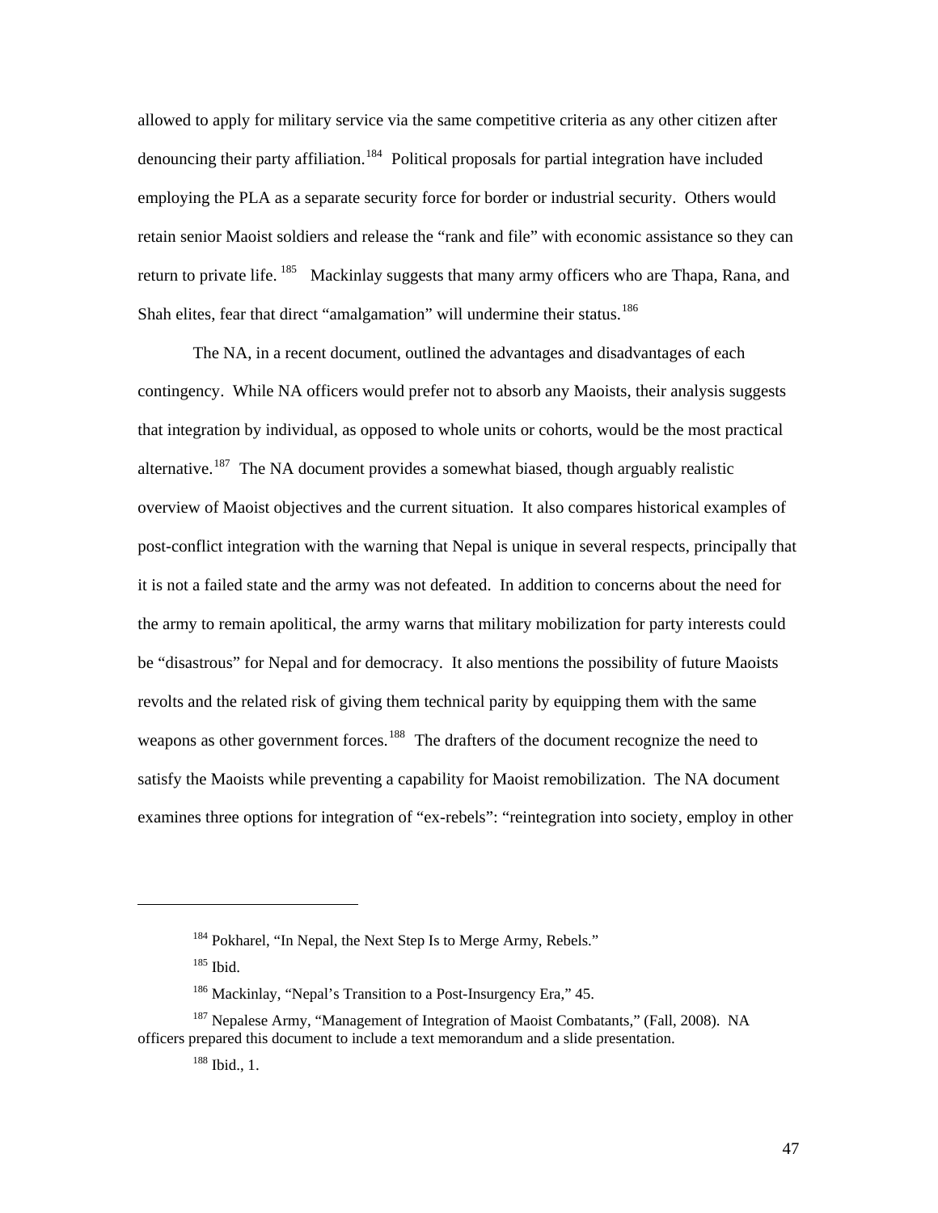allowed to apply for military service via the same competitive criteria as any other citizen after denouncing their party affiliation.[184] Political proposals for partial integration have included employing the PLA as a separate security force for border or industrial security. Others would retain senior Maoist soldiers and release the "rank and file" with economic assistance so they can return to private life.[185] Mackinlay suggests that many army officers who are Thapa, Rana, and Shah elites, fear that direct "amalgamation" will undermine their status.[186]

The NA, in a recent document, outlined the advantages and disadvantages of each contingency. While NA officers would prefer not to absorb any Maoists, their analysis suggests that integration by individual, as opposed to whole units or cohorts, would be the most practical alternative.[187] The NA document provides a somewhat biased, though arguably realistic overview of Maoist objectives and the current situation. It also compares historical examples of post-conflict integration with the warning that Nepal is unique in several respects, principally that it is not a failed state and the army was not defeated. In addition to concerns about the need for the army to remain apolitical, the army warns that military mobilization for party interests could be "disastrous" for Nepal and for democracy. It also mentions the possibility of future Maoists revolts and the related risk of giving them technical parity by equipping them with the same weapons as other government forces.[188] The drafters of the document recognize the need to satisfy the Maoists while preventing a capability for Maoist remobilization. The NA document examines three options for integration of "ex-rebels": "reintegration into society, employ in other

---

[184] Pokharel, "In Nepal, the Next Step Is to Merge Army, Rebels."

[185] Ibid.

[186] Mackinlay, "Nepal's Transition to a Post-Insurgency Era," 45.

[187] Nepalese Army, "Management of Integration of Maoist Combatants," (Fall, 2008). NA officers prepared this document to include a text memorandum and a slide presentation.

[188] Ibid., 1.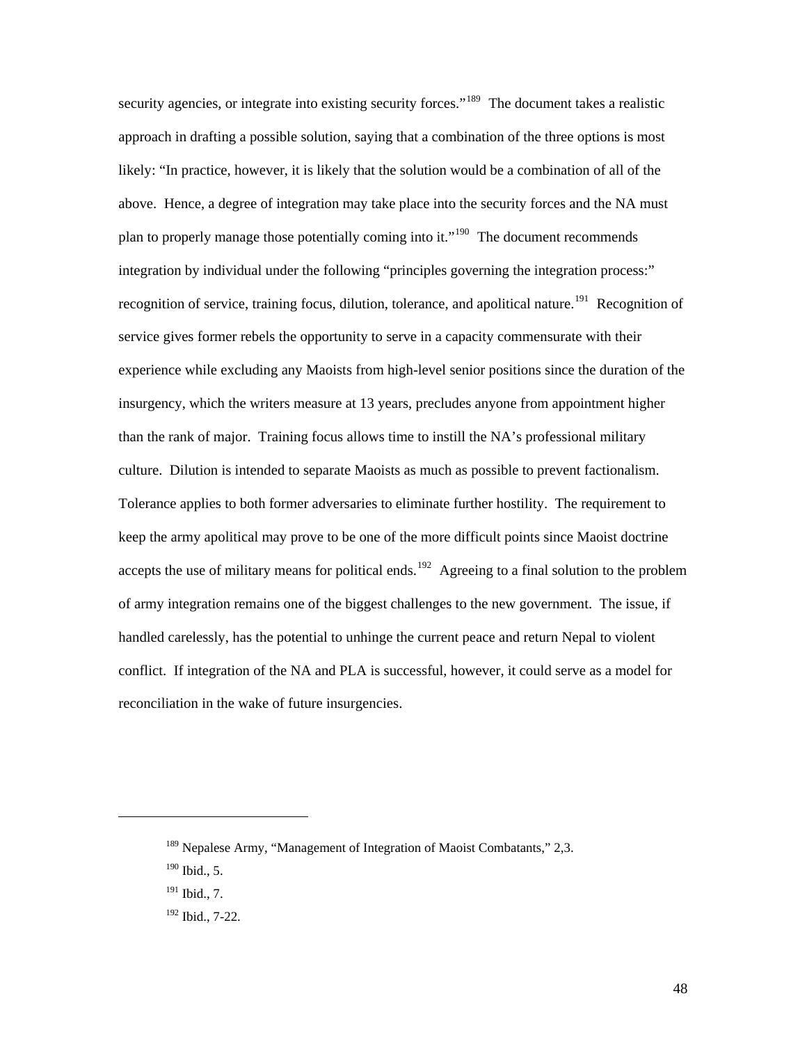security agencies, or integrate into existing security forces."[189] The document takes a realistic approach in drafting a possible solution, saying that a combination of the three options is most likely: "In practice, however, it is likely that the solution would be a combination of all of the above. Hence, a degree of integration may take place into the security forces and the NA must plan to properly manage those potentially coming into it."[190] The document recommends integration by individual under the following "principles governing the integration process:" recognition of service, training focus, dilution, tolerance, and apolitical nature.[191] Recognition of service gives former rebels the opportunity to serve in a capacity commensurate with their experience while excluding any Maoists from high-level senior positions since the duration of the insurgency, which the writers measure at 13 years, precludes anyone from appointment higher than the rank of major. Training focus allows time to instill the NA's professional military culture. Dilution is intended to separate Maoists as much as possible to prevent factionalism. Tolerance applies to both former adversaries to eliminate further hostility. The requirement to keep the army apolitical may prove to be one of the more difficult points since Maoist doctrine accepts the use of military means for political ends.[192] Agreeing to a final solution to the problem of army integration remains one of the biggest challenges to the new government. The issue, if handled carelessly, has the potential to unhinge the current peace and return Nepal to violent conflict. If integration of the NA and PLA is successful, however, it could serve as a model for reconciliation in the wake of future insurgencies.

---

[189] Nepalese Army, "Management of Integration of Maoist Combatants," 2,3.

[190] Ibid., 5.

[191] Ibid., 7.

[192] Ibid., 7-22.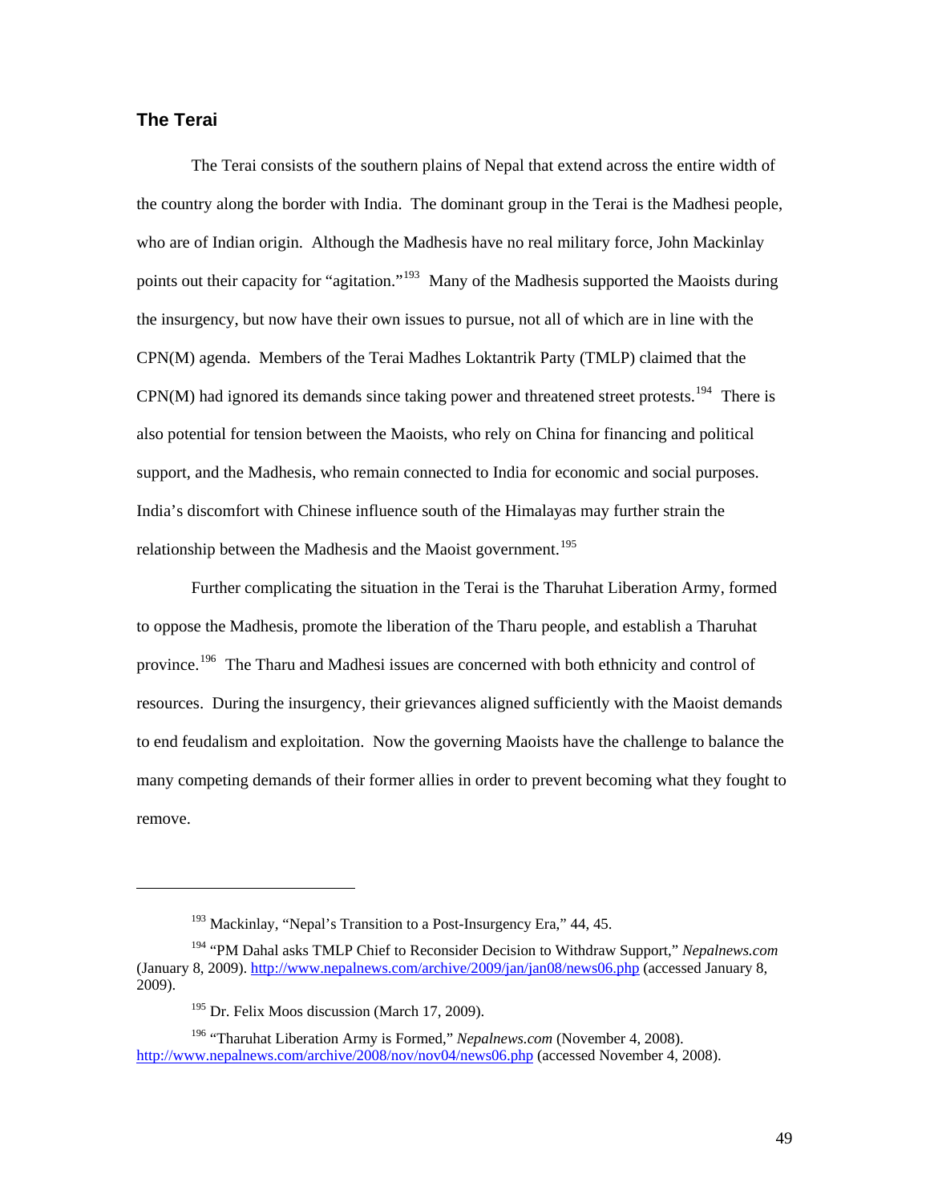## The Terai

The Terai consists of the southern plains of Nepal that extend across the entire width of the country along the border with India. The dominant group in the Terai is the Madhesi people, who are of Indian origin. Although the Madhesis have no real military force, John Mackinlay points out their capacity for "agitation."[193] Many of the Madhesis supported the Maoists during the insurgency, but now have their own issues to pursue, not all of which are in line with the CPN(M) agenda. Members of the Terai Madhes Loktantrik Party (TMLP) claimed that the CPN(M) had ignored its demands since taking power and threatened street protests.[194] There is also potential for tension between the Maoists, who rely on China for financing and political support, and the Madhesis, who remain connected to India for economic and social purposes. India's discomfort with Chinese influence south of the Himalayas may further strain the relationship between the Madhesis and the Maoist government.[195]

Further complicating the situation in the Terai is the Tharuhat Liberation Army, formed to oppose the Madhesis, promote the liberation of the Tharu people, and establish a Tharuhat province.[196] The Tharu and Madhesi issues are concerned with both ethnicity and control of resources. During the insurgency, their grievances aligned sufficiently with the Maoist demands to end feudalism and exploitation. Now the governing Maoists have the challenge to balance the many competing demands of their former allies in order to prevent becoming what they fought to remove.

---

[193] Mackinlay, "Nepal's Transition to a Post-Insurgency Era," 44, 45.

[194] "PM Dahal asks TMLP Chief to Reconsider Decision to Withdraw Support," *Nepalnews.com* (January 8, 2009). http://www.nepalnews.com/archive/2009/jan/jan08/news06.php (accessed January 8, 2009).

[195] Dr. Felix Moos discussion (March 17, 2009).

[196] "Tharuhat Liberation Army is Formed," *Nepalnews.com* (November 4, 2008). http://www.nepalnews.com/archive/2008/nov/nov04/news06.php (accessed November 4, 2008).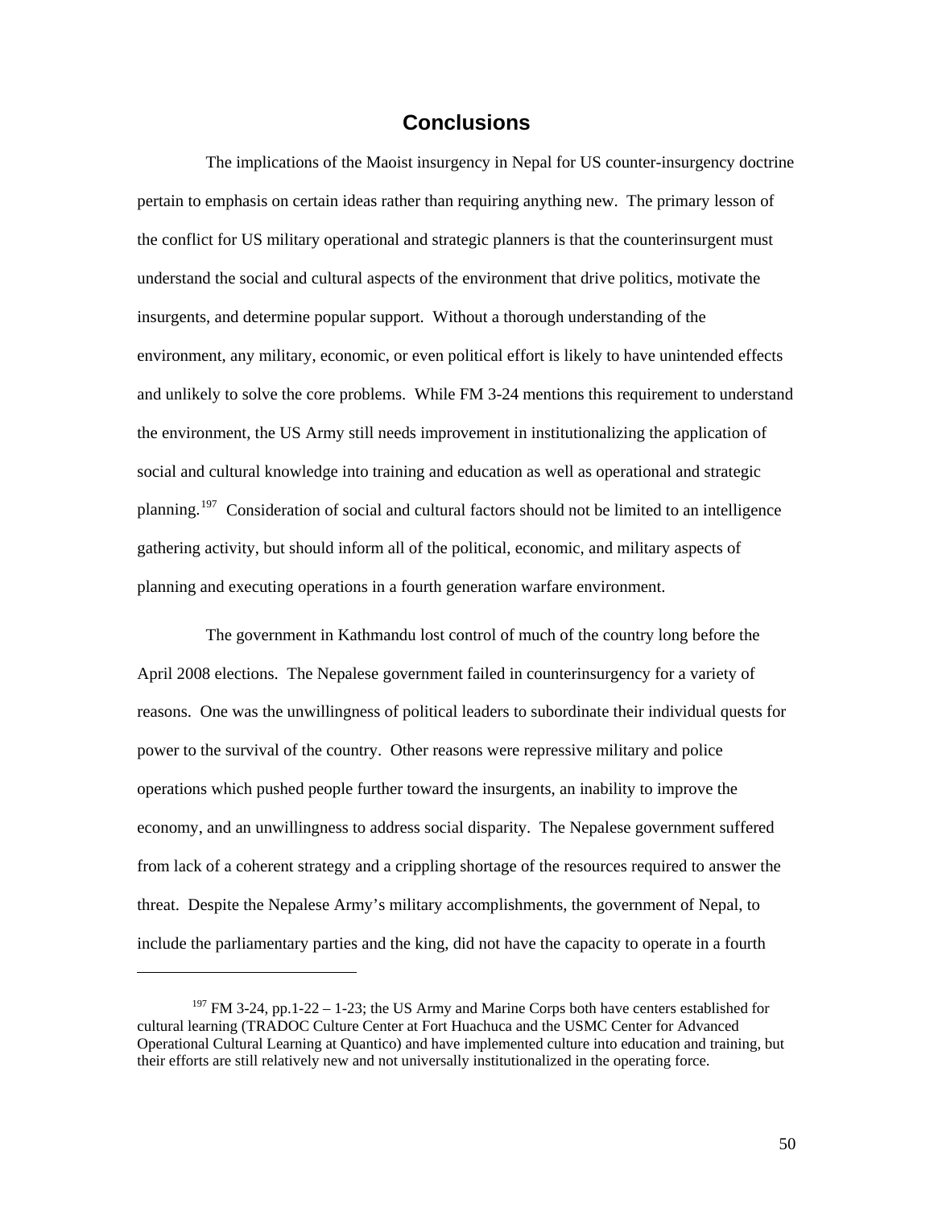## Conclusions

The implications of the Maoist insurgency in Nepal for US counter-insurgency doctrine pertain to emphasis on certain ideas rather than requiring anything new. The primary lesson of the conflict for US military operational and strategic planners is that the counterinsurgent must understand the social and cultural aspects of the environment that drive politics, motivate the insurgents, and determine popular support. Without a thorough understanding of the environment, any military, economic, or even political effort is likely to have unintended effects and unlikely to solve the core problems. While FM 3-24 mentions this requirement to understand the environment, the US Army still needs improvement in institutionalizing the application of social and cultural knowledge into training and education as well as operational and strategic planning.[197] Consideration of social and cultural factors should not be limited to an intelligence gathering activity, but should inform all of the political, economic, and military aspects of planning and executing operations in a fourth generation warfare environment.

The government in Kathmandu lost control of much of the country long before the April 2008 elections. The Nepalese government failed in counterinsurgency for a variety of reasons. One was the unwillingness of political leaders to subordinate their individual quests for power to the survival of the country. Other reasons were repressive military and police operations which pushed people further toward the insurgents, an inability to improve the economy, and an unwillingness to address social disparity. The Nepalese government suffered from lack of a coherent strategy and a crippling shortage of the resources required to answer the threat. Despite the Nepalese Army's military accomplishments, the government of Nepal, to include the parliamentary parties and the king, did not have the capacity to operate in a fourth

---

[197] FM 3-24, pp.1-22 – 1-23; the US Army and Marine Corps both have centers established for cultural learning (TRADOC Culture Center at Fort Huachuca and the USMC Center for Advanced Operational Cultural Learning at Quantico) and have implemented culture into education and training, but their efforts are still relatively new and not universally institutionalized in the operating force.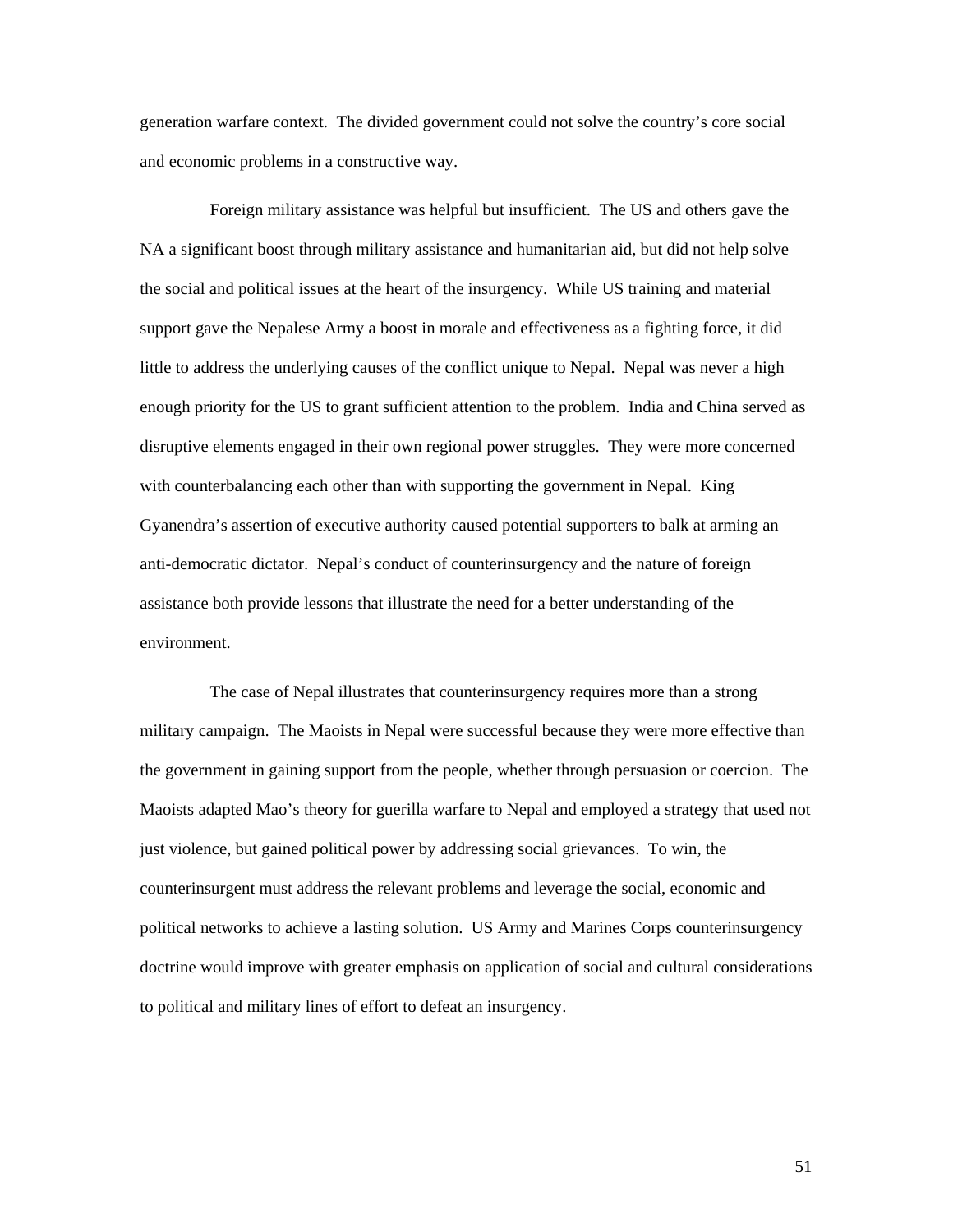generation warfare context. The divided government could not solve the country's core social and economic problems in a constructive way.

Foreign military assistance was helpful but insufficient. The US and others gave the NA a significant boost through military assistance and humanitarian aid, but did not help solve the social and political issues at the heart of the insurgency. While US training and material support gave the Nepalese Army a boost in morale and effectiveness as a fighting force, it did little to address the underlying causes of the conflict unique to Nepal. Nepal was never a high enough priority for the US to grant sufficient attention to the problem. India and China served as disruptive elements engaged in their own regional power struggles. They were more concerned with counterbalancing each other than with supporting the government in Nepal. King Gyanendra's assertion of executive authority caused potential supporters to balk at arming an anti-democratic dictator. Nepal's conduct of counterinsurgency and the nature of foreign assistance both provide lessons that illustrate the need for a better understanding of the environment.

The case of Nepal illustrates that counterinsurgency requires more than a strong military campaign. The Maoists in Nepal were successful because they were more effective than the government in gaining support from the people, whether through persuasion or coercion. The Maoists adapted Mao's theory for guerilla warfare to Nepal and employed a strategy that used not just violence, but gained political power by addressing social grievances. To win, the counterinsurgent must address the relevant problems and leverage the social, economic and political networks to achieve a lasting solution. US Army and Marines Corps counterinsurgency doctrine would improve with greater emphasis on application of social and cultural considerations to political and military lines of effort to defeat an insurgency.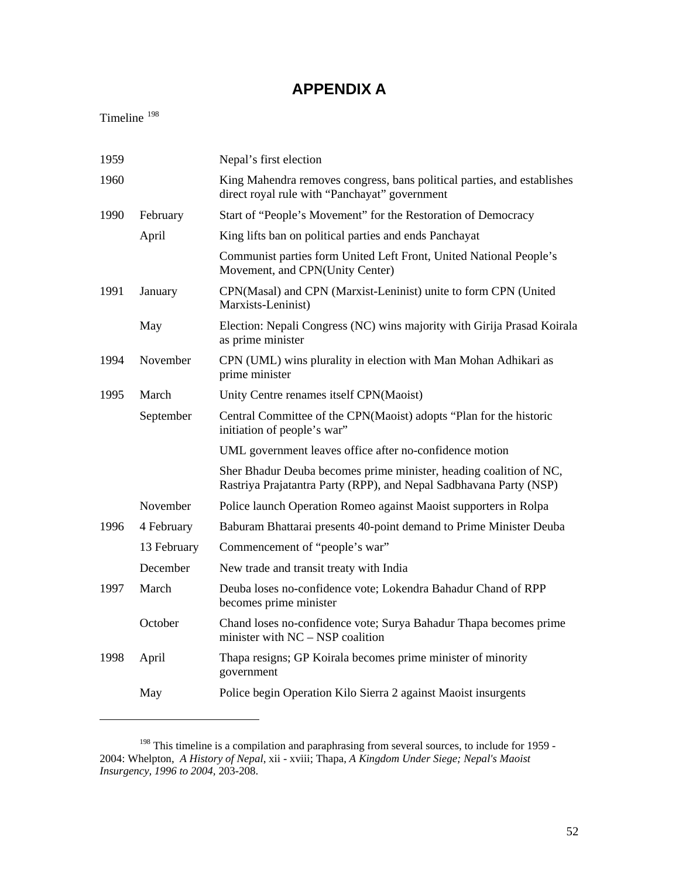# APPENDIX A

Timeline [198]

| | | |
|---|---|---|
| 1959 | | Nepal's first election |
| 1960 | | King Mahendra removes congress, bans political parties, and establishes direct royal rule with "Panchayat" government |
| 1990 | February | Start of "People's Movement" for the Restoration of Democracy |
| | April | King lifts ban on political parties and ends Panchayat |
| | | Communist parties form United Left Front, United National People's Movement, and CPN(Unity Center) |
| 1991 | January | CPN(Masal) and CPN (Marxist-Leninist) unite to form CPN (United Marxists-Leninist) |
| | May | Election: Nepali Congress (NC) wins majority with Girija Prasad Koirala as prime minister |
| 1994 | November | CPN (UML) wins plurality in election with Man Mohan Adhikari as prime minister |
| 1995 | March | Unity Centre renames itself CPN(Maoist) |
| | September | Central Committee of the CPN(Maoist) adopts "Plan for the historic initiation of people's war" |
| | | UML government leaves office after no-confidence motion |
| | | Sher Bhadur Deuba becomes prime minister, heading coalition of NC, Rastriya Prajatantra Party (RPP), and Nepal Sadbhavana Party (NSP) |
| | November | Police launch Operation Romeo against Maoist supporters in Rolpa |
| 1996 | 4 February | Baburam Bhattarai presents 40-point demand to Prime Minister Deuba |
| | 13 February | Commencement of "people's war" |
| | December | New trade and transit treaty with India |
| 1997 | March | Deuba loses no-confidence vote; Lokendra Bahadur Chand of RPP becomes prime minister |
| | October | Chand loses no-confidence vote; Surya Bahadur Thapa becomes prime minister with NC – NSP coalition |
| 1998 | April | Thapa resigns; GP Koirala becomes prime minister of minority government |
| | May | Police begin Operation Kilo Sierra 2 against Maoist insurgents |

[198] This timeline is a compilation and paraphrasing from several sources, to include for 1959 - 2004: Whelpton, *A History of Nepal*, xii - xviii; Thapa, *A Kingdom Under Siege; Nepal's Maoist Insurgency, 1996 to 2004*, 203-208.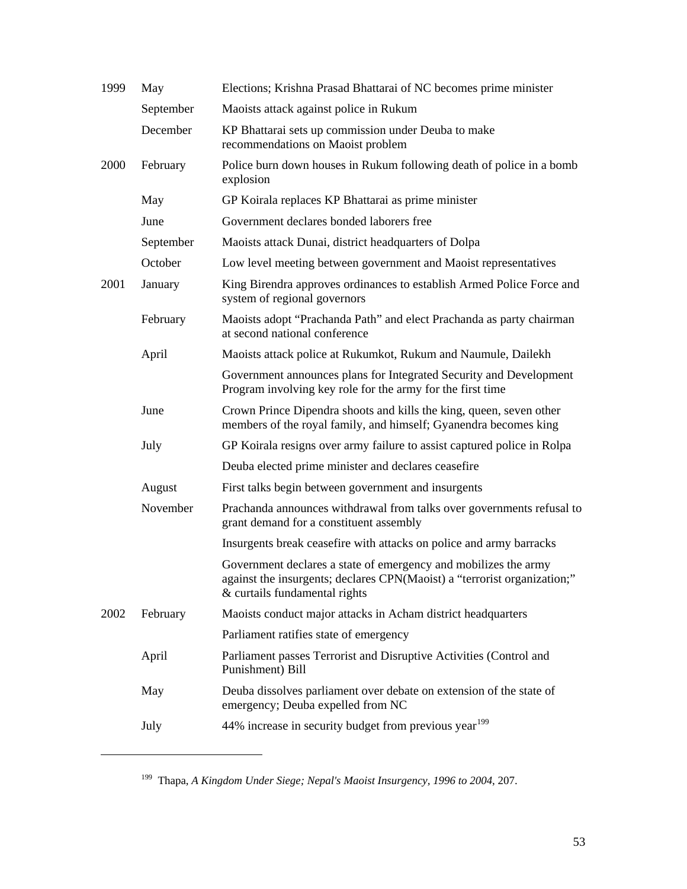| | | |
|---|---|---|
| 1999 | May | Elections; Krishna Prasad Bhattarai of NC becomes prime minister |
| | September | Maoists attack against police in Rukum |
| | December | KP Bhattarai sets up commission under Deuba to make recommendations on Maoist problem |
| 2000 | February | Police burn down houses in Rukum following death of police in a bomb explosion |
| | May | GP Koirala replaces KP Bhattarai as prime minister |
| | June | Government declares bonded laborers free |
| | September | Maoists attack Dunai, district headquarters of Dolpa |
| | October | Low level meeting between government and Maoist representatives |
| 2001 | January | King Birendra approves ordinances to establish Armed Police Force and system of regional governors |
| | February | Maoists adopt "Prachanda Path" and elect Prachanda as party chairman at second national conference |
| | April | Maoists attack police at Rukumkot, Rukum and Naumule, Dailekh |
| | | Government announces plans for Integrated Security and Development Program involving key role for the army for the first time |
| | June | Crown Prince Dipendra shoots and kills the king, queen, seven other members of the royal family, and himself; Gyanendra becomes king |
| | July | GP Koirala resigns over army failure to assist captured police in Rolpa |
| | | Deuba elected prime minister and declares ceasefire |
| | August | First talks begin between government and insurgents |
| | November | Prachanda announces withdrawal from talks over governments refusal to grant demand for a constituent assembly |
| | | Insurgents break ceasefire with attacks on police and army barracks |
| | | Government declares a state of emergency and mobilizes the army against the insurgents; declares CPN(Maoist) a "terrorist organization;" & curtails fundamental rights |
| 2002 | February | Maoists conduct major attacks in Acham district headquarters |
| | | Parliament ratifies state of emergency |
| | April | Parliament passes Terrorist and Disruptive Activities (Control and Punishment) Bill |
| | May | Deuba dissolves parliament over debate on extension of the state of emergency; Deuba expelled from NC |
| | July | 44% increase in security budget from previous year[199] |

[199] Thapa, *A Kingdom Under Siege; Nepal's Maoist Insurgency, 1996 to 2004*, 207.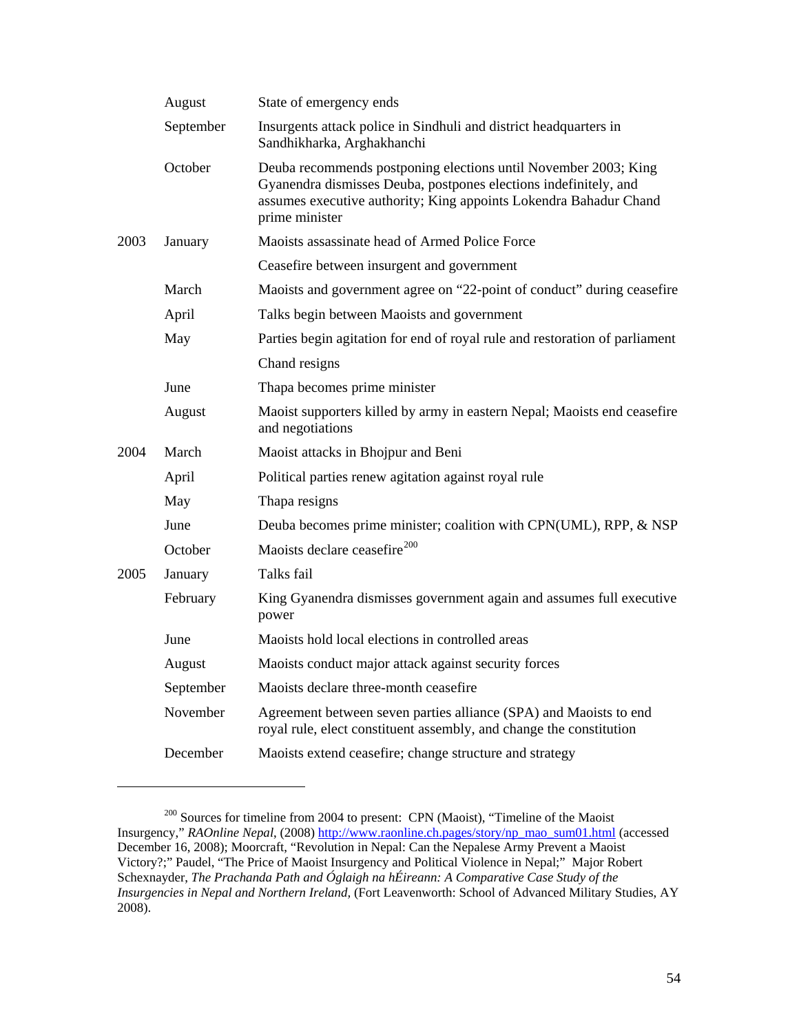| | | |
|---|---|---|
| | August | State of emergency ends |
| | September | Insurgents attack police in Sindhuli and district headquarters in Sandhikharka, Arghakhanchi |
| | October | Deuba recommends postponing elections until November 2003; King Gyanendra dismisses Deuba, postpones elections indefinitely, and assumes executive authority; King appoints Lokendra Bahadur Chand prime minister |
| 2003 | January | Maoists assassinate head of Armed Police Force |
| | | Ceasefire between insurgent and government |
| | March | Maoists and government agree on "22-point of conduct" during ceasefire |
| | April | Talks begin between Maoists and government |
| | May | Parties begin agitation for end of royal rule and restoration of parliament |
| | | Chand resigns |
| | June | Thapa becomes prime minister |
| | August | Maoist supporters killed by army in eastern Nepal; Maoists end ceasefire and negotiations |
| 2004 | March | Maoist attacks in Bhojpur and Beni |
| | April | Political parties renew agitation against royal rule |
| | May | Thapa resigns |
| | June | Deuba becomes prime minister; coalition with CPN(UML), RPP, & NSP |
| | October | Maoists declare ceasefire[200] |
| 2005 | January | Talks fail |
| | February | King Gyanendra dismisses government again and assumes full executive power |
| | June | Maoists hold local elections in controlled areas |
| | August | Maoists conduct major attack against security forces |
| | September | Maoists declare three-month ceasefire |
| | November | Agreement between seven parties alliance (SPA) and Maoists to end royal rule, elect constituent assembly, and change the constitution |
| | December | Maoists extend ceasefire; change structure and strategy |

---

[200] Sources for timeline from 2004 to present: CPN (Maoist), "Timeline of the Maoist Insurgency," *RAOnline Nepal*, (2008) http://www.raonline.ch.pages/story/np_mao_sum01.html (accessed December 16, 2008); Moorcraft, "Revolution in Nepal: Can the Nepalese Army Prevent a Maoist Victory?;" Paudel, "The Price of Maoist Insurgency and Political Violence in Nepal;" Major Robert Schexnayder, *The Prachanda Path and Óglaigh na hÉireann: A Comparative Case Study of the Insurgencies in Nepal and Northern Ireland*, (Fort Leavenworth: School of Advanced Military Studies, AY 2008).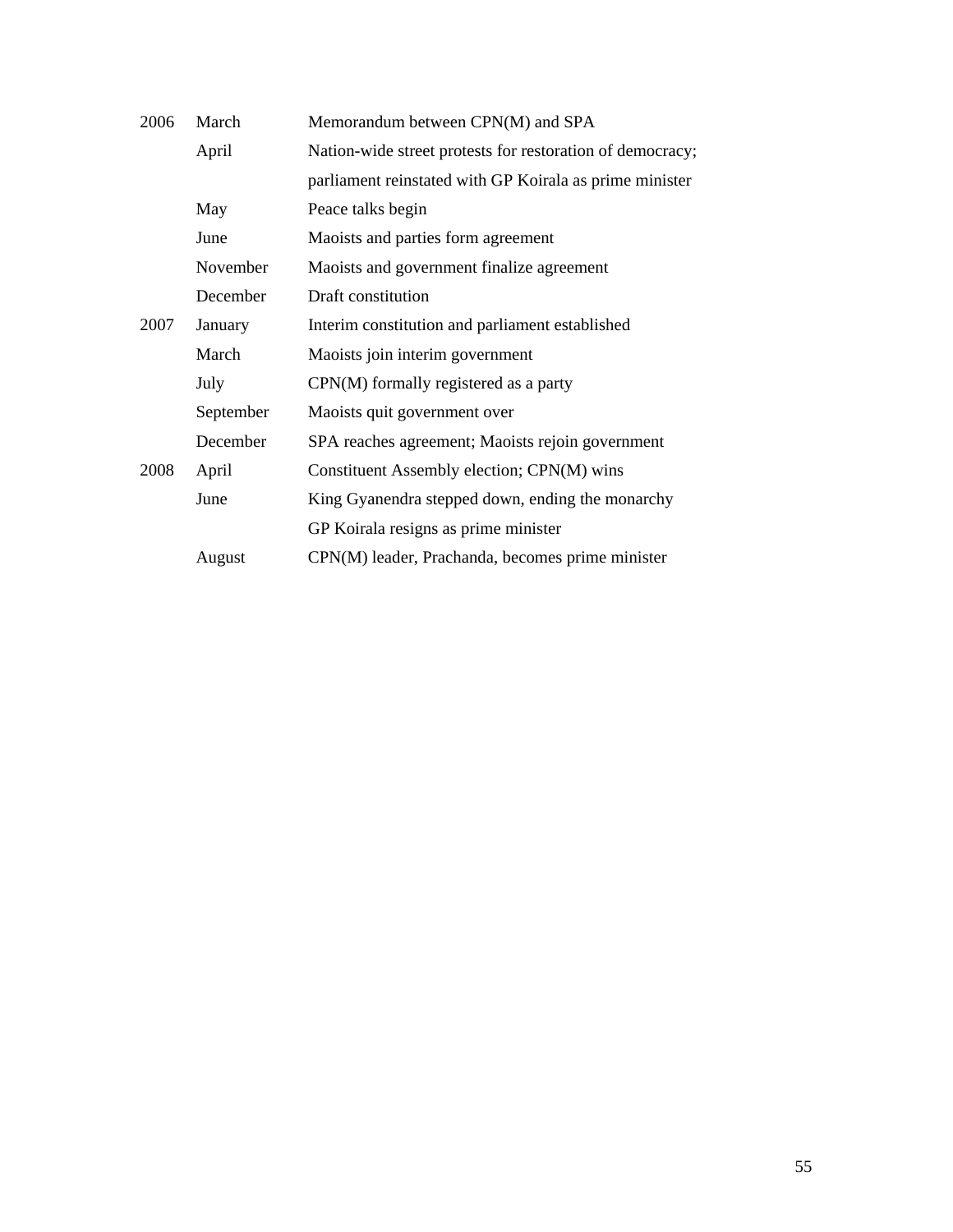| | | |
|---|---|---|
| 2006 | March | Memorandum between CPN(M) and SPA |
| | April | Nation-wide street protests for restoration of democracy; parliament reinstated with GP Koirala as prime minister |
| | May | Peace talks begin |
| | June | Maoists and parties form agreement |
| | November | Maoists and government finalize agreement |
| | December | Draft constitution |
| 2007 | January | Interim constitution and parliament established |
| | March | Maoists join interim government |
| | July | CPN(M) formally registered as a party |
| | September | Maoists quit government over |
| | December | SPA reaches agreement; Maoists rejoin government |
| 2008 | April | Constituent Assembly election; CPN(M) wins |
| | June | King Gyanendra stepped down, ending the monarchy |
| | | GP Koirala resigns as prime minister |
| | August | CPN(M) leader, Prachanda, becomes prime minister |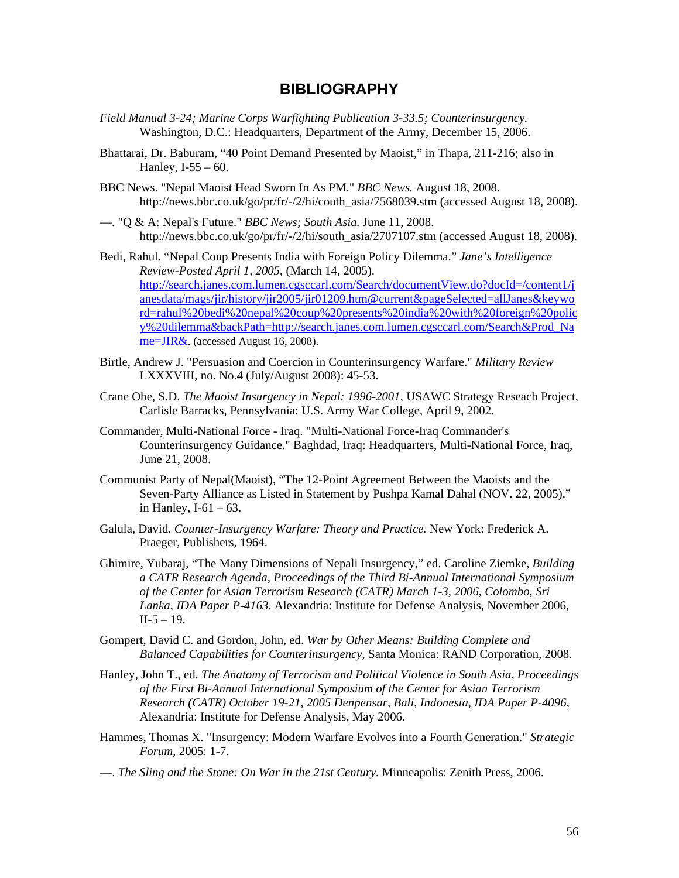# BIBLIOGRAPHY

*Field Manual 3-24; Marine Corps Warfighting Publication 3-33.5; Counterinsurgency.* Washington, D.C.: Headquarters, Department of the Army, December 15, 2006.

Bhattarai, Dr. Baburam, "40 Point Demand Presented by Maoist," in Thapa, 211-216; also in Hanley, I-55 – 60.

BBC News. "Nepal Maoist Head Sworn In As PM." *BBC News.* August 18, 2008. http://news.bbc.co.uk/go/pr/fr/-/2/hi/couth_asia/7568039.stm (accessed August 18, 2008).

—. "Q & A: Nepal's Future." *BBC News; South Asia.* June 11, 2008. http://news.bbc.co.uk/go/pr/fr/-/2/hi/south_asia/2707107.stm (accessed August 18, 2008).

Bedi, Rahul. "Nepal Coup Presents India with Foreign Policy Dilemma." *Jane's Intelligence Review-Posted April 1, 2005*, (March 14, 2005). http://search.janes.com.lumen.cgsccarl.com/Search/documentView.do?docId=/content1/janesdata/mags/jir/history/jir2005/jir01209.htm@current&pageSelected=allJanes&keyword=rahul%20bedi%20nepal%20coup%20presents%20india%20with%20foreign%20policy%20dilemma&backPath=http://search.janes.com.lumen.cgsccarl.com/Search&Prod_Name=JIR&. (accessed August 16, 2008).

Birtle, Andrew J. "Persuasion and Coercion in Counterinsurgency Warfare." *Military Review* LXXXVIII, no. No.4 (July/August 2008): 45-53.

Crane Obe, S.D. *The Maoist Insurgency in Nepal: 1996-2001*, USAWC Strategy Reseach Project, Carlisle Barracks, Pennsylvania: U.S. Army War College, April 9, 2002.

Commander, Multi-National Force - Iraq. "Multi-National Force-Iraq Commander's Counterinsurgency Guidance." Baghdad, Iraq: Headquarters, Multi-National Force, Iraq, June 21, 2008.

Communist Party of Nepal(Maoist), "The 12-Point Agreement Between the Maoists and the Seven-Party Alliance as Listed in Statement by Pushpa Kamal Dahal (NOV. 22, 2005)," in Hanley, I-61 – 63.

Galula, David. *Counter-Insurgency Warfare: Theory and Practice.* New York: Frederick A. Praeger, Publishers, 1964.

Ghimire, Yubaraj, "The Many Dimensions of Nepali Insurgency," ed. Caroline Ziemke, *Building a CATR Research Agenda, Proceedings of the Third Bi-Annual International Symposium of the Center for Asian Terrorism Research (CATR) March 1-3, 2006, Colombo, Sri Lanka, IDA Paper P-4163*. Alexandria: Institute for Defense Analysis, November 2006, II-5 – 19.

Gompert, David C. and Gordon, John, ed. *War by Other Means: Building Complete and Balanced Capabilities for Counterinsurgency,* Santa Monica: RAND Corporation, 2008.

Hanley, John T., ed. *The Anatomy of Terrorism and Political Violence in South Asia, Proceedings of the First Bi-Annual International Symposium of the Center for Asian Terrorism Research (CATR) October 19-21, 2005 Denpensar, Bali, Indonesia, IDA Paper P-4096*, Alexandria: Institute for Defense Analysis, May 2006.

Hammes, Thomas X. "Insurgency: Modern Warfare Evolves into a Fourth Generation." *Strategic Forum*, 2005: 1-7.

—. *The Sling and the Stone: On War in the 21st Century.* Minneapolis: Zenith Press, 2006.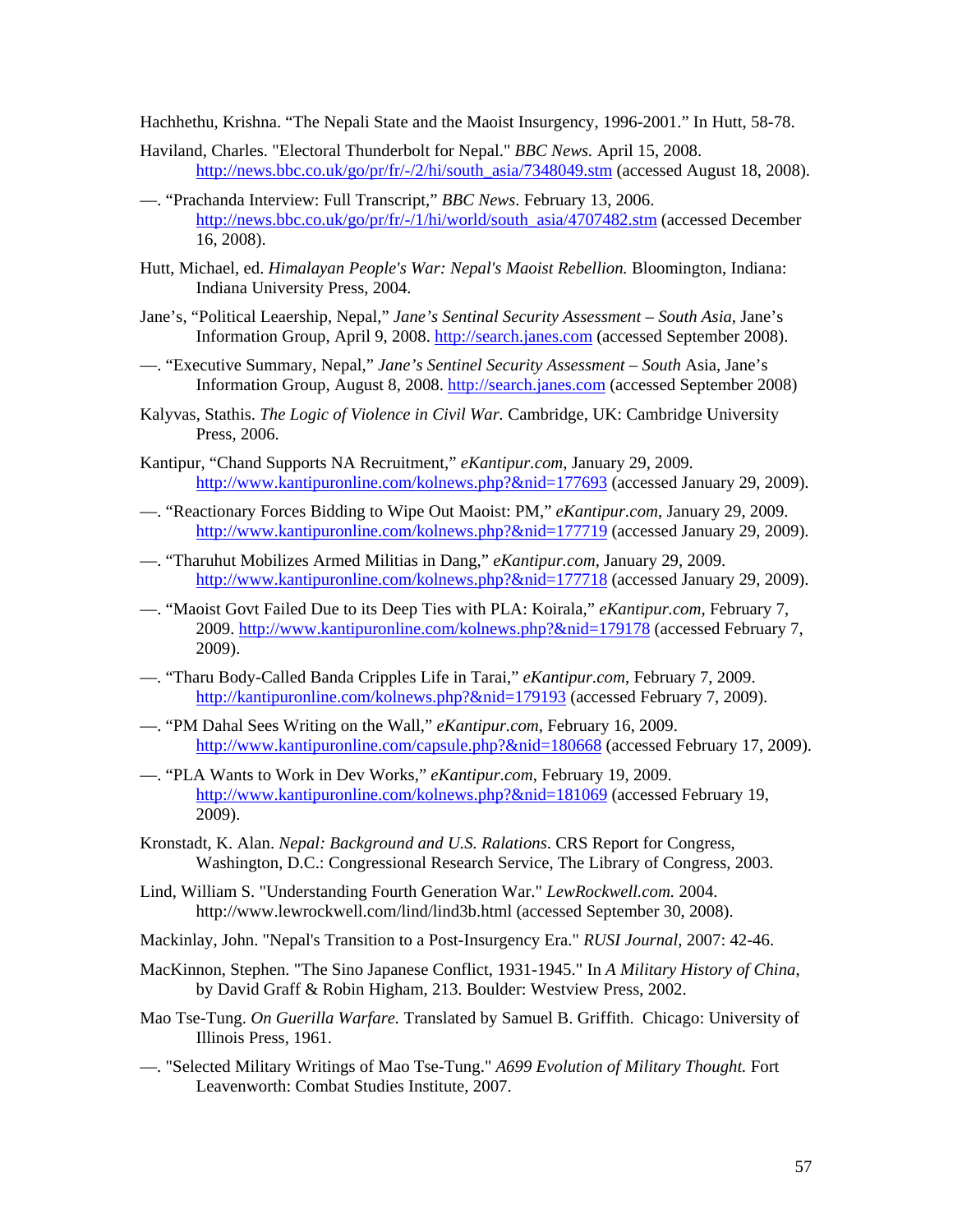Hachhethu, Krishna. "The Nepali State and the Maoist Insurgency, 1996-2001." In Hutt, 58-78.

Haviland, Charles. "Electoral Thunderbolt for Nepal." *BBC News.* April 15, 2008. http://news.bbc.co.uk/go/pr/fr/-/2/hi/south_asia/7348049.stm (accessed August 18, 2008).

—. "Prachanda Interview: Full Transcript," *BBC News*. February 13, 2006. http://news.bbc.co.uk/go/pr/fr/-/1/hi/world/south_asia/4707482.stm (accessed December 16, 2008).

Hutt, Michael, ed. *Himalayan People's War: Nepal's Maoist Rebellion.* Bloomington, Indiana: Indiana University Press, 2004.

Jane's, "Political Leaership, Nepal," *Jane's Sentinal Security Assessment – South Asia*, Jane's Information Group, April 9, 2008. http://search.janes.com (accessed September 2008).

—. "Executive Summary, Nepal," *Jane's Sentinel Security Assessment – South* Asia, Jane's Information Group, August 8, 2008. http://search.janes.com (accessed September 2008)

Kalyvas, Stathis. *The Logic of Violence in Civil War.* Cambridge, UK: Cambridge University Press, 2006.

Kantipur, "Chand Supports NA Recruitment," *eKantipur.com*, January 29, 2009. http://www.kantipuronline.com/kolnews.php?&nid=177693 (accessed January 29, 2009).

—. "Reactionary Forces Bidding to Wipe Out Maoist: PM," *eKantipur.com*, January 29, 2009. http://www.kantipuronline.com/kolnews.php?&nid=177719 (accessed January 29, 2009).

—. "Tharuhut Mobilizes Armed Militias in Dang," *eKantipur.com*, January 29, 2009. http://www.kantipuronline.com/kolnews.php?&nid=177718 (accessed January 29, 2009).

—. "Maoist Govt Failed Due to its Deep Ties with PLA: Koirala," *eKantipur.com*, February 7, 2009. http://www.kantipuronline.com/kolnews.php?&nid=179178 (accessed February 7, 2009).

—. "Tharu Body-Called Banda Cripples Life in Tarai," *eKantipur.com*, February 7, 2009. http://kantipuronline.com/kolnews.php?&nid=179193 (accessed February 7, 2009).

—. "PM Dahal Sees Writing on the Wall," *eKantipur.com*, February 16, 2009. http://www.kantipuronline.com/capsule.php?&nid=180668 (accessed February 17, 2009).

—. "PLA Wants to Work in Dev Works," *eKantipur.com*, February 19, 2009. http://www.kantipuronline.com/kolnews.php?&nid=181069 (accessed February 19, 2009).

Kronstadt, K. Alan. *Nepal: Background and U.S. Ralations*. CRS Report for Congress, Washington, D.C.: Congressional Research Service, The Library of Congress, 2003.

Lind, William S. "Understanding Fourth Generation War." *LewRockwell.com.* 2004. http://www.lewrockwell.com/lind/lind3b.html (accessed September 30, 2008).

Mackinlay, John. "Nepal's Transition to a Post-Insurgency Era." *RUSI Journal*, 2007: 42-46.

MacKinnon, Stephen. "The Sino Japanese Conflict, 1931-1945." In *A Military History of China*, by David Graff & Robin Higham, 213. Boulder: Westview Press, 2002.

Mao Tse-Tung. *On Guerilla Warfare.* Translated by Samuel B. Griffith. Chicago: University of Illinois Press, 1961.

—. "Selected Military Writings of Mao Tse-Tung." *A699 Evolution of Military Thought.* Fort Leavenworth: Combat Studies Institute, 2007.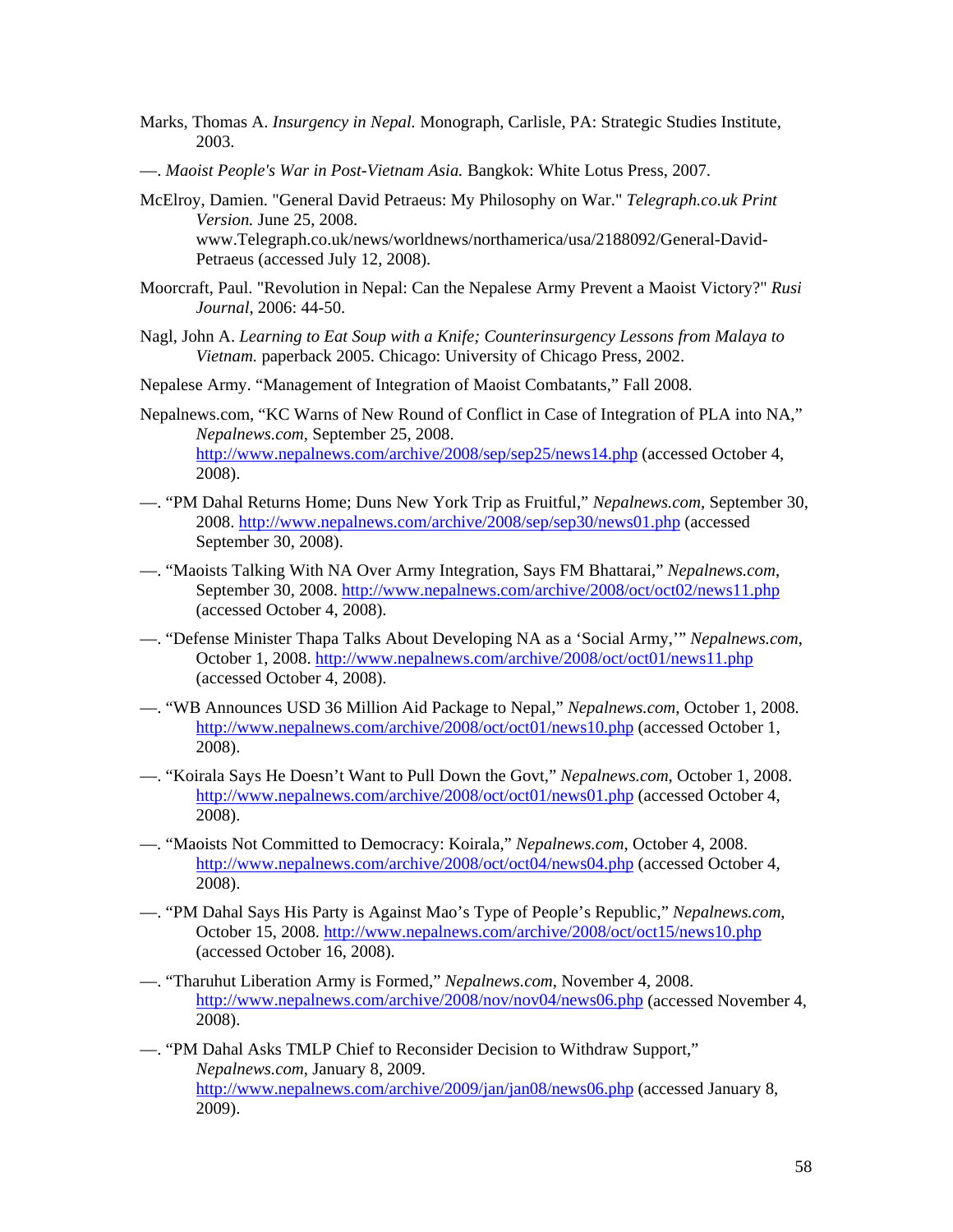Marks, Thomas A. *Insurgency in Nepal.* Monograph, Carlisle, PA: Strategic Studies Institute, 2003.

—. *Maoist People's War in Post-Vietnam Asia.* Bangkok: White Lotus Press, 2007.

McElroy, Damien. "General David Petraeus: My Philosophy on War." *Telegraph.co.uk Print Version.* June 25, 2008. www.Telegraph.co.uk/news/worldnews/northamerica/usa/2188092/General-David-Petraeus (accessed July 12, 2008).

Moorcraft, Paul. "Revolution in Nepal: Can the Nepalese Army Prevent a Maoist Victory?" *Rusi Journal*, 2006: 44-50.

Nagl, John A. *Learning to Eat Soup with a Knife; Counterinsurgency Lessons from Malaya to Vietnam.* paperback 2005. Chicago: University of Chicago Press, 2002.

Nepalese Army. "Management of Integration of Maoist Combatants," Fall 2008.

Nepalnews.com, "KC Warns of New Round of Conflict in Case of Integration of PLA into NA," *Nepalnews.com*, September 25, 2008. http://www.nepalnews.com/archive/2008/sep/sep25/news14.php (accessed October 4, 2008).

—. "PM Dahal Returns Home; Duns New York Trip as Fruitful," *Nepalnews.com*, September 30, 2008. http://www.nepalnews.com/archive/2008/sep/sep30/news01.php (accessed September 30, 2008).

—. "Maoists Talking With NA Over Army Integration, Says FM Bhattarai," *Nepalnews.com*, September 30, 2008. http://www.nepalnews.com/archive/2008/oct/oct02/news11.php (accessed October 4, 2008).

—. "Defense Minister Thapa Talks About Developing NA as a 'Social Army,'" *Nepalnews.com*, October 1, 2008. http://www.nepalnews.com/archive/2008/oct/oct01/news11.php (accessed October 4, 2008).

—. "WB Announces USD 36 Million Aid Package to Nepal," *Nepalnews.com*, October 1, 2008. http://www.nepalnews.com/archive/2008/oct/oct01/news10.php (accessed October 1, 2008).

—. "Koirala Says He Doesn't Want to Pull Down the Govt," *Nepalnews.com*, October 1, 2008. http://www.nepalnews.com/archive/2008/oct/oct01/news01.php (accessed October 4, 2008).

—. "Maoists Not Committed to Democracy: Koirala," *Nepalnews.com*, October 4, 2008. http://www.nepalnews.com/archive/2008/oct/oct04/news04.php (accessed October 4, 2008).

—. "PM Dahal Says His Party is Against Mao's Type of People's Republic," *Nepalnews.com*, October 15, 2008. http://www.nepalnews.com/archive/2008/oct/oct15/news10.php (accessed October 16, 2008).

—. "Tharuhut Liberation Army is Formed," *Nepalnews.com*, November 4, 2008. http://www.nepalnews.com/archive/2008/nov/nov04/news06.php (accessed November 4, 2008).

—. "PM Dahal Asks TMLP Chief to Reconsider Decision to Withdraw Support," *Nepalnews.com*, January 8, 2009. http://www.nepalnews.com/archive/2009/jan/jan08/news06.php (accessed January 8, 2009).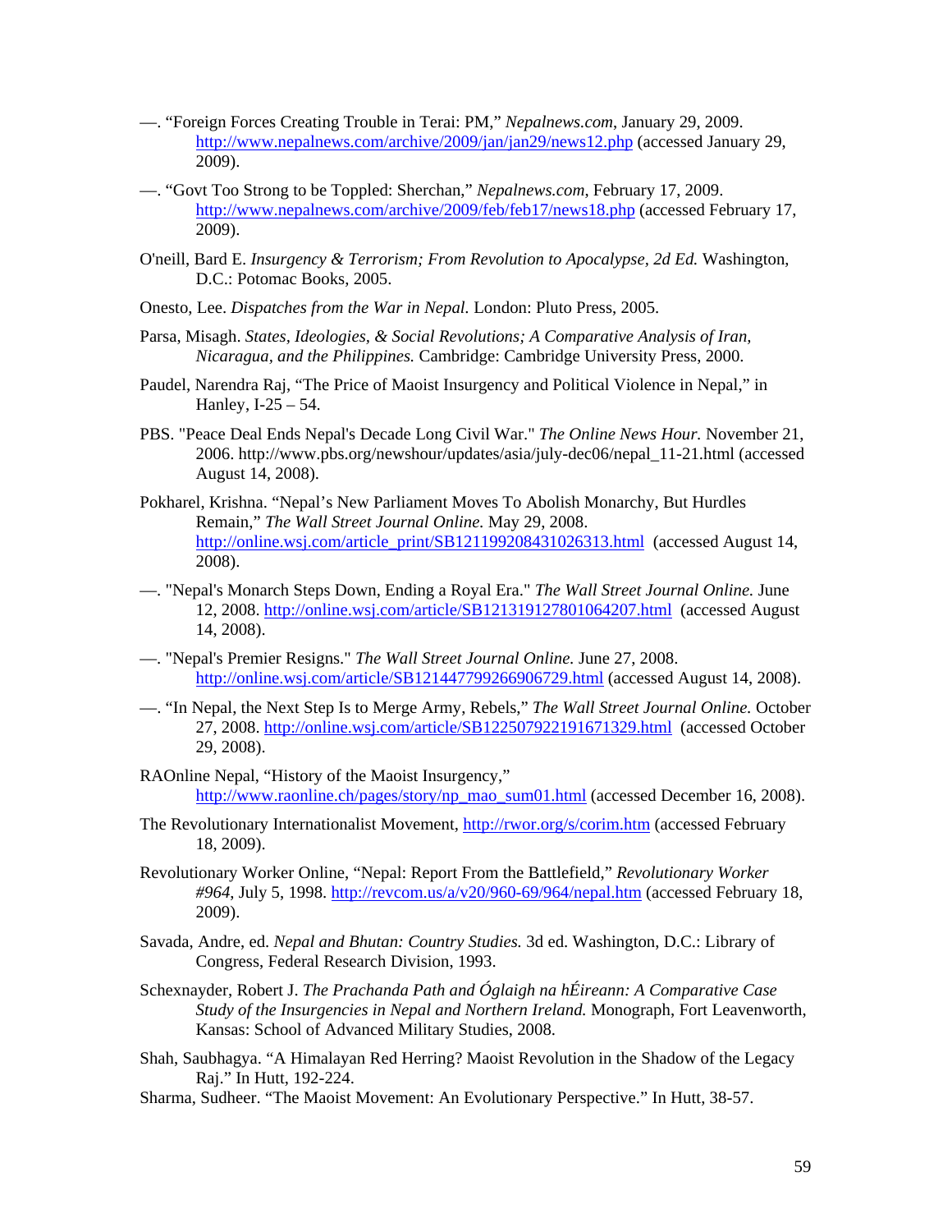—. "Foreign Forces Creating Trouble in Terai: PM," *Nepalnews.com*, January 29, 2009. http://www.nepalnews.com/archive/2009/jan/jan29/news12.php (accessed January 29, 2009).

—. "Govt Too Strong to be Toppled: Sherchan," *Nepalnews.com*, February 17, 2009. http://www.nepalnews.com/archive/2009/feb/feb17/news18.php (accessed February 17, 2009).

O'neill, Bard E. *Insurgency & Terrorism; From Revolution to Apocalypse, 2d Ed.* Washington, D.C.: Potomac Books, 2005.

Onesto, Lee. *Dispatches from the War in Nepal.* London: Pluto Press, 2005.

Parsa, Misagh. *States, Ideologies, & Social Revolutions; A Comparative Analysis of Iran, Nicaragua, and the Philippines.* Cambridge: Cambridge University Press, 2000.

Paudel, Narendra Raj, "The Price of Maoist Insurgency and Political Violence in Nepal," in Hanley, I-25 – 54.

PBS. "Peace Deal Ends Nepal's Decade Long Civil War." *The Online News Hour.* November 21, 2006. http://www.pbs.org/newshour/updates/asia/july-dec06/nepal_11-21.html (accessed August 14, 2008).

Pokharel, Krishna. "Nepal's New Parliament Moves To Abolish Monarchy, But Hurdles Remain," *The Wall Street Journal Online.* May 29, 2008. http://online.wsj.com/article_print/SB121199208431026313.html (accessed August 14, 2008).

—. "Nepal's Monarch Steps Down, Ending a Royal Era." *The Wall Street Journal Online.* June 12, 2008. http://online.wsj.com/article/SB121319127801064207.html (accessed August 14, 2008).

—. "Nepal's Premier Resigns." *The Wall Street Journal Online.* June 27, 2008. http://online.wsj.com/article/SB121447799266906729.html (accessed August 14, 2008).

—. "In Nepal, the Next Step Is to Merge Army, Rebels," *The Wall Street Journal Online.* October 27, 2008. http://online.wsj.com/article/SB122507922191671329.html (accessed October 29, 2008).

RAOnline Nepal, "History of the Maoist Insurgency," http://www.raonline.ch/pages/story/np_mao_sum01.html (accessed December 16, 2008).

The Revolutionary Internationalist Movement, http://rwor.org/s/corim.htm (accessed February 18, 2009).

Revolutionary Worker Online, "Nepal: Report From the Battlefield," *Revolutionary Worker #964*, July 5, 1998. http://revcom.us/a/v20/960-69/964/nepal.htm (accessed February 18, 2009).

Savada, Andre, ed. *Nepal and Bhutan: Country Studies.* 3d ed. Washington, D.C.: Library of Congress, Federal Research Division, 1993.

Schexnayder, Robert J. *The Prachanda Path and Óglaigh na hÉireann: A Comparative Case Study of the Insurgencies in Nepal and Northern Ireland.* Monograph, Fort Leavenworth, Kansas: School of Advanced Military Studies, 2008.

Shah, Saubhagya. "A Himalayan Red Herring? Maoist Revolution in the Shadow of the Legacy Raj." In Hutt, 192-224.

Sharma, Sudheer. "The Maoist Movement: An Evolutionary Perspective." In Hutt, 38-57.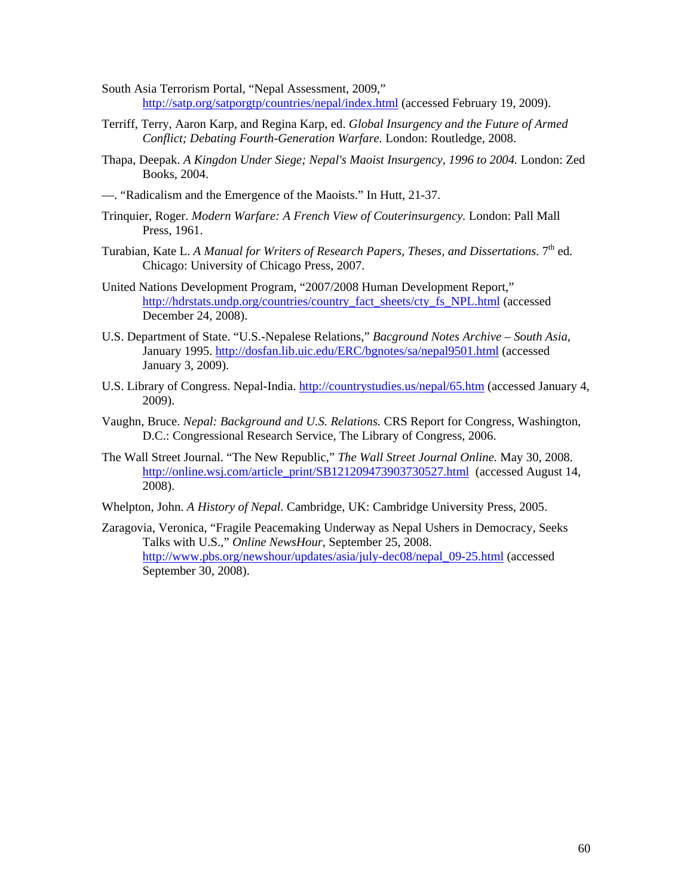South Asia Terrorism Portal, "Nepal Assessment, 2009," http://satp.org/satporgtp/countries/nepal/index.html (accessed February 19, 2009).

Terriff, Terry, Aaron Karp, and Regina Karp, ed. *Global Insurgency and the Future of Armed Conflict; Debating Fourth-Generation Warfare.* London: Routledge, 2008.

Thapa, Deepak. *A Kingdon Under Siege; Nepal's Maoist Insurgency, 1996 to 2004.* London: Zed Books, 2004.

—. "Radicalism and the Emergence of the Maoists." In Hutt, 21-37.

Trinquier, Roger. *Modern Warfare: A French View of Couterinsurgency.* London: Pall Mall Press, 1961.

Turabian, Kate L. *A Manual for Writers of Research Papers, Theses, and Dissertations.* 7th ed. Chicago: University of Chicago Press, 2007.

United Nations Development Program, "2007/2008 Human Development Report," http://hdrstats.undp.org/countries/country_fact_sheets/cty_fs_NPL.html (accessed December 24, 2008).

U.S. Department of State. "U.S.-Nepalese Relations," *Bacground Notes Archive – South Asia*, January 1995. http://dosfan.lib.uic.edu/ERC/bgnotes/sa/nepal9501.html (accessed January 3, 2009).

U.S. Library of Congress. Nepal-India. http://countrystudies.us/nepal/65.htm (accessed January 4, 2009).

Vaughn, Bruce. *Nepal: Background and U.S. Relations.* CRS Report for Congress, Washington, D.C.: Congressional Research Service, The Library of Congress, 2006.

The Wall Street Journal. "The New Republic," *The Wall Street Journal Online.* May 30, 2008. http://online.wsj.com/article_print/SB121209473903730527.html (accessed August 14, 2008).

Whelpton, John. *A History of Nepal.* Cambridge, UK: Cambridge University Press, 2005.

Zaragovia, Veronica, "Fragile Peacemaking Underway as Nepal Ushers in Democracy, Seeks Talks with U.S.," *Online NewsHour*, September 25, 2008. http://www.pbs.org/newshour/updates/asia/july-dec08/nepal_09-25.html (accessed September 30, 2008).